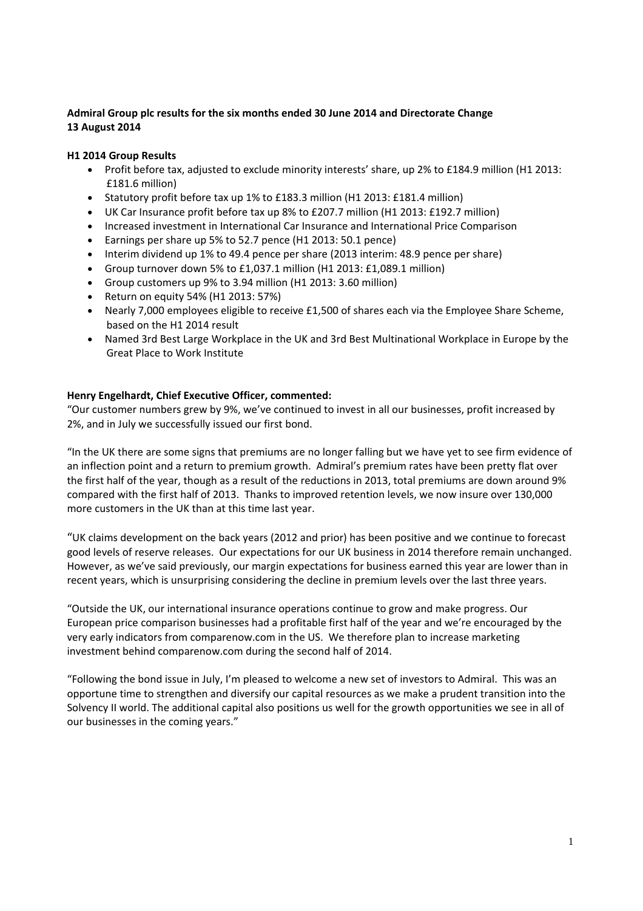**Admiral Group plc results for the six months ended 30 June 2014 and Directorate Change**
**13 August 2014**

**H1 2014 Group Results**

- Profit before tax, adjusted to exclude minority interests' share, up 2% to £184.9 million (H1 2013: £181.6 million)
- Statutory profit before tax up 1% to £183.3 million (H1 2013: £181.4 million)
- UK Car Insurance profit before tax up 8% to £207.7 million (H1 2013: £192.7 million)
- Increased investment in International Car Insurance and International Price Comparison
- Earnings per share up 5% to 52.7 pence (H1 2013: 50.1 pence)
- Interim dividend up 1% to 49.4 pence per share (2013 interim: 48.9 pence per share)
- Group turnover down 5% to £1,037.1 million (H1 2013: £1,089.1 million)
- Group customers up 9% to 3.94 million (H1 2013: 3.60 million)
- Return on equity 54% (H1 2013: 57%)
- Nearly 7,000 employees eligible to receive £1,500 of shares each via the Employee Share Scheme, based on the H1 2014 result
- Named 3rd Best Large Workplace in the UK and 3rd Best Multinational Workplace in Europe by the Great Place to Work Institute

**Henry Engelhardt, Chief Executive Officer, commented:**

"Our customer numbers grew by 9%, we've continued to invest in all our businesses, profit increased by 2%, and in July we successfully issued our first bond.

"In the UK there are some signs that premiums are no longer falling but we have yet to see firm evidence of an inflection point and a return to premium growth. Admiral's premium rates have been pretty flat over the first half of the year, though as a result of the reductions in 2013, total premiums are down around 9% compared with the first half of 2013. Thanks to improved retention levels, we now insure over 130,000 more customers in the UK than at this time last year.

"UK claims development on the back years (2012 and prior) has been positive and we continue to forecast good levels of reserve releases. Our expectations for our UK business in 2014 therefore remain unchanged. However, as we've said previously, our margin expectations for business earned this year are lower than in recent years, which is unsurprising considering the decline in premium levels over the last three years.

"Outside the UK, our international insurance operations continue to grow and make progress. Our European price comparison businesses had a profitable first half of the year and we're encouraged by the very early indicators from comparenow.com in the US. We therefore plan to increase marketing investment behind comparenow.com during the second half of 2014.

"Following the bond issue in July, I'm pleased to welcome a new set of investors to Admiral. This was an opportune time to strengthen and diversify our capital resources as we make a prudent transition into the Solvency II world. The additional capital also positions us well for the growth opportunities we see in all of our businesses in the coming years."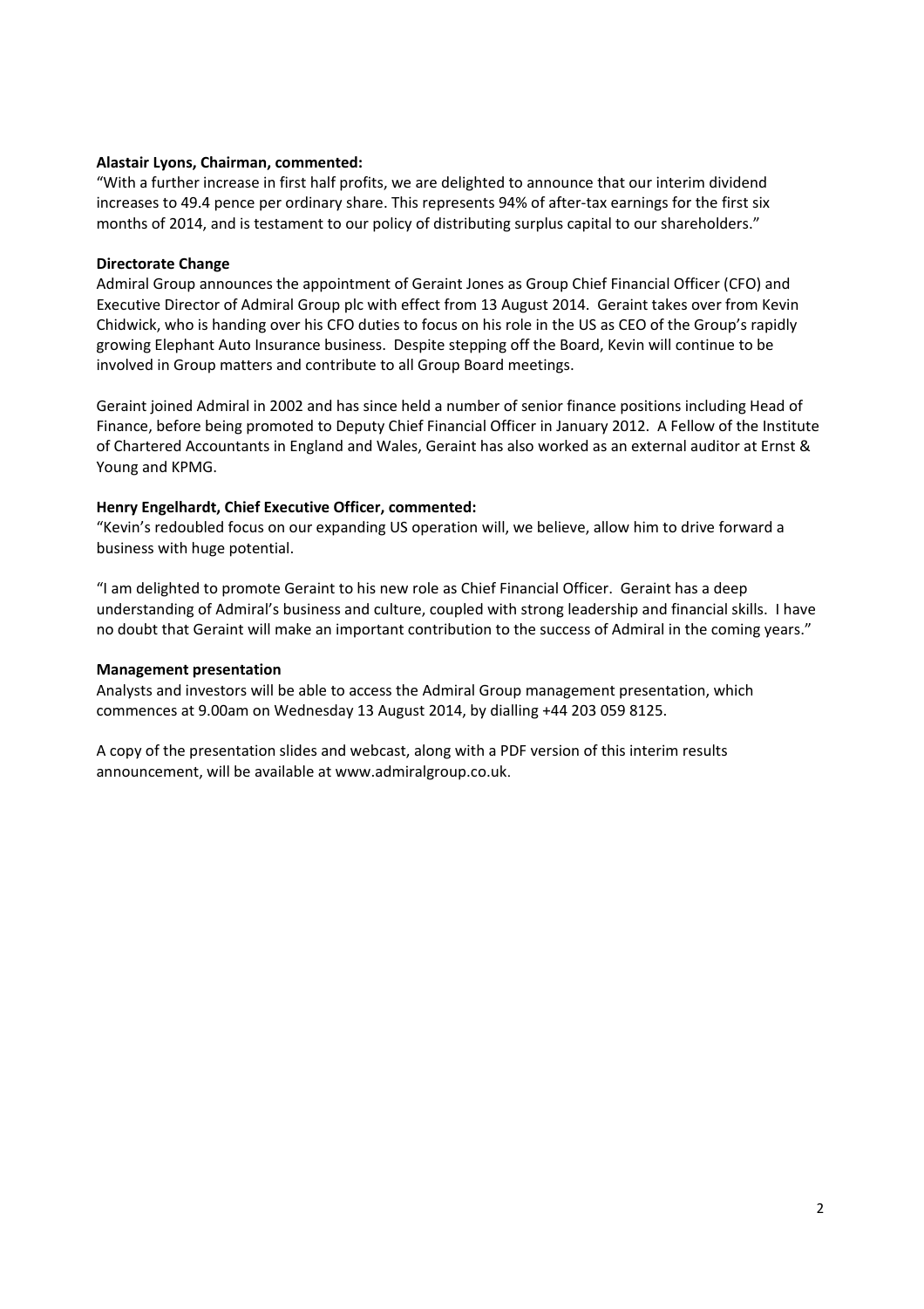**Alastair Lyons, Chairman, commented:**

"With a further increase in first half profits, we are delighted to announce that our interim dividend increases to 49.4 pence per ordinary share. This represents 94% of after-tax earnings for the first six months of 2014, and is testament to our policy of distributing surplus capital to our shareholders."

**Directorate Change**

Admiral Group announces the appointment of Geraint Jones as Group Chief Financial Officer (CFO) and Executive Director of Admiral Group plc with effect from 13 August 2014. Geraint takes over from Kevin Chidwick, who is handing over his CFO duties to focus on his role in the US as CEO of the Group's rapidly growing Elephant Auto Insurance business. Despite stepping off the Board, Kevin will continue to be involved in Group matters and contribute to all Group Board meetings.

Geraint joined Admiral in 2002 and has since held a number of senior finance positions including Head of Finance, before being promoted to Deputy Chief Financial Officer in January 2012. A Fellow of the Institute of Chartered Accountants in England and Wales, Geraint has also worked as an external auditor at Ernst & Young and KPMG.

**Henry Engelhardt, Chief Executive Officer, commented:**

"Kevin's redoubled focus on our expanding US operation will, we believe, allow him to drive forward a business with huge potential.

"I am delighted to promote Geraint to his new role as Chief Financial Officer. Geraint has a deep understanding of Admiral's business and culture, coupled with strong leadership and financial skills. I have no doubt that Geraint will make an important contribution to the success of Admiral in the coming years."

**Management presentation**

Analysts and investors will be able to access the Admiral Group management presentation, which commences at 9.00am on Wednesday 13 August 2014, by dialling +44 203 059 8125.

A copy of the presentation slides and webcast, along with a PDF version of this interim results announcement, will be available at www.admiralgroup.co.uk.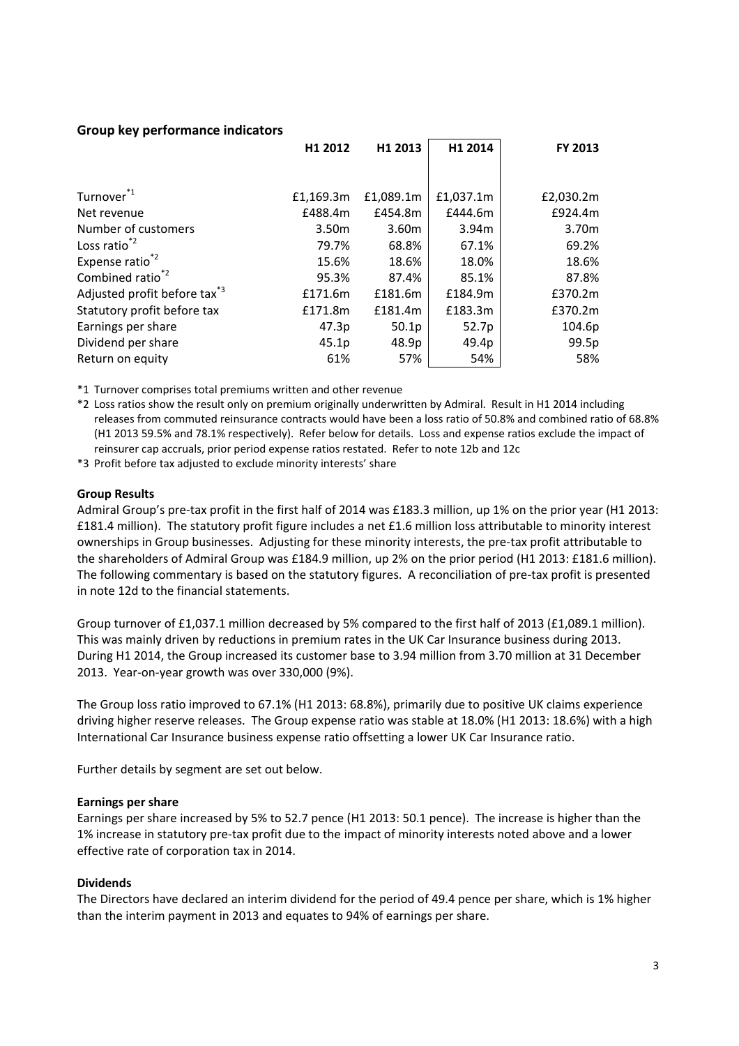## Group key performance indicators

| | H1 2012 | H1 2013 | H1 2014 | FY 2013 |
|---|---|---|---|---|
| Turnover[*1] | £1,169.3m | £1,089.1m | £1,037.1m | £2,030.2m |
| Net revenue | £488.4m | £454.8m | £444.6m | £924.4m |
| Number of customers | 3.50m | 3.60m | 3.94m | 3.70m |
| Loss ratio[*2] | 79.7% | 68.8% | 67.1% | 69.2% |
| Expense ratio[*2] | 15.6% | 18.6% | 18.0% | 18.6% |
| Combined ratio[*2] | 95.3% | 87.4% | 85.1% | 87.8% |
| Adjusted profit before tax[*3] | £171.6m | £181.6m | £184.9m | £370.2m |
| Statutory profit before tax | £171.8m | £181.4m | £183.3m | £370.2m |
| Earnings per share | 47.3p | 50.1p | 52.7p | 104.6p |
| Dividend per share | 45.1p | 48.9p | 49.4p | 99.5p |
| Return on equity | 61% | 57% | 54% | 58% |

*1 Turnover comprises total premiums written and other revenue

*2 Loss ratios show the result only on premium originally underwritten by Admiral. Result in H1 2014 including releases from commuted reinsurance contracts would have been a loss ratio of 50.8% and combined ratio of 68.8% (H1 2013 59.5% and 78.1% respectively). Refer below for details. Loss and expense ratios exclude the impact of reinsurer cap accruals, prior period expense ratios restated. Refer to note 12b and 12c

*3 Profit before tax adjusted to exclude minority interests' share

### Group Results

Admiral Group's pre-tax profit in the first half of 2014 was £183.3 million, up 1% on the prior year (H1 2013: £181.4 million). The statutory profit figure includes a net £1.6 million loss attributable to minority interest ownerships in Group businesses. Adjusting for these minority interests, the pre-tax profit attributable to the shareholders of Admiral Group was £184.9 million, up 2% on the prior period (H1 2013: £181.6 million). The following commentary is based on the statutory figures. A reconciliation of pre-tax profit is presented in note 12d to the financial statements.

Group turnover of £1,037.1 million decreased by 5% compared to the first half of 2013 (£1,089.1 million). This was mainly driven by reductions in premium rates in the UK Car Insurance business during 2013. During H1 2014, the Group increased its customer base to 3.94 million from 3.70 million at 31 December 2013. Year-on-year growth was over 330,000 (9%).

The Group loss ratio improved to 67.1% (H1 2013: 68.8%), primarily due to positive UK claims experience driving higher reserve releases. The Group expense ratio was stable at 18.0% (H1 2013: 18.6%) with a high International Car Insurance business expense ratio offsetting a lower UK Car Insurance ratio.

Further details by segment are set out below.

### Earnings per share

Earnings per share increased by 5% to 52.7 pence (H1 2013: 50.1 pence). The increase is higher than the 1% increase in statutory pre-tax profit due to the impact of minority interests noted above and a lower effective rate of corporation tax in 2014.

### Dividends

The Directors have declared an interim dividend for the period of 49.4 pence per share, which is 1% higher than the interim payment in 2013 and equates to 94% of earnings per share.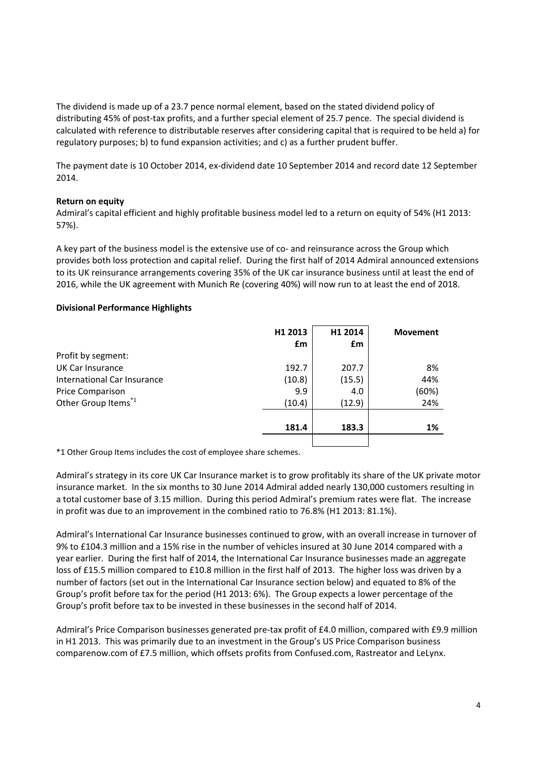The dividend is made up of a 23.7 pence normal element, based on the stated dividend policy of distributing 45% of post-tax profits, and a further special element of 25.7 pence. The special dividend is calculated with reference to distributable reserves after considering capital that is required to be held a) for regulatory purposes; b) to fund expansion activities; and c) as a further prudent buffer.

The payment date is 10 October 2014, ex-dividend date 10 September 2014 and record date 12 September 2014.

**Return on equity**

Admiral's capital efficient and highly profitable business model led to a return on equity of 54% (H1 2013: 57%).

A key part of the business model is the extensive use of co- and reinsurance across the Group which provides both loss protection and capital relief. During the first half of 2014 Admiral announced extensions to its UK reinsurance arrangements covering 35% of the UK car insurance business until at least the end of 2016, while the UK agreement with Munich Re (covering 40%) will now run to at least the end of 2018.

**Divisional Performance Highlights**

| | H1 2013 £m | H1 2014 £m | Movement |
|---|---|---|---|
| Profit by segment: | | | |
| UK Car Insurance | 192.7 | 207.7 | 8% |
| International Car Insurance | (10.8) | (15.5) | 44% |
| Price Comparison | 9.9 | 4.0 | (60%) |
| Other Group Items[*1] | (10.4) | (12.9) | 24% |
| | **181.4** | **183.3** | **1%** |

*1 Other Group Items includes the cost of employee share schemes.

Admiral's strategy in its core UK Car Insurance market is to grow profitably its share of the UK private motor insurance market. In the six months to 30 June 2014 Admiral added nearly 130,000 customers resulting in a total customer base of 3.15 million. During this period Admiral's premium rates were flat. The increase in profit was due to an improvement in the combined ratio to 76.8% (H1 2013: 81.1%).

Admiral's International Car Insurance businesses continued to grow, with an overall increase in turnover of 9% to £104.3 million and a 15% rise in the number of vehicles insured at 30 June 2014 compared with a year earlier. During the first half of 2014, the International Car Insurance businesses made an aggregate loss of £15.5 million compared to £10.8 million in the first half of 2013. The higher loss was driven by a number of factors (set out in the International Car Insurance section below) and equated to 8% of the Group's profit before tax for the period (H1 2013: 6%). The Group expects a lower percentage of the Group's profit before tax to be invested in these businesses in the second half of 2014.

Admiral's Price Comparison businesses generated pre-tax profit of £4.0 million, compared with £9.9 million in H1 2013. This was primarily due to an investment in the Group's US Price Comparison business comparenow.com of £7.5 million, which offsets profits from Confused.com, Rastreator and LeLynx.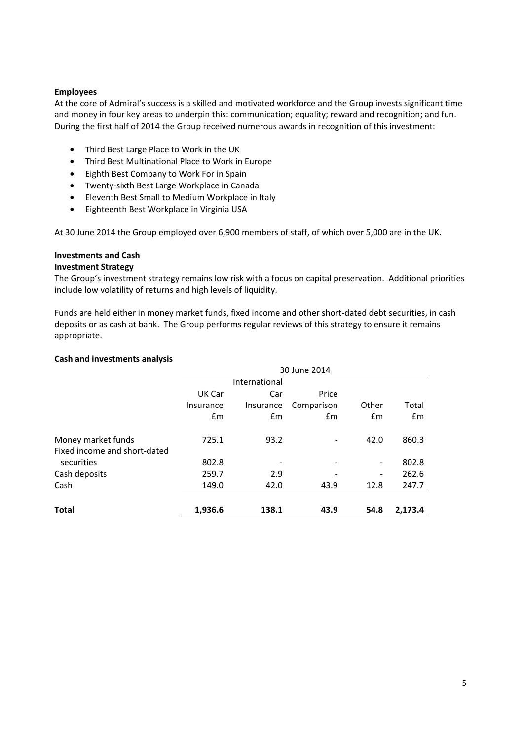**Employees**

At the core of Admiral's success is a skilled and motivated workforce and the Group invests significant time and money in four key areas to underpin this: communication; equality; reward and recognition; and fun. During the first half of 2014 the Group received numerous awards in recognition of this investment:

- Third Best Large Place to Work in the UK
- Third Best Multinational Place to Work in Europe
- Eighth Best Company to Work For in Spain
- Twenty-sixth Best Large Workplace in Canada
- Eleventh Best Small to Medium Workplace in Italy
- Eighteenth Best Workplace in Virginia USA

At 30 June 2014 the Group employed over 6,900 members of staff, of which over 5,000 are in the UK.

**Investments and Cash**

**Investment Strategy**

The Group's investment strategy remains low risk with a focus on capital preservation. Additional priorities include low volatility of returns and high levels of liquidity.

Funds are held either in money market funds, fixed income and other short-dated debt securities, in cash deposits or as cash at bank. The Group performs regular reviews of this strategy to ensure it remains appropriate.

**Cash and investments analysis**

| | 30 June 2014 | | | | |
|---|---|---|---|---|---|
| | UK Car Insurance £m | International Car Insurance £m | Price Comparison £m | Other £m | Total £m |
| Money market funds | 725.1 | 93.2 | - | 42.0 | 860.3 |
| Fixed income and short-dated securities | 802.8 | - | - | - | 802.8 |
| Cash deposits | 259.7 | 2.9 | - | - | 262.6 |
| Cash | 149.0 | 42.0 | 43.9 | 12.8 | 247.7 |
| **Total** | **1,936.6** | **138.1** | **43.9** | **54.8** | **2,173.4** |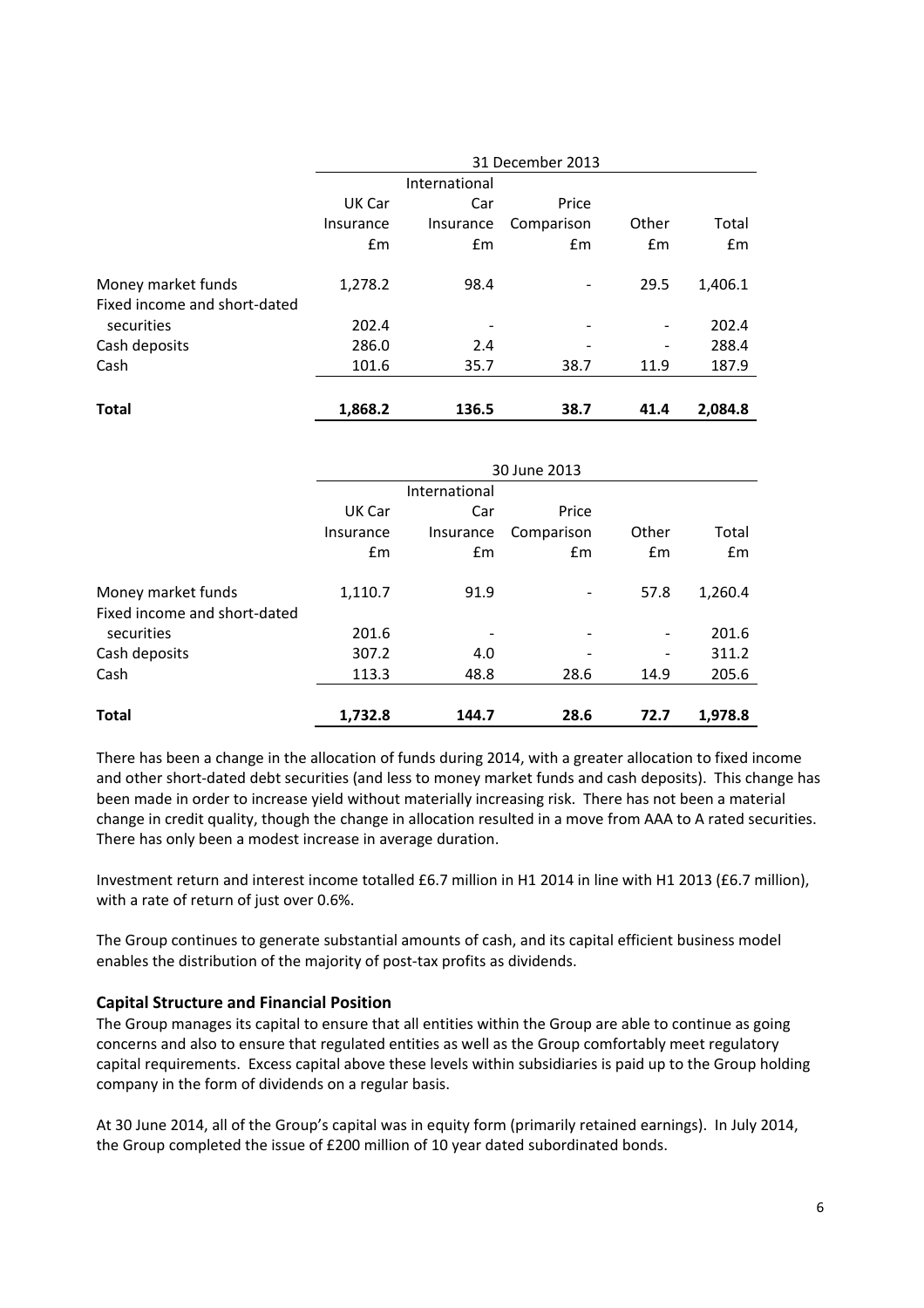| | 31 December 2013 | | | | |
|---|---|---|---|---|---|
| | UK Car Insurance £m | International Car Insurance £m | Price Comparison £m | Other £m | Total £m |
| Money market funds | 1,278.2 | 98.4 | - | 29.5 | 1,406.1 |
| Fixed income and short-dated securities | 202.4 | - | - | - | 202.4 |
| Cash deposits | 286.0 | 2.4 | - | - | 288.4 |
| Cash | 101.6 | 35.7 | 38.7 | 11.9 | 187.9 |
| **Total** | **1,868.2** | **136.5** | **38.7** | **41.4** | **2,084.8** |

| | 30 June 2013 | | | | |
|---|---|---|---|---|---|
| | UK Car Insurance £m | International Car Insurance £m | Price Comparison £m | Other £m | Total £m |
| Money market funds | 1,110.7 | 91.9 | - | 57.8 | 1,260.4 |
| Fixed income and short-dated securities | 201.6 | - | - | - | 201.6 |
| Cash deposits | 307.2 | 4.0 | - | - | 311.2 |
| Cash | 113.3 | 48.8 | 28.6 | 14.9 | 205.6 |
| **Total** | **1,732.8** | **144.7** | **28.6** | **72.7** | **1,978.8** |

There has been a change in the allocation of funds during 2014, with a greater allocation to fixed income and other short-dated debt securities (and less to money market funds and cash deposits). This change has been made in order to increase yield without materially increasing risk. There has not been a material change in credit quality, though the change in allocation resulted in a move from AAA to A rated securities. There has only been a modest increase in average duration.

Investment return and interest income totalled £6.7 million in H1 2014 in line with H1 2013 (£6.7 million), with a rate of return of just over 0.6%.

The Group continues to generate substantial amounts of cash, and its capital efficient business model enables the distribution of the majority of post-tax profits as dividends.

### Capital Structure and Financial Position

The Group manages its capital to ensure that all entities within the Group are able to continue as going concerns and also to ensure that regulated entities as well as the Group comfortably meet regulatory capital requirements. Excess capital above these levels within subsidiaries is paid up to the Group holding company in the form of dividends on a regular basis.

At 30 June 2014, all of the Group's capital was in equity form (primarily retained earnings). In July 2014, the Group completed the issue of £200 million of 10 year dated subordinated bonds.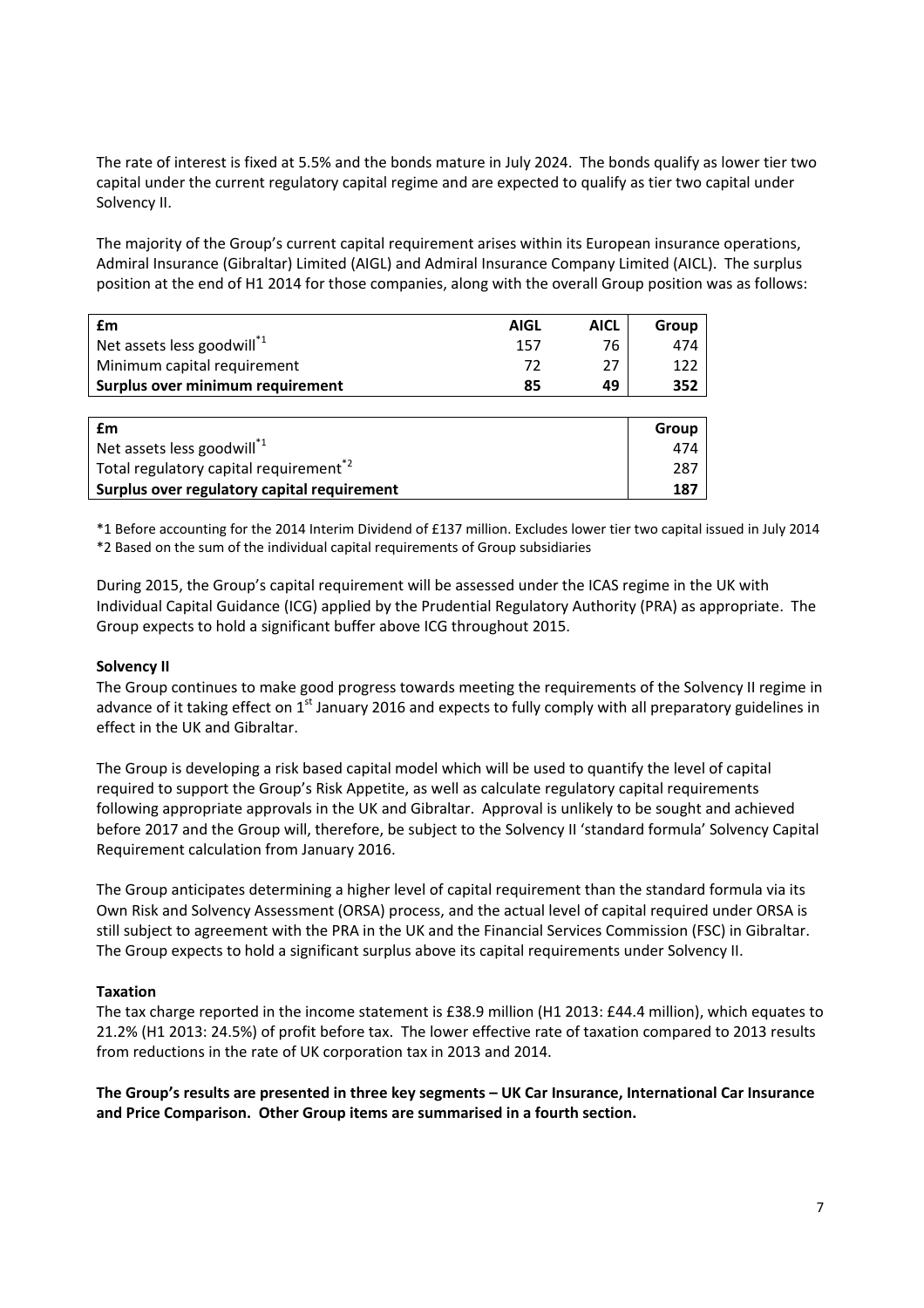The rate of interest is fixed at 5.5% and the bonds mature in July 2024. The bonds qualify as lower tier two capital under the current regulatory capital regime and are expected to qualify as tier two capital under Solvency II.

The majority of the Group's current capital requirement arises within its European insurance operations, Admiral Insurance (Gibraltar) Limited (AIGL) and Admiral Insurance Company Limited (AICL). The surplus position at the end of H1 2014 for those companies, along with the overall Group position was as follows:

| £m | AIGL | AICL | Group |
|---|---|---|---|
| Net assets less goodwill[*1] | 157 | 76 | 474 |
| Minimum capital requirement | 72 | 27 | 122 |
| **Surplus over minimum requirement** | **85** | **49** | **352** |

| £m | Group |
|---|---|
| Net assets less goodwill[*1] | 474 |
| Total regulatory capital requirement[*2] | 287 |
| **Surplus over regulatory capital requirement** | **187** |

*1 Before accounting for the 2014 Interim Dividend of £137 million. Excludes lower tier two capital issued in July 2014
*2 Based on the sum of the individual capital requirements of Group subsidiaries

During 2015, the Group's capital requirement will be assessed under the ICAS regime in the UK with Individual Capital Guidance (ICG) applied by the Prudential Regulatory Authority (PRA) as appropriate. The Group expects to hold a significant buffer above ICG throughout 2015.

**Solvency II**

The Group continues to make good progress towards meeting the requirements of the Solvency II regime in advance of it taking effect on 1st January 2016 and expects to fully comply with all preparatory guidelines in effect in the UK and Gibraltar.

The Group is developing a risk based capital model which will be used to quantify the level of capital required to support the Group's Risk Appetite, as well as calculate regulatory capital requirements following appropriate approvals in the UK and Gibraltar. Approval is unlikely to be sought and achieved before 2017 and the Group will, therefore, be subject to the Solvency II 'standard formula' Solvency Capital Requirement calculation from January 2016.

The Group anticipates determining a higher level of capital requirement than the standard formula via its Own Risk and Solvency Assessment (ORSA) process, and the actual level of capital required under ORSA is still subject to agreement with the PRA in the UK and the Financial Services Commission (FSC) in Gibraltar. The Group expects to hold a significant surplus above its capital requirements under Solvency II.

**Taxation**

The tax charge reported in the income statement is £38.9 million (H1 2013: £44.4 million), which equates to 21.2% (H1 2013: 24.5%) of profit before tax. The lower effective rate of taxation compared to 2013 results from reductions in the rate of UK corporation tax in 2013 and 2014.

**The Group's results are presented in three key segments – UK Car Insurance, International Car Insurance and Price Comparison. Other Group items are summarised in a fourth section.**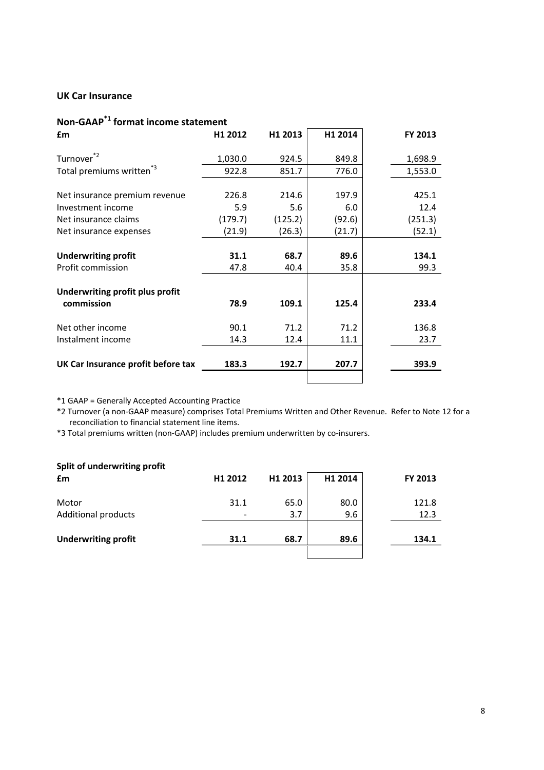## UK Car Insurance

### Non-GAAP[*1] format income statement

| £m | H1 2012 | H1 2013 | H1 2014 | FY 2013 |
|---|---|---|---|---|
| Turnover[*2] | 1,030.0 | 924.5 | 849.8 | 1,698.9 |
| Total premiums written[*3] | 922.8 | 851.7 | 776.0 | 1,553.0 |
| | | | | |
| Net insurance premium revenue | 226.8 | 214.6 | 197.9 | 425.1 |
| Investment income | 5.9 | 5.6 | 6.0 | 12.4 |
| Net insurance claims | (179.7) | (125.2) | (92.6) | (251.3) |
| Net insurance expenses | (21.9) | (26.3) | (21.7) | (52.1) |
| | | | | |
| **Underwriting profit** | **31.1** | **68.7** | **89.6** | **134.1** |
| Profit commission | 47.8 | 40.4 | 35.8 | 99.3 |
| | | | | |
| **Underwriting profit plus profit commission** | **78.9** | **109.1** | **125.4** | **233.4** |
| | | | | |
| Net other income | 90.1 | 71.2 | 71.2 | 136.8 |
| Instalment income | 14.3 | 12.4 | 11.1 | 23.7 |
| | | | | |
| **UK Car Insurance profit before tax** | **183.3** | **192.7** | **207.7** | **393.9** |

*1 GAAP = Generally Accepted Accounting Practice

*2 Turnover (a non-GAAP measure) comprises Total Premiums Written and Other Revenue. Refer to Note 12 for a reconciliation to financial statement line items.

*3 Total premiums written (non-GAAP) includes premium underwritten by co-insurers.

### Split of underwriting profit

| £m | H1 2012 | H1 2013 | H1 2014 | FY 2013 |
|---|---|---|---|---|
| Motor | 31.1 | 65.0 | 80.0 | 121.8 |
| Additional products | - | 3.7 | 9.6 | 12.3 |
| | | | | |
| **Underwriting profit** | **31.1** | **68.7** | **89.6** | **134.1** |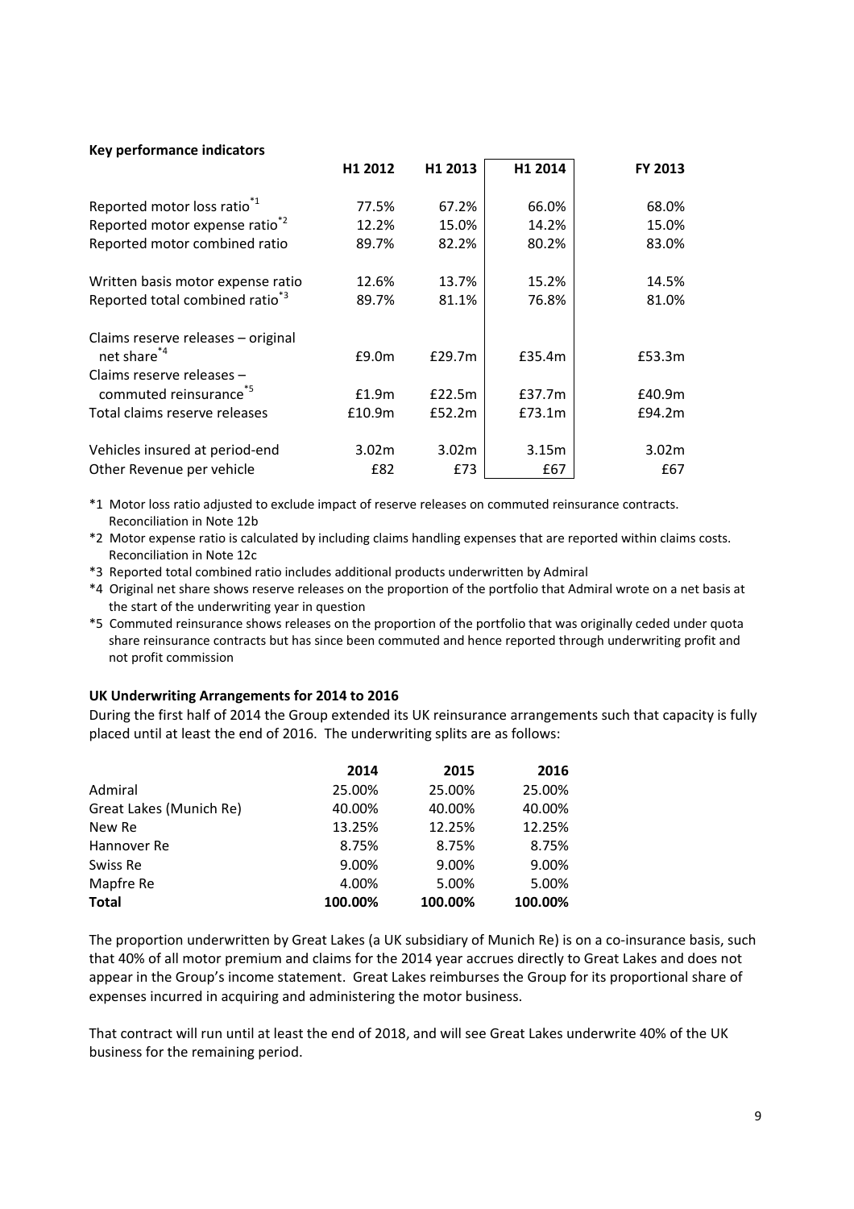**Key performance indicators**

| | H1 2012 | H1 2013 | H1 2014 | FY 2013 |
|---|---|---|---|---|
| Reported motor loss ratio[*1] | 77.5% | 67.2% | 66.0% | 68.0% |
| Reported motor expense ratio[*2] | 12.2% | 15.0% | 14.2% | 15.0% |
| Reported motor combined ratio | 89.7% | 82.2% | 80.2% | 83.0% |
| Written basis motor expense ratio | 12.6% | 13.7% | 15.2% | 14.5% |
| Reported total combined ratio[*3] | 89.7% | 81.1% | 76.8% | 81.0% |
| Claims reserve releases – original net share[*4] | £9.0m | £29.7m | £35.4m | £53.3m |
| Claims reserve releases – commuted reinsurance[*5] | £1.9m | £22.5m | £37.7m | £40.9m |
| Total claims reserve releases | £10.9m | £52.2m | £73.1m | £94.2m |
| Vehicles insured at period-end | 3.02m | 3.02m | 3.15m | 3.02m |
| Other Revenue per vehicle | £82 | £73 | £67 | £67 |

*1 Motor loss ratio adjusted to exclude impact of reserve releases on commuted reinsurance contracts. Reconciliation in Note 12b

*2 Motor expense ratio is calculated by including claims handling expenses that are reported within claims costs. Reconciliation in Note 12c

*3 Reported total combined ratio includes additional products underwritten by Admiral

*4 Original net share shows reserve releases on the proportion of the portfolio that Admiral wrote on a net basis at the start of the underwriting year in question

*5 Commuted reinsurance shows releases on the proportion of the portfolio that was originally ceded under quota share reinsurance contracts but has since been commuted and hence reported through underwriting profit and not profit commission

**UK Underwriting Arrangements for 2014 to 2016**

During the first half of 2014 the Group extended its UK reinsurance arrangements such that capacity is fully placed until at least the end of 2016. The underwriting splits are as follows:

| | 2014 | 2015 | 2016 |
|---|---|---|---|
| Admiral | 25.00% | 25.00% | 25.00% |
| Great Lakes (Munich Re) | 40.00% | 40.00% | 40.00% |
| New Re | 13.25% | 12.25% | 12.25% |
| Hannover Re | 8.75% | 8.75% | 8.75% |
| Swiss Re | 9.00% | 9.00% | 9.00% |
| Mapfre Re | 4.00% | 5.00% | 5.00% |
| **Total** | **100.00%** | **100.00%** | **100.00%** |

The proportion underwritten by Great Lakes (a UK subsidiary of Munich Re) is on a co-insurance basis, such that 40% of all motor premium and claims for the 2014 year accrues directly to Great Lakes and does not appear in the Group's income statement. Great Lakes reimburses the Group for its proportional share of expenses incurred in acquiring and administering the motor business.

That contract will run until at least the end of 2018, and will see Great Lakes underwrite 40% of the UK business for the remaining period.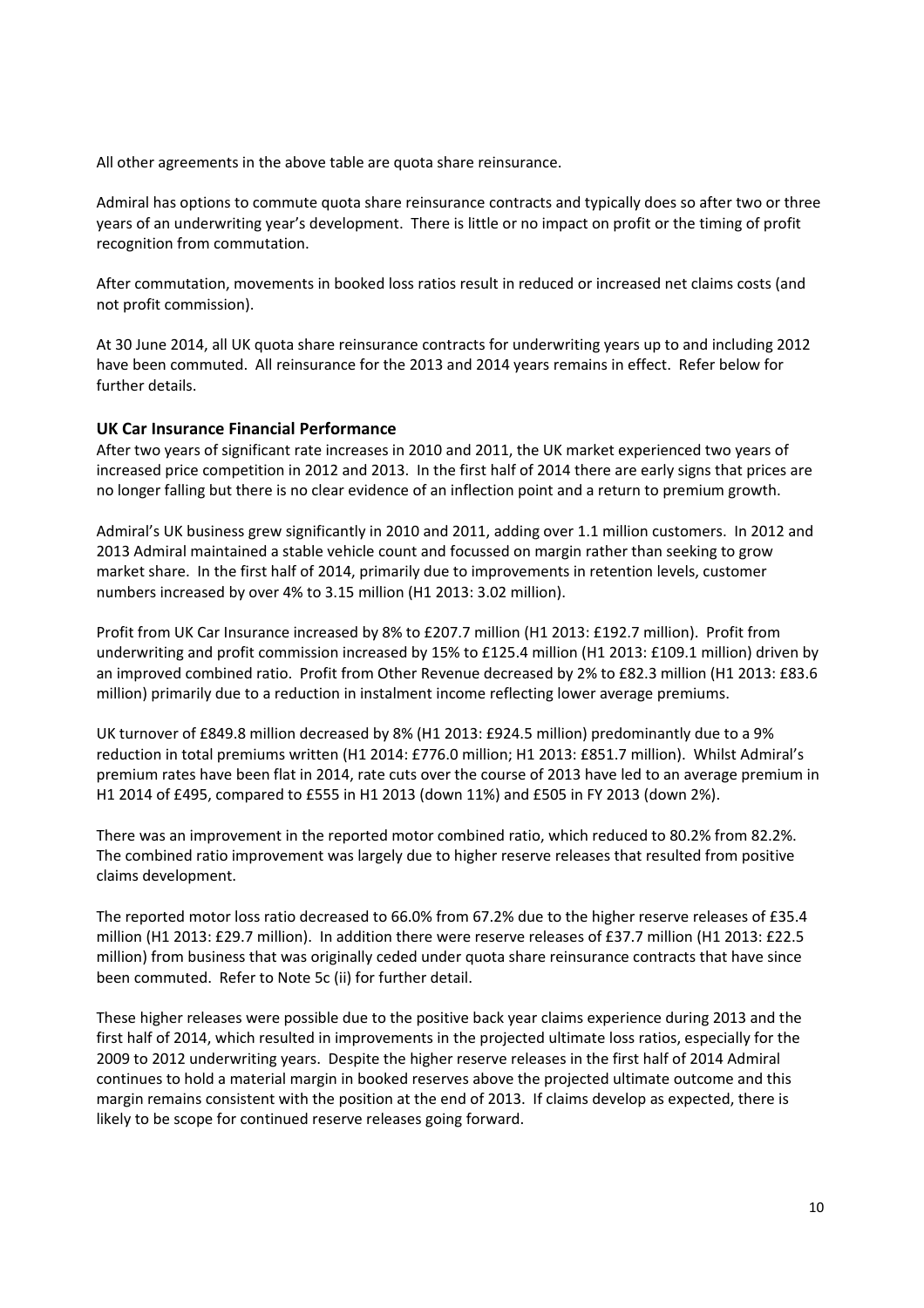All other agreements in the above table are quota share reinsurance.

Admiral has options to commute quota share reinsurance contracts and typically does so after two or three years of an underwriting year's development. There is little or no impact on profit or the timing of profit recognition from commutation.

After commutation, movements in booked loss ratios result in reduced or increased net claims costs (and not profit commission).

At 30 June 2014, all UK quota share reinsurance contracts for underwriting years up to and including 2012 have been commuted. All reinsurance for the 2013 and 2014 years remains in effect. Refer below for further details.

## UK Car Insurance Financial Performance

After two years of significant rate increases in 2010 and 2011, the UK market experienced two years of increased price competition in 2012 and 2013. In the first half of 2014 there are early signs that prices are no longer falling but there is no clear evidence of an inflection point and a return to premium growth.

Admiral's UK business grew significantly in 2010 and 2011, adding over 1.1 million customers. In 2012 and 2013 Admiral maintained a stable vehicle count and focussed on margin rather than seeking to grow market share. In the first half of 2014, primarily due to improvements in retention levels, customer numbers increased by over 4% to 3.15 million (H1 2013: 3.02 million).

Profit from UK Car Insurance increased by 8% to £207.7 million (H1 2013: £192.7 million). Profit from underwriting and profit commission increased by 15% to £125.4 million (H1 2013: £109.1 million) driven by an improved combined ratio. Profit from Other Revenue decreased by 2% to £82.3 million (H1 2013: £83.6 million) primarily due to a reduction in instalment income reflecting lower average premiums.

UK turnover of £849.8 million decreased by 8% (H1 2013: £924.5 million) predominantly due to a 9% reduction in total premiums written (H1 2014: £776.0 million; H1 2013: £851.7 million). Whilst Admiral's premium rates have been flat in 2014, rate cuts over the course of 2013 have led to an average premium in H1 2014 of £495, compared to £555 in H1 2013 (down 11%) and £505 in FY 2013 (down 2%).

There was an improvement in the reported motor combined ratio, which reduced to 80.2% from 82.2%. The combined ratio improvement was largely due to higher reserve releases that resulted from positive claims development.

The reported motor loss ratio decreased to 66.0% from 67.2% due to the higher reserve releases of £35.4 million (H1 2013: £29.7 million). In addition there were reserve releases of £37.7 million (H1 2013: £22.5 million) from business that was originally ceded under quota share reinsurance contracts that have since been commuted. Refer to Note 5c (ii) for further detail.

These higher releases were possible due to the positive back year claims experience during 2013 and the first half of 2014, which resulted in improvements in the projected ultimate loss ratios, especially for the 2009 to 2012 underwriting years. Despite the higher reserve releases in the first half of 2014 Admiral continues to hold a material margin in booked reserves above the projected ultimate outcome and this margin remains consistent with the position at the end of 2013. If claims develop as expected, there is likely to be scope for continued reserve releases going forward.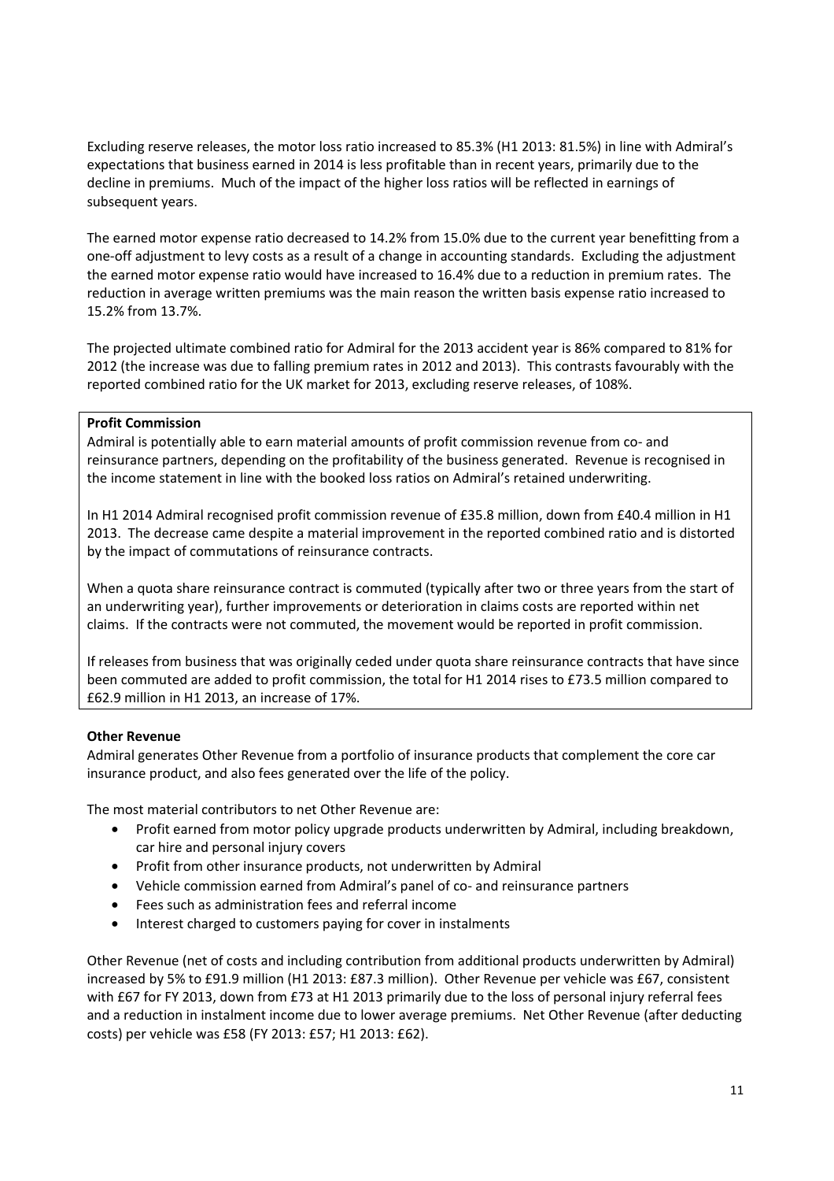Excluding reserve releases, the motor loss ratio increased to 85.3% (H1 2013: 81.5%) in line with Admiral's expectations that business earned in 2014 is less profitable than in recent years, primarily due to the decline in premiums. Much of the impact of the higher loss ratios will be reflected in earnings of subsequent years.

The earned motor expense ratio decreased to 14.2% from 15.0% due to the current year benefitting from a one-off adjustment to levy costs as a result of a change in accounting standards. Excluding the adjustment the earned motor expense ratio would have increased to 16.4% due to a reduction in premium rates. The reduction in average written premiums was the main reason the written basis expense ratio increased to 15.2% from 13.7%.

The projected ultimate combined ratio for Admiral for the 2013 accident year is 86% compared to 81% for 2012 (the increase was due to falling premium rates in 2012 and 2013). This contrasts favourably with the reported combined ratio for the UK market for 2013, excluding reserve releases, of 108%.

**Profit Commission**

Admiral is potentially able to earn material amounts of profit commission revenue from co- and reinsurance partners, depending on the profitability of the business generated. Revenue is recognised in the income statement in line with the booked loss ratios on Admiral's retained underwriting.

In H1 2014 Admiral recognised profit commission revenue of £35.8 million, down from £40.4 million in H1 2013. The decrease came despite a material improvement in the reported combined ratio and is distorted by the impact of commutations of reinsurance contracts.

When a quota share reinsurance contract is commuted (typically after two or three years from the start of an underwriting year), further improvements or deterioration in claims costs are reported within net claims. If the contracts were not commuted, the movement would be reported in profit commission.

If releases from business that was originally ceded under quota share reinsurance contracts that have since been commuted are added to profit commission, the total for H1 2014 rises to £73.5 million compared to £62.9 million in H1 2013, an increase of 17%.

**Other Revenue**

Admiral generates Other Revenue from a portfolio of insurance products that complement the core car insurance product, and also fees generated over the life of the policy.

The most material contributors to net Other Revenue are:

- Profit earned from motor policy upgrade products underwritten by Admiral, including breakdown, car hire and personal injury covers
- Profit from other insurance products, not underwritten by Admiral
- Vehicle commission earned from Admiral's panel of co- and reinsurance partners
- Fees such as administration fees and referral income
- Interest charged to customers paying for cover in instalments

Other Revenue (net of costs and including contribution from additional products underwritten by Admiral) increased by 5% to £91.9 million (H1 2013: £87.3 million). Other Revenue per vehicle was £67, consistent with £67 for FY 2013, down from £73 at H1 2013 primarily due to the loss of personal injury referral fees and a reduction in instalment income due to lower average premiums. Net Other Revenue (after deducting costs) per vehicle was £58 (FY 2013: £57; H1 2013: £62).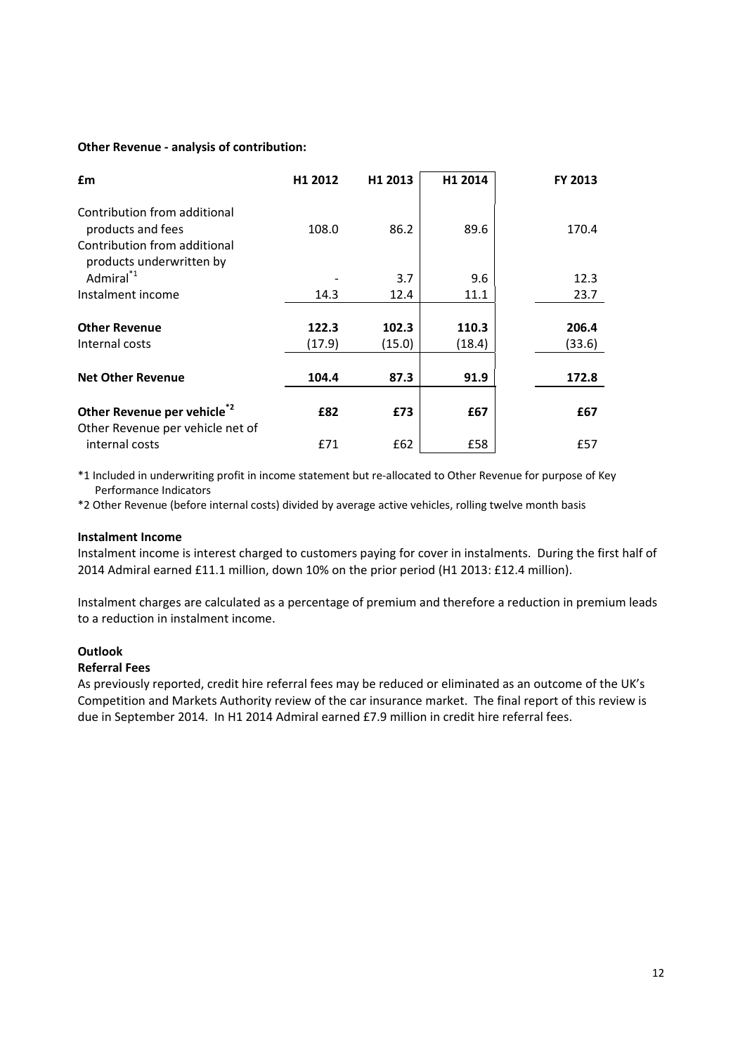**Other Revenue - analysis of contribution:**

| £m | H1 2012 | H1 2013 | H1 2014 | FY 2013 |
|---|---|---|---|---|
| Contribution from additional products and fees | 108.0 | 86.2 | 89.6 | 170.4 |
| Contribution from additional products underwritten by Admiral*1 | - | 3.7 | 9.6 | 12.3 |
| Instalment income | 14.3 | 12.4 | 11.1 | 23.7 |
| **Other Revenue** | **122.3** | **102.3** | **110.3** | **206.4** |
| Internal costs | (17.9) | (15.0) | (18.4) | (33.6) |
| **Net Other Revenue** | **104.4** | **87.3** | **91.9** | **172.8** |
| **Other Revenue per vehicle*2** | **£82** | **£73** | **£67** | **£67** |
| Other Revenue per vehicle net of internal costs | £71 | £62 | £58 | £57 |

*1 Included in underwriting profit in income statement but re-allocated to Other Revenue for purpose of Key Performance Indicators

*2 Other Revenue (before internal costs) divided by average active vehicles, rolling twelve month basis

**Instalment Income**

Instalment income is interest charged to customers paying for cover in instalments. During the first half of 2014 Admiral earned £11.1 million, down 10% on the prior period (H1 2013: £12.4 million).

Instalment charges are calculated as a percentage of premium and therefore a reduction in premium leads to a reduction in instalment income.

**Outlook**

**Referral Fees**

As previously reported, credit hire referral fees may be reduced or eliminated as an outcome of the UK's Competition and Markets Authority review of the car insurance market. The final report of this review is due in September 2014. In H1 2014 Admiral earned £7.9 million in credit hire referral fees.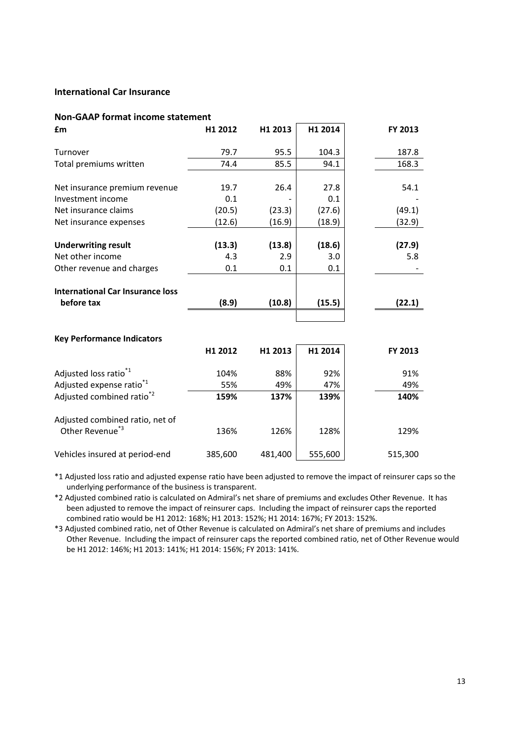## International Car Insurance

### Non-GAAP format income statement

| £m | H1 2012 | H1 2013 | H1 2014 | FY 2013 |
|---|---|---|---|---|
| Turnover | 79.7 | 95.5 | 104.3 | 187.8 |
| Total premiums written | 74.4 | 85.5 | 94.1 | 168.3 |
| | | | | |
| Net insurance premium revenue | 19.7 | 26.4 | 27.8 | 54.1 |
| Investment income | 0.1 | - | 0.1 | - |
| Net insurance claims | (20.5) | (23.3) | (27.6) | (49.1) |
| Net insurance expenses | (12.6) | (16.9) | (18.9) | (32.9) |
| | | | | |
| **Underwriting result** | **(13.3)** | **(13.8)** | **(18.6)** | **(27.9)** |
| Net other income | 4.3 | 2.9 | 3.0 | 5.8 |
| Other revenue and charges | 0.1 | 0.1 | 0.1 | - |
| | | | | |
| **International Car Insurance loss before tax** | **(8.9)** | **(10.8)** | **(15.5)** | **(22.1)** |

### Key Performance Indicators

| | H1 2012 | H1 2013 | H1 2014 | FY 2013 |
|---|---|---|---|---|
| Adjusted loss ratio*1 | 104% | 88% | 92% | 91% |
| Adjusted expense ratio*1 | 55% | 49% | 47% | 49% |
| Adjusted combined ratio*2 | **159%** | **137%** | **139%** | **140%** |
| | | | | |
| Adjusted combined ratio, net of Other Revenue*3 | 136% | 126% | 128% | 129% |
| | | | | |
| Vehicles insured at period-end | 385,600 | 481,400 | 555,600 | 515,300 |

*1 Adjusted loss ratio and adjusted expense ratio have been adjusted to remove the impact of reinsurer caps so the underlying performance of the business is transparent.

*2 Adjusted combined ratio is calculated on Admiral's net share of premiums and excludes Other Revenue. It has been adjusted to remove the impact of reinsurer caps. Including the impact of reinsurer caps the reported combined ratio would be H1 2012: 168%; H1 2013: 152%; H1 2014: 167%; FY 2013: 152%.

*3 Adjusted combined ratio, net of Other Revenue is calculated on Admiral's net share of premiums and includes Other Revenue. Including the impact of reinsurer caps the reported combined ratio, net of Other Revenue would be H1 2012: 146%; H1 2013: 141%; H1 2014: 156%; FY 2013: 141%.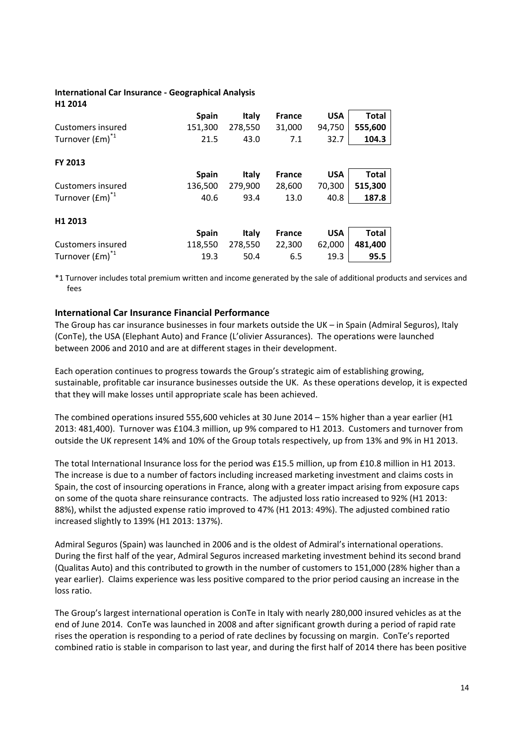**International Car Insurance - Geographical Analysis**

**H1 2014**

| | Spain | Italy | France | USA | Total |
|---|---|---|---|---|---|
| Customers insured | 151,300 | 278,550 | 31,000 | 94,750 | **555,600** |
| Turnover (£m)*1 | 21.5 | 43.0 | 7.1 | 32.7 | **104.3** |

**FY 2013**

| | Spain | Italy | France | USA | Total |
|---|---|---|---|---|---|
| Customers insured | 136,500 | 279,900 | 28,600 | 70,300 | **515,300** |
| Turnover (£m)*1 | 40.6 | 93.4 | 13.0 | 40.8 | **187.8** |

**H1 2013**

| | Spain | Italy | France | USA | Total |
|---|---|---|---|---|---|
| Customers insured | 118,550 | 278,550 | 22,300 | 62,000 | **481,400** |
| Turnover (£m)*1 | 19.3 | 50.4 | 6.5 | 19.3 | **95.5** |

*1 Turnover includes total premium written and income generated by the sale of additional products and services and fees

## International Car Insurance Financial Performance

The Group has car insurance businesses in four markets outside the UK – in Spain (Admiral Seguros), Italy (ConTe), the USA (Elephant Auto) and France (L'olivier Assurances). The operations were launched between 2006 and 2010 and are at different stages in their development.

Each operation continues to progress towards the Group's strategic aim of establishing growing, sustainable, profitable car insurance businesses outside the UK. As these operations develop, it is expected that they will make losses until appropriate scale has been achieved.

The combined operations insured 555,600 vehicles at 30 June 2014 – 15% higher than a year earlier (H1 2013: 481,400). Turnover was £104.3 million, up 9% compared to H1 2013. Customers and turnover from outside the UK represent 14% and 10% of the Group totals respectively, up from 13% and 9% in H1 2013.

The total International Insurance loss for the period was £15.5 million, up from £10.8 million in H1 2013. The increase is due to a number of factors including increased marketing investment and claims costs in Spain, the cost of insourcing operations in France, along with a greater impact arising from exposure caps on some of the quota share reinsurance contracts. The adjusted loss ratio increased to 92% (H1 2013: 88%), whilst the adjusted expense ratio improved to 47% (H1 2013: 49%). The adjusted combined ratio increased slightly to 139% (H1 2013: 137%).

Admiral Seguros (Spain) was launched in 2006 and is the oldest of Admiral's international operations. During the first half of the year, Admiral Seguros increased marketing investment behind its second brand (Qualitas Auto) and this contributed to growth in the number of customers to 151,000 (28% higher than a year earlier). Claims experience was less positive compared to the prior period causing an increase in the loss ratio.

The Group's largest international operation is ConTe in Italy with nearly 280,000 insured vehicles as at the end of June 2014. ConTe was launched in 2008 and after significant growth during a period of rapid rate rises the operation is responding to a period of rate declines by focussing on margin. ConTe's reported combined ratio is stable in comparison to last year, and during the first half of 2014 there has been positive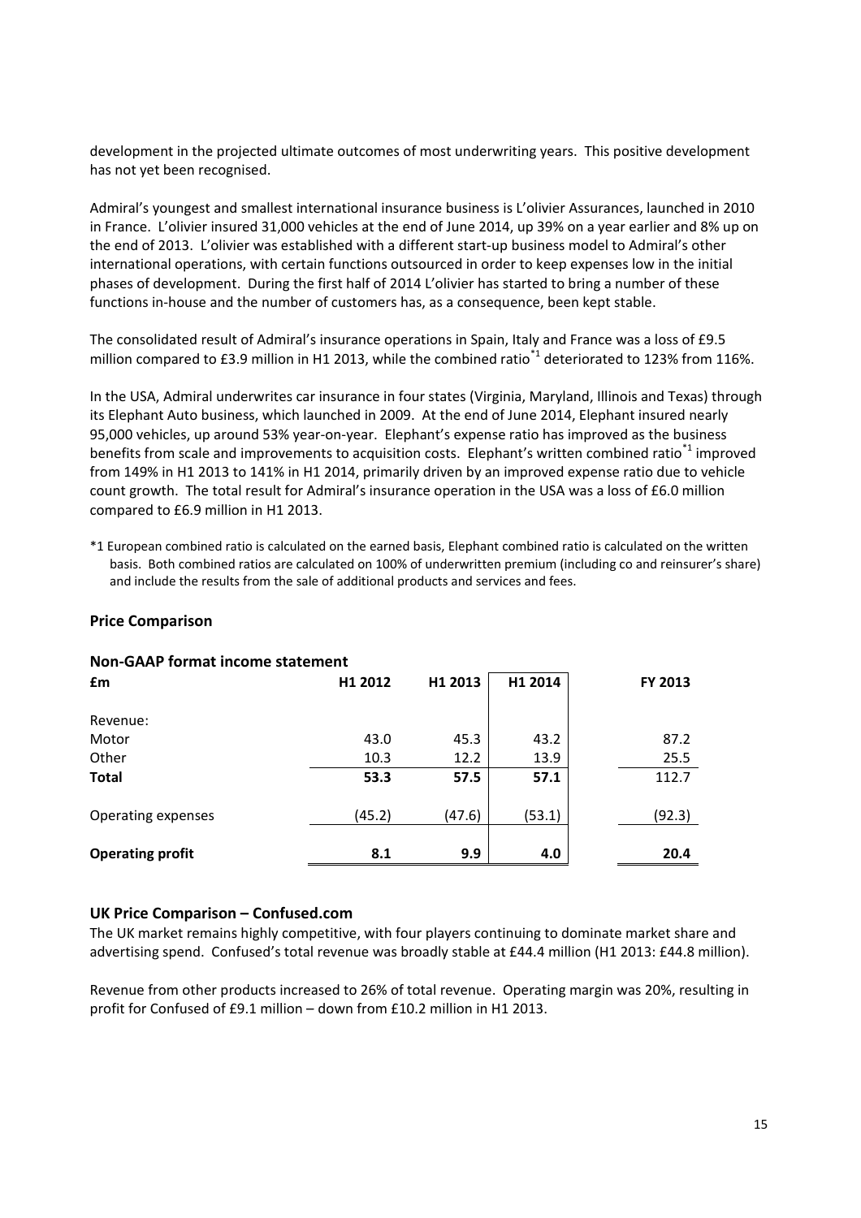development in the projected ultimate outcomes of most underwriting years. This positive development has not yet been recognised.

Admiral's youngest and smallest international insurance business is L'olivier Assurances, launched in 2010 in France. L'olivier insured 31,000 vehicles at the end of June 2014, up 39% on a year earlier and 8% up on the end of 2013. L'olivier was established with a different start-up business model to Admiral's other international operations, with certain functions outsourced in order to keep expenses low in the initial phases of development. During the first half of 2014 L'olivier has started to bring a number of these functions in-house and the number of customers has, as a consequence, been kept stable.

The consolidated result of Admiral's insurance operations in Spain, Italy and France was a loss of £9.5 million compared to £3.9 million in H1 2013, while the combined ratio*1 deteriorated to 123% from 116%.

In the USA, Admiral underwrites car insurance in four states (Virginia, Maryland, Illinois and Texas) through its Elephant Auto business, which launched in 2009. At the end of June 2014, Elephant insured nearly 95,000 vehicles, up around 53% year-on-year. Elephant's expense ratio has improved as the business benefits from scale and improvements to acquisition costs. Elephant's written combined ratio*1 improved from 149% in H1 2013 to 141% in H1 2014, primarily driven by an improved expense ratio due to vehicle count growth. The total result for Admiral's insurance operation in the USA was a loss of £6.0 million compared to £6.9 million in H1 2013.

*1 European combined ratio is calculated on the earned basis, Elephant combined ratio is calculated on the written basis. Both combined ratios are calculated on 100% of underwritten premium (including co and reinsurer's share) and include the results from the sale of additional products and services and fees.

## Price Comparison

### Non-GAAP format income statement

| £m | H1 2012 | H1 2013 | H1 2014 | FY 2013 |
|---|---|---|---|---|
| Revenue: | | | | |
| Motor | 43.0 | 45.3 | 43.2 | 87.2 |
| Other | 10.3 | 12.2 | 13.9 | 25.5 |
| **Total** | **53.3** | **57.5** | **57.1** | 112.7 |
| Operating expenses | (45.2) | (47.6) | (53.1) | (92.3) |
| **Operating profit** | **8.1** | **9.9** | **4.0** | **20.4** |

### UK Price Comparison – Confused.com

The UK market remains highly competitive, with four players continuing to dominate market share and advertising spend. Confused's total revenue was broadly stable at £44.4 million (H1 2013: £44.8 million).

Revenue from other products increased to 26% of total revenue. Operating margin was 20%, resulting in profit for Confused of £9.1 million – down from £10.2 million in H1 2013.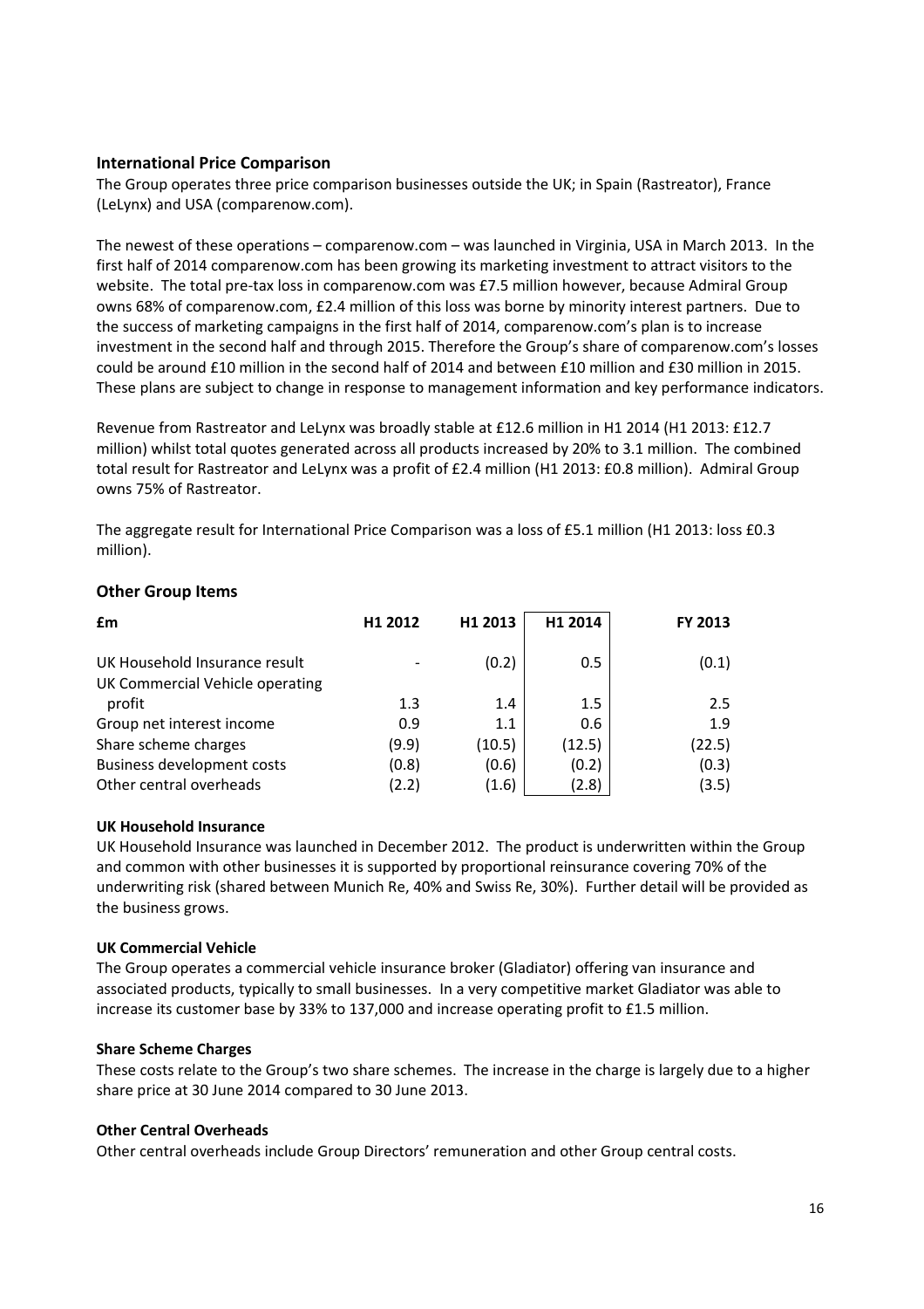## International Price Comparison

The Group operates three price comparison businesses outside the UK; in Spain (Rastreator), France (LeLynx) and USA (comparenow.com).

The newest of these operations – comparenow.com – was launched in Virginia, USA in March 2013. In the first half of 2014 comparenow.com has been growing its marketing investment to attract visitors to the website. The total pre-tax loss in comparenow.com was £7.5 million however, because Admiral Group owns 68% of comparenow.com, £2.4 million of this loss was borne by minority interest partners. Due to the success of marketing campaigns in the first half of 2014, comparenow.com's plan is to increase investment in the second half and through 2015. Therefore the Group's share of comparenow.com's losses could be around £10 million in the second half of 2014 and between £10 million and £30 million in 2015. These plans are subject to change in response to management information and key performance indicators.

Revenue from Rastreator and LeLynx was broadly stable at £12.6 million in H1 2014 (H1 2013: £12.7 million) whilst total quotes generated across all products increased by 20% to 3.1 million. The combined total result for Rastreator and LeLynx was a profit of £2.4 million (H1 2013: £0.8 million). Admiral Group owns 75% of Rastreator.

The aggregate result for International Price Comparison was a loss of £5.1 million (H1 2013: loss £0.3 million).

## Other Group Items

| £m | H1 2012 | H1 2013 | H1 2014 | FY 2013 |
|---|---|---|---|---|
| UK Household Insurance result | - | (0.2) | 0.5 | (0.1) |
| UK Commercial Vehicle operating profit | 1.3 | 1.4 | 1.5 | 2.5 |
| Group net interest income | 0.9 | 1.1 | 0.6 | 1.9 |
| Share scheme charges | (9.9) | (10.5) | (12.5) | (22.5) |
| Business development costs | (0.8) | (0.6) | (0.2) | (0.3) |
| Other central overheads | (2.2) | (1.6) | (2.8) | (3.5) |

### UK Household Insurance

UK Household Insurance was launched in December 2012. The product is underwritten within the Group and common with other businesses it is supported by proportional reinsurance covering 70% of the underwriting risk (shared between Munich Re, 40% and Swiss Re, 30%). Further detail will be provided as the business grows.

### UK Commercial Vehicle

The Group operates a commercial vehicle insurance broker (Gladiator) offering van insurance and associated products, typically to small businesses. In a very competitive market Gladiator was able to increase its customer base by 33% to 137,000 and increase operating profit to £1.5 million.

### Share Scheme Charges

These costs relate to the Group's two share schemes. The increase in the charge is largely due to a higher share price at 30 June 2014 compared to 30 June 2013.

### Other Central Overheads

Other central overheads include Group Directors' remuneration and other Group central costs.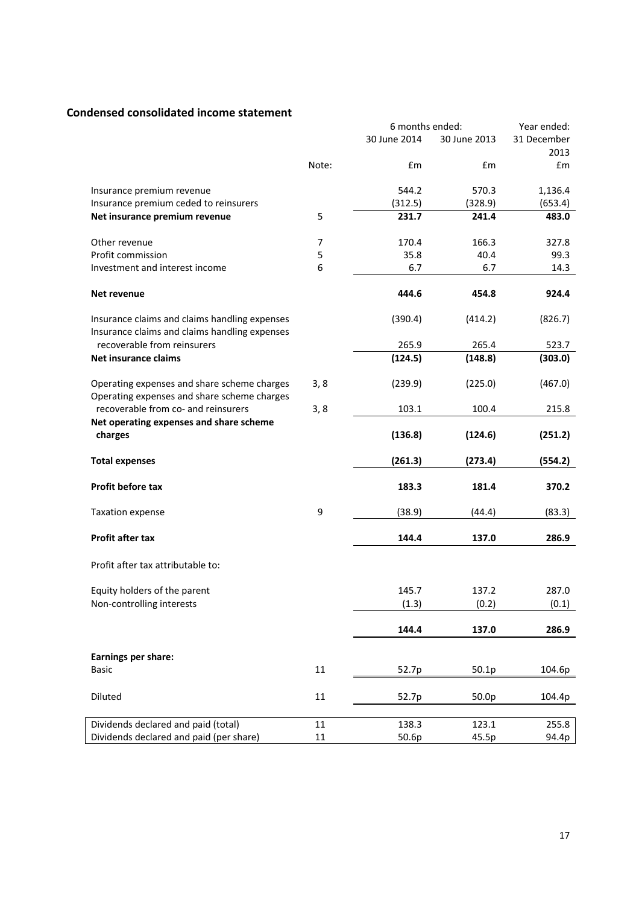## Condensed consolidated income statement

| | Note: | 6 months ended: 30 June 2014 £m | 6 months ended: 30 June 2013 £m | Year ended: 31 December 2013 £m |
|---|---|---|---|---|
| Insurance premium revenue | | 544.2 | 570.3 | 1,136.4 |
| Insurance premium ceded to reinsurers | | (312.5) | (328.9) | (653.4) |
| **Net insurance premium revenue** | 5 | **231.7** | **241.4** | **483.0** |
| Other revenue | 7 | 170.4 | 166.3 | 327.8 |
| Profit commission | 5 | 35.8 | 40.4 | 99.3 |
| Investment and interest income | 6 | 6.7 | 6.7 | 14.3 |
| **Net revenue** | | **444.6** | **454.8** | **924.4** |
| Insurance claims and claims handling expenses | | (390.4) | (414.2) | (826.7) |
| Insurance claims and claims handling expenses recoverable from reinsurers | | 265.9 | 265.4 | 523.7 |
| **Net insurance claims** | | **(124.5)** | **(148.8)** | **(303.0)** |
| Operating expenses and share scheme charges | 3, 8 | (239.9) | (225.0) | (467.0) |
| Operating expenses and share scheme charges recoverable from co- and reinsurers | 3, 8 | 103.1 | 100.4 | 215.8 |
| **Net operating expenses and share scheme charges** | | **(136.8)** | **(124.6)** | **(251.2)** |
| **Total expenses** | | **(261.3)** | **(273.4)** | **(554.2)** |
| **Profit before tax** | | **183.3** | **181.4** | **370.2** |
| Taxation expense | 9 | (38.9) | (44.4) | (83.3) |
| **Profit after tax** | | **144.4** | **137.0** | **286.9** |
| Profit after tax attributable to: | | | | |
| Equity holders of the parent | | 145.7 | 137.2 | 287.0 |
| Non-controlling interests | | (1.3) | (0.2) | (0.1) |
| | | **144.4** | **137.0** | **286.9** |
| **Earnings per share:** | | | | |
| Basic | 11 | 52.7p | 50.1p | 104.6p |
| Diluted | 11 | 52.7p | 50.0p | 104.4p |
| Dividends declared and paid (total) | 11 | 138.3 | 123.1 | 255.8 |
| Dividends declared and paid (per share) | 11 | 50.6p | 45.5p | 94.4p |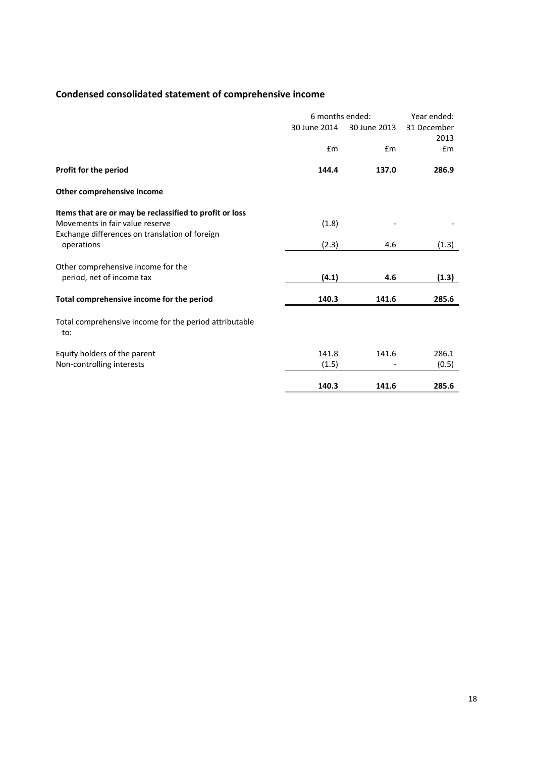## Condensed consolidated statement of comprehensive income

| | 6 months ended: | | Year ended: |
|---|---|---|---|
| | 30 June 2014 | 30 June 2013 | 31 December 2013 |
| | £m | £m | £m |
| **Profit for the period** | **144.4** | **137.0** | **286.9** |
| **Other comprehensive income** | | | |
| **Items that are or may be reclassified to profit or loss** | | | |
| Movements in fair value reserve | (1.8) | - | - |
| Exchange differences on translation of foreign operations | (2.3) | 4.6 | (1.3) |
| Other comprehensive income for the period, net of income tax | **(4.1)** | **4.6** | **(1.3)** |
| **Total comprehensive income for the period** | **140.3** | **141.6** | **285.6** |
| Total comprehensive income for the period attributable to: | | | |
| Equity holders of the parent | 141.8 | 141.6 | 286.1 |
| Non-controlling interests | (1.5) | - | (0.5) |
| | **140.3** | **141.6** | **285.6** |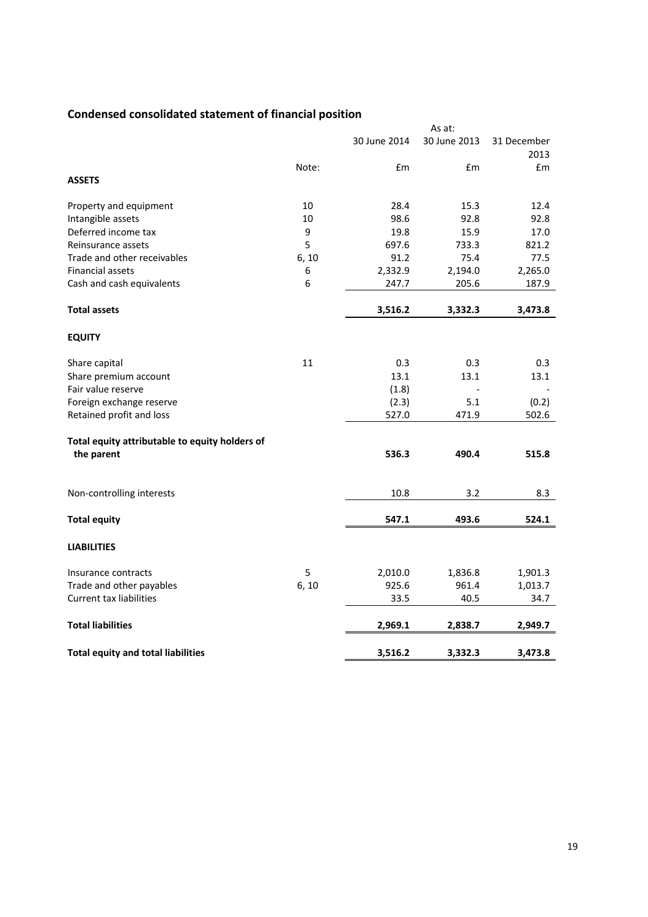## Condensed consolidated statement of financial position

| | Note: | As at: 30 June 2014 £m | 30 June 2013 £m | 31 December 2013 £m |
|---|---|---|---|---|
| **ASSETS** | | | | |
| Property and equipment | 10 | 28.4 | 15.3 | 12.4 |
| Intangible assets | 10 | 98.6 | 92.8 | 92.8 |
| Deferred income tax | 9 | 19.8 | 15.9 | 17.0 |
| Reinsurance assets | 5 | 697.6 | 733.3 | 821.2 |
| Trade and other receivables | 6, 10 | 91.2 | 75.4 | 77.5 |
| Financial assets | 6 | 2,332.9 | 2,194.0 | 2,265.0 |
| Cash and cash equivalents | 6 | 247.7 | 205.6 | 187.9 |
| **Total assets** | | **3,516.2** | **3,332.3** | **3,473.8** |
| **EQUITY** | | | | |
| Share capital | 11 | 0.3 | 0.3 | 0.3 |
| Share premium account | | 13.1 | 13.1 | 13.1 |
| Fair value reserve | | (1.8) | - | - |
| Foreign exchange reserve | | (2.3) | 5.1 | (0.2) |
| Retained profit and loss | | 527.0 | 471.9 | 502.6 |
| **Total equity attributable to equity holders of the parent** | | **536.3** | **490.4** | **515.8** |
| Non-controlling interests | | 10.8 | 3.2 | 8.3 |
| **Total equity** | | **547.1** | **493.6** | **524.1** |
| **LIABILITIES** | | | | |
| Insurance contracts | 5 | 2,010.0 | 1,836.8 | 1,901.3 |
| Trade and other payables | 6, 10 | 925.6 | 961.4 | 1,013.7 |
| Current tax liabilities | | 33.5 | 40.5 | 34.7 |
| **Total liabilities** | | **2,969.1** | **2,838.7** | **2,949.7** |
| **Total equity and total liabilities** | | **3,516.2** | **3,332.3** | **3,473.8** |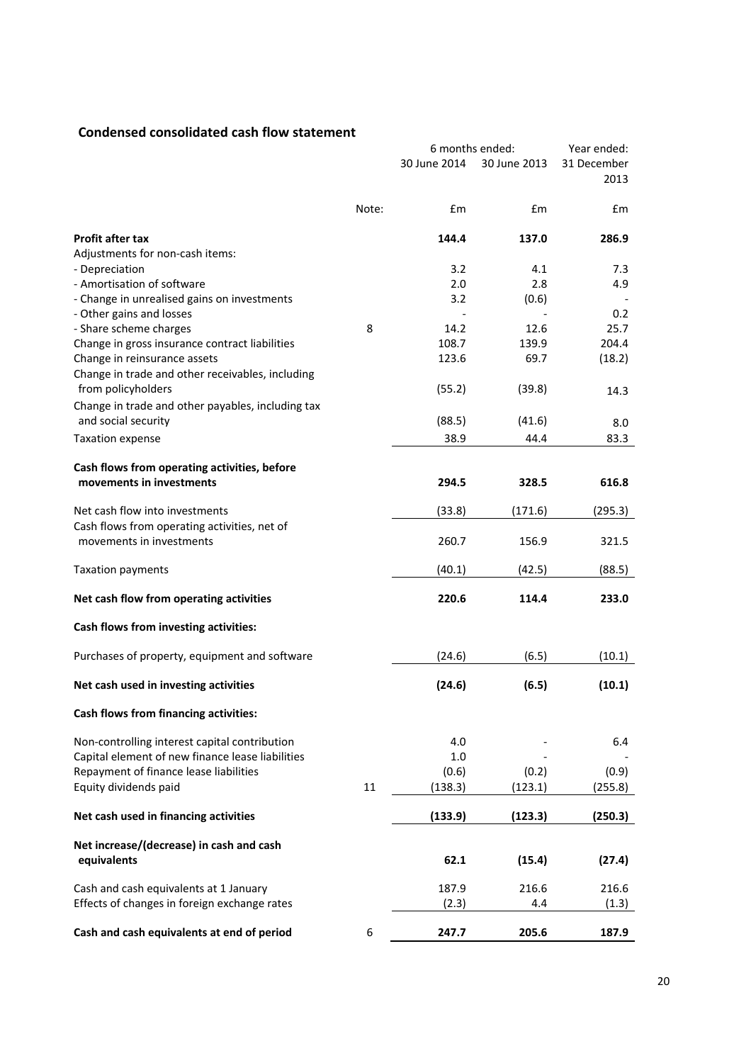## Condensed consolidated cash flow statement

| | Note: | 6 months ended: 30 June 2014 £m | 6 months ended: 30 June 2013 £m | Year ended: 31 December 2013 £m |
|---|---|---|---|---|
| **Profit after tax** | | **144.4** | **137.0** | **286.9** |
| Adjustments for non-cash items: | | | | |
| - Depreciation | | 3.2 | 4.1 | 7.3 |
| - Amortisation of software | | 2.0 | 2.8 | 4.9 |
| - Change in unrealised gains on investments | | 3.2 | (0.6) | - |
| - Other gains and losses | | - | - | 0.2 |
| - Share scheme charges | 8 | 14.2 | 12.6 | 25.7 |
| Change in gross insurance contract liabilities | | 108.7 | 139.9 | 204.4 |
| Change in reinsurance assets | | 123.6 | 69.7 | (18.2) |
| Change in trade and other receivables, including from policyholders | | (55.2) | (39.8) | 14.3 |
| Change in trade and other payables, including tax and social security | | (88.5) | (41.6) | 8.0 |
| Taxation expense | | 38.9 | 44.4 | 83.3 |
| **Cash flows from operating activities, before movements in investments** | | **294.5** | **328.5** | **616.8** |
| Net cash flow into investments | | (33.8) | (171.6) | (295.3) |
| Cash flows from operating activities, net of movements in investments | | 260.7 | 156.9 | 321.5 |
| Taxation payments | | (40.1) | (42.5) | (88.5) |
| **Net cash flow from operating activities** | | **220.6** | **114.4** | **233.0** |
| **Cash flows from investing activities:** | | | | |
| Purchases of property, equipment and software | | (24.6) | (6.5) | (10.1) |
| **Net cash used in investing activities** | | **(24.6)** | **(6.5)** | **(10.1)** |
| **Cash flows from financing activities:** | | | | |
| Non-controlling interest capital contribution | | 4.0 | - | 6.4 |
| Capital element of new finance lease liabilities | | 1.0 | - | - |
| Repayment of finance lease liabilities | | (0.6) | (0.2) | (0.9) |
| Equity dividends paid | 11 | (138.3) | (123.1) | (255.8) |
| **Net cash used in financing activities** | | **(133.9)** | **(123.3)** | **(250.3)** |
| **Net increase/(decrease) in cash and cash equivalents** | | **62.1** | **(15.4)** | **(27.4)** |
| Cash and cash equivalents at 1 January | | 187.9 | 216.6 | 216.6 |
| Effects of changes in foreign exchange rates | | (2.3) | 4.4 | (1.3) |
| **Cash and cash equivalents at end of period** | 6 | **247.7** | **205.6** | **187.9** |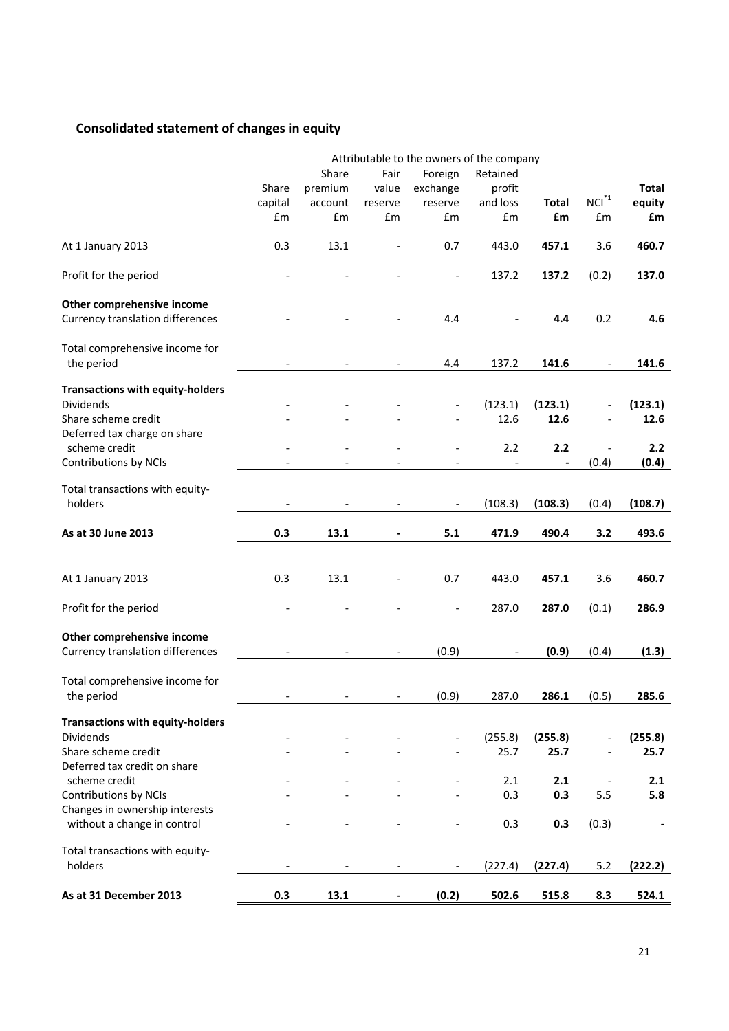## Consolidated statement of changes in equity

| | Attributable to the owners of the company | | | | | | | |
|---|---|---|---|---|---|---|---|---|
| | Share capital £m | Share premium account £m | Fair value reserve £m | Foreign exchange reserve £m | Retained profit and loss £m | **Total £m** | NCI[*1] £m | **Total equity £m** |
| At 1 January 2013 | 0.3 | 13.1 | - | 0.7 | 443.0 | **457.1** | 3.6 | **460.7** |
| Profit for the period | - | - | - | - | 137.2 | **137.2** | (0.2) | **137.0** |
| **Other comprehensive income** | | | | | | | | |
| Currency translation differences | - | - | - | 4.4 | - | **4.4** | 0.2 | **4.6** |
| Total comprehensive income for the period | - | - | - | 4.4 | 137.2 | **141.6** | - | **141.6** |
| **Transactions with equity-holders** | | | | | | | | |
| Dividends | - | - | - | - | (123.1) | **(123.1)** | - | **(123.1)** |
| Share scheme credit | - | - | - | - | 12.6 | **12.6** | - | **12.6** |
| Deferred tax charge on share scheme credit | - | - | - | - | 2.2 | **2.2** | - | **2.2** |
| Contributions by NCIs | - | - | - | - | - | **-** | (0.4) | **(0.4)** |
| Total transactions with equity-holders | - | - | - | - | (108.3) | **(108.3)** | (0.4) | **(108.7)** |
| **As at 30 June 2013** | **0.3** | **13.1** | **-** | **5.1** | **471.9** | **490.4** | **3.2** | **493.6** |
| | | | | | | | | |
| At 1 January 2013 | 0.3 | 13.1 | - | 0.7 | 443.0 | **457.1** | 3.6 | **460.7** |
| Profit for the period | - | - | - | - | 287.0 | **287.0** | (0.1) | **286.9** |
| **Other comprehensive income** | | | | | | | | |
| Currency translation differences | - | - | - | (0.9) | - | **(0.9)** | (0.4) | **(1.3)** |
| Total comprehensive income for the period | - | - | - | (0.9) | 287.0 | **286.1** | (0.5) | **285.6** |
| **Transactions with equity-holders** | | | | | | | | |
| Dividends | - | - | - | - | (255.8) | **(255.8)** | - | **(255.8)** |
| Share scheme credit | - | - | - | - | 25.7 | **25.7** | - | **25.7** |
| Deferred tax credit on share scheme credit | - | - | - | - | 2.1 | **2.1** | - | **2.1** |
| Contributions by NCIs | - | - | - | - | 0.3 | **0.3** | 5.5 | **5.8** |
| Changes in ownership interests without a change in control | - | - | - | - | 0.3 | **0.3** | (0.3) | **-** |
| Total transactions with equity-holders | - | - | - | - | (227.4) | **(227.4)** | 5.2 | **(222.2)** |
| **As at 31 December 2013** | **0.3** | **13.1** | **-** | **(0.2)** | **502.6** | **515.8** | **8.3** | **524.1** |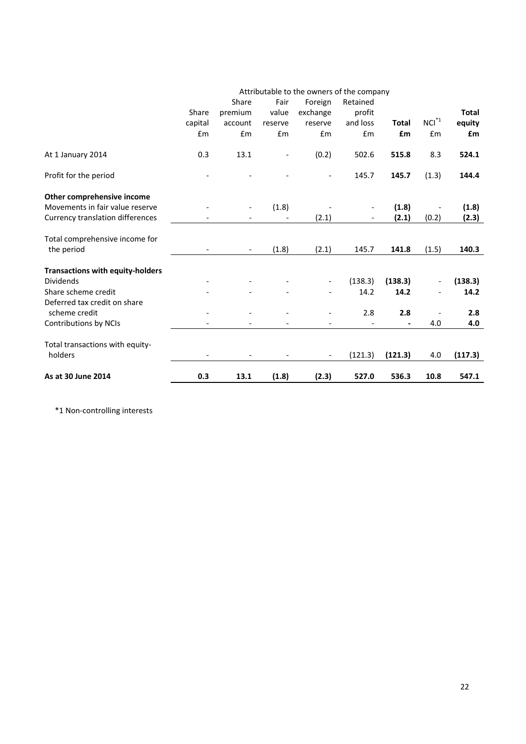| | Attributable to the owners of the company | | | | | | | |
|---|---|---|---|---|---|---|---|---|
| | Share capital £m | Share premium account £m | Fair value reserve £m | Foreign exchange reserve £m | Retained profit and loss £m | **Total £m** | NCI*1 £m | **Total equity £m** |
| At 1 January 2014 | 0.3 | 13.1 | - | (0.2) | 502.6 | **515.8** | 8.3 | **524.1** |
| Profit for the period | - | - | - | - | 145.7 | **145.7** | (1.3) | **144.4** |
| **Other comprehensive income** | | | | | | | | |
| Movements in fair value reserve | - | - | (1.8) | - | - | **(1.8)** | - | **(1.8)** |
| Currency translation differences | - | - | - | (2.1) | - | **(2.1)** | (0.2) | **(2.3)** |
| Total comprehensive income for the period | - | - | (1.8) | (2.1) | 145.7 | **141.8** | (1.5) | **140.3** |
| **Transactions with equity-holders** | | | | | | | | |
| Dividends | - | - | - | - | (138.3) | **(138.3)** | - | **(138.3)** |
| Share scheme credit | - | - | - | - | 14.2 | **14.2** | - | **14.2** |
| Deferred tax credit on share scheme credit | - | - | - | - | 2.8 | **2.8** | - | **2.8** |
| Contributions by NCIs | - | - | - | - | - | **-** | 4.0 | **4.0** |
| Total transactions with equity-holders | - | - | - | - | (121.3) | **(121.3)** | 4.0 | **(117.3)** |
| **As at 30 June 2014** | **0.3** | **13.1** | **(1.8)** | **(2.3)** | **527.0** | **536.3** | **10.8** | **547.1** |

*1 Non-controlling interests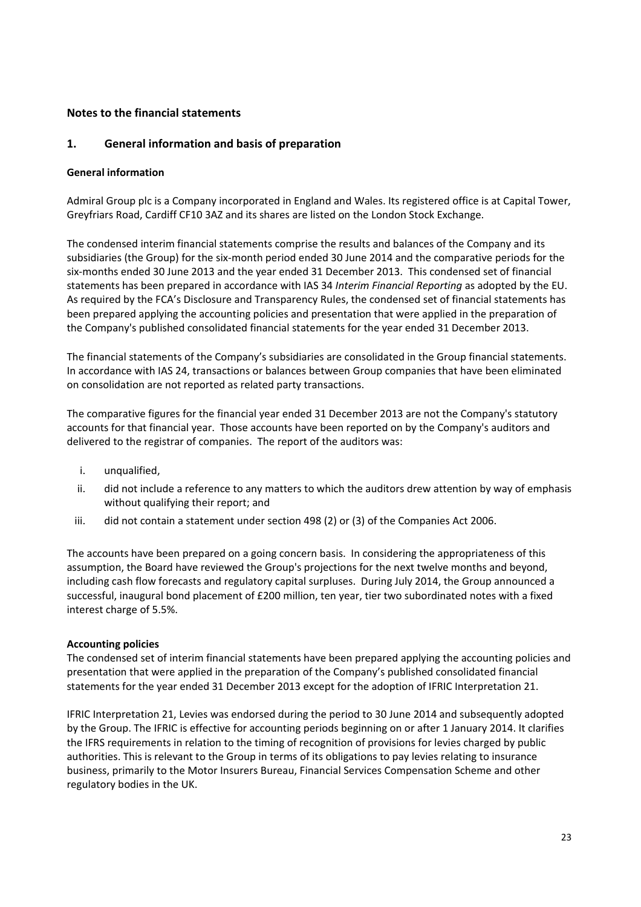## Notes to the financial statements

## 1. General information and basis of preparation

### General information

Admiral Group plc is a Company incorporated in England and Wales. Its registered office is at Capital Tower, Greyfriars Road, Cardiff CF10 3AZ and its shares are listed on the London Stock Exchange.

The condensed interim financial statements comprise the results and balances of the Company and its subsidiaries (the Group) for the six-month period ended 30 June 2014 and the comparative periods for the six-months ended 30 June 2013 and the year ended 31 December 2013. This condensed set of financial statements has been prepared in accordance with IAS 34 *Interim Financial Reporting* as adopted by the EU. As required by the FCA's Disclosure and Transparency Rules, the condensed set of financial statements has been prepared applying the accounting policies and presentation that were applied in the preparation of the Company's published consolidated financial statements for the year ended 31 December 2013.

The financial statements of the Company's subsidiaries are consolidated in the Group financial statements. In accordance with IAS 24, transactions or balances between Group companies that have been eliminated on consolidation are not reported as related party transactions.

The comparative figures for the financial year ended 31 December 2013 are not the Company's statutory accounts for that financial year. Those accounts have been reported on by the Company's auditors and delivered to the registrar of companies. The report of the auditors was:

i. unqualified,
ii. did not include a reference to any matters to which the auditors drew attention by way of emphasis without qualifying their report; and
iii. did not contain a statement under section 498 (2) or (3) of the Companies Act 2006.

The accounts have been prepared on a going concern basis. In considering the appropriateness of this assumption, the Board have reviewed the Group's projections for the next twelve months and beyond, including cash flow forecasts and regulatory capital surpluses. During July 2014, the Group announced a successful, inaugural bond placement of £200 million, ten year, tier two subordinated notes with a fixed interest charge of 5.5%.

### Accounting policies

The condensed set of interim financial statements have been prepared applying the accounting policies and presentation that were applied in the preparation of the Company's published consolidated financial statements for the year ended 31 December 2013 except for the adoption of IFRIC Interpretation 21.

IFRIC Interpretation 21, Levies was endorsed during the period to 30 June 2014 and subsequently adopted by the Group. The IFRIC is effective for accounting periods beginning on or after 1 January 2014. It clarifies the IFRS requirements in relation to the timing of recognition of provisions for levies charged by public authorities. This is relevant to the Group in terms of its obligations to pay levies relating to insurance business, primarily to the Motor Insurers Bureau, Financial Services Compensation Scheme and other regulatory bodies in the UK.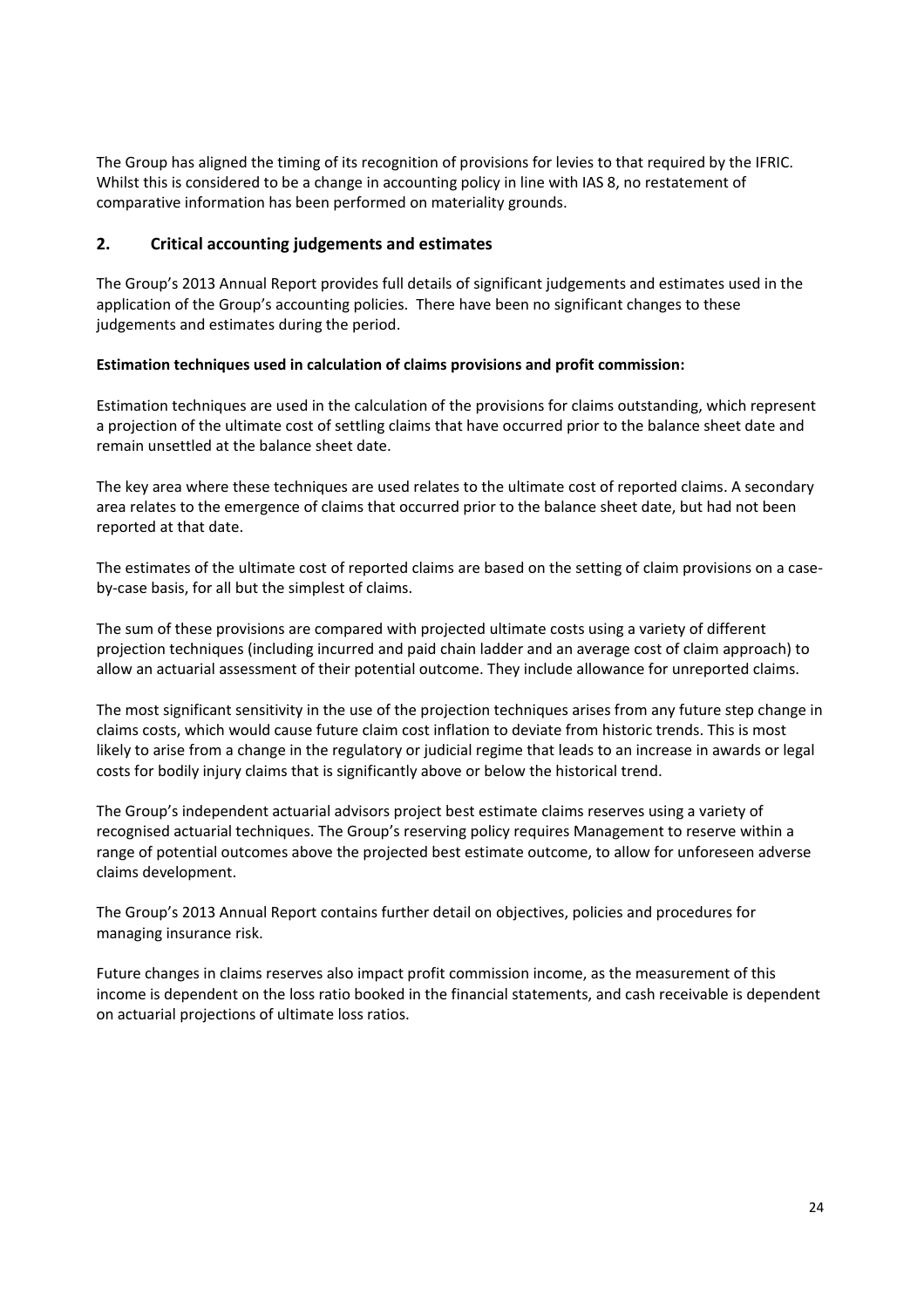The Group has aligned the timing of its recognition of provisions for levies to that required by the IFRIC. Whilst this is considered to be a change in accounting policy in line with IAS 8, no restatement of comparative information has been performed on materiality grounds.

## 2. Critical accounting judgements and estimates

The Group's 2013 Annual Report provides full details of significant judgements and estimates used in the application of the Group's accounting policies. There have been no significant changes to these judgements and estimates during the period.

**Estimation techniques used in calculation of claims provisions and profit commission:**

Estimation techniques are used in the calculation of the provisions for claims outstanding, which represent a projection of the ultimate cost of settling claims that have occurred prior to the balance sheet date and remain unsettled at the balance sheet date.

The key area where these techniques are used relates to the ultimate cost of reported claims. A secondary area relates to the emergence of claims that occurred prior to the balance sheet date, but had not been reported at that date.

The estimates of the ultimate cost of reported claims are based on the setting of claim provisions on a case-by-case basis, for all but the simplest of claims.

The sum of these provisions are compared with projected ultimate costs using a variety of different projection techniques (including incurred and paid chain ladder and an average cost of claim approach) to allow an actuarial assessment of their potential outcome. They include allowance for unreported claims.

The most significant sensitivity in the use of the projection techniques arises from any future step change in claims costs, which would cause future claim cost inflation to deviate from historic trends. This is most likely to arise from a change in the regulatory or judicial regime that leads to an increase in awards or legal costs for bodily injury claims that is significantly above or below the historical trend.

The Group's independent actuarial advisors project best estimate claims reserves using a variety of recognised actuarial techniques. The Group's reserving policy requires Management to reserve within a range of potential outcomes above the projected best estimate outcome, to allow for unforeseen adverse claims development.

The Group's 2013 Annual Report contains further detail on objectives, policies and procedures for managing insurance risk.

Future changes in claims reserves also impact profit commission income, as the measurement of this income is dependent on the loss ratio booked in the financial statements, and cash receivable is dependent on actuarial projections of ultimate loss ratios.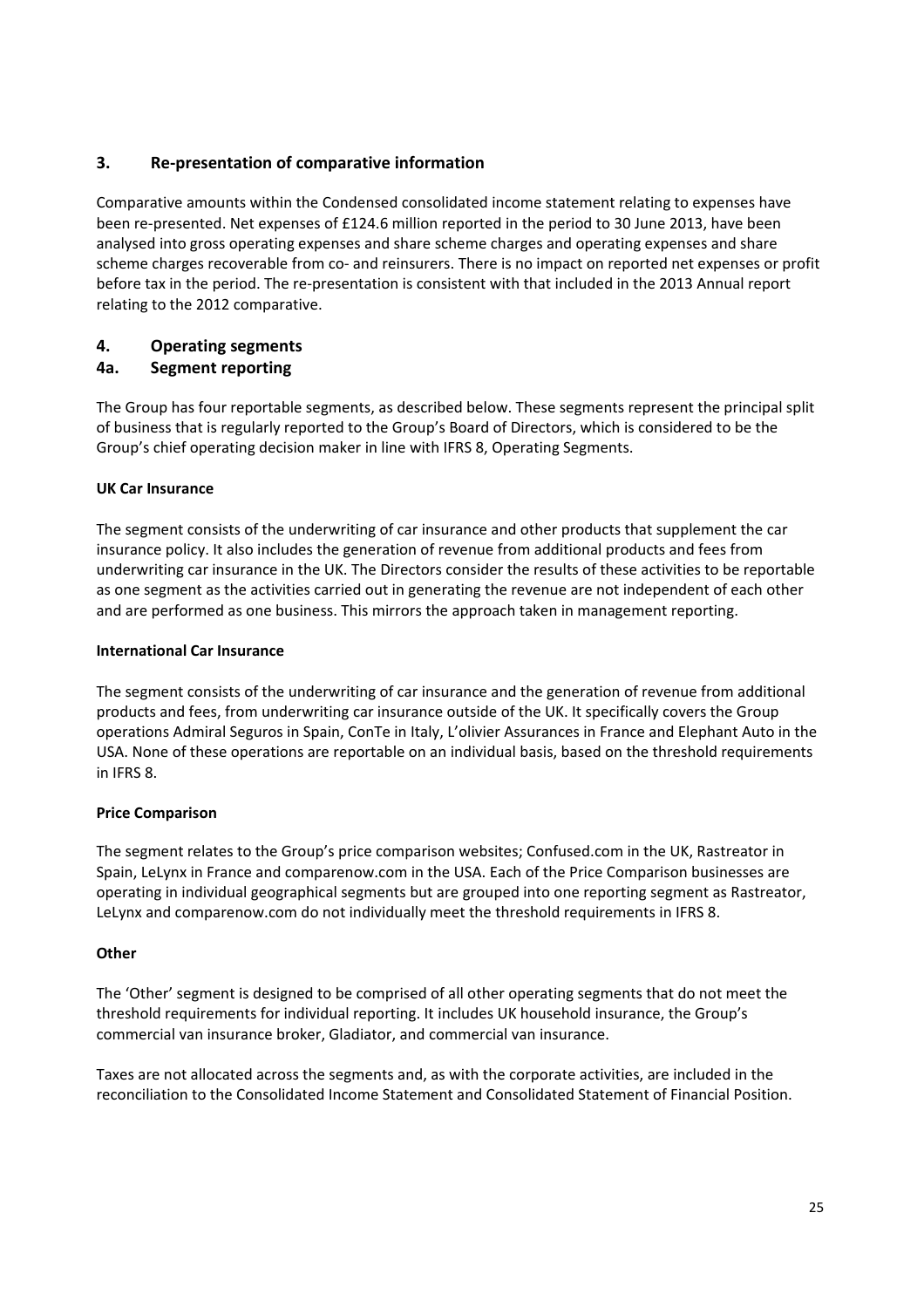## 3. Re-presentation of comparative information

Comparative amounts within the Condensed consolidated income statement relating to expenses have been re-presented. Net expenses of £124.6 million reported in the period to 30 June 2013, have been analysed into gross operating expenses and share scheme charges and operating expenses and share scheme charges recoverable from co- and reinsurers. There is no impact on reported net expenses or profit before tax in the period. The re-presentation is consistent with that included in the 2013 Annual report relating to the 2012 comparative.

## 4. Operating segments

### 4a. Segment reporting

The Group has four reportable segments, as described below. These segments represent the principal split of business that is regularly reported to the Group's Board of Directors, which is considered to be the Group's chief operating decision maker in line with IFRS 8, Operating Segments.

**UK Car Insurance**

The segment consists of the underwriting of car insurance and other products that supplement the car insurance policy. It also includes the generation of revenue from additional products and fees from underwriting car insurance in the UK. The Directors consider the results of these activities to be reportable as one segment as the activities carried out in generating the revenue are not independent of each other and are performed as one business. This mirrors the approach taken in management reporting.

**International Car Insurance**

The segment consists of the underwriting of car insurance and the generation of revenue from additional products and fees, from underwriting car insurance outside of the UK. It specifically covers the Group operations Admiral Seguros in Spain, ConTe in Italy, L'olivier Assurances in France and Elephant Auto in the USA. None of these operations are reportable on an individual basis, based on the threshold requirements in IFRS 8.

**Price Comparison**

The segment relates to the Group's price comparison websites; Confused.com in the UK, Rastreator in Spain, LeLynx in France and comparenow.com in the USA. Each of the Price Comparison businesses are operating in individual geographical segments but are grouped into one reporting segment as Rastreator, LeLynx and comparenow.com do not individually meet the threshold requirements in IFRS 8.

**Other**

The 'Other' segment is designed to be comprised of all other operating segments that do not meet the threshold requirements for individual reporting. It includes UK household insurance, the Group's commercial van insurance broker, Gladiator, and commercial van insurance.

Taxes are not allocated across the segments and, as with the corporate activities, are included in the reconciliation to the Consolidated Income Statement and Consolidated Statement of Financial Position.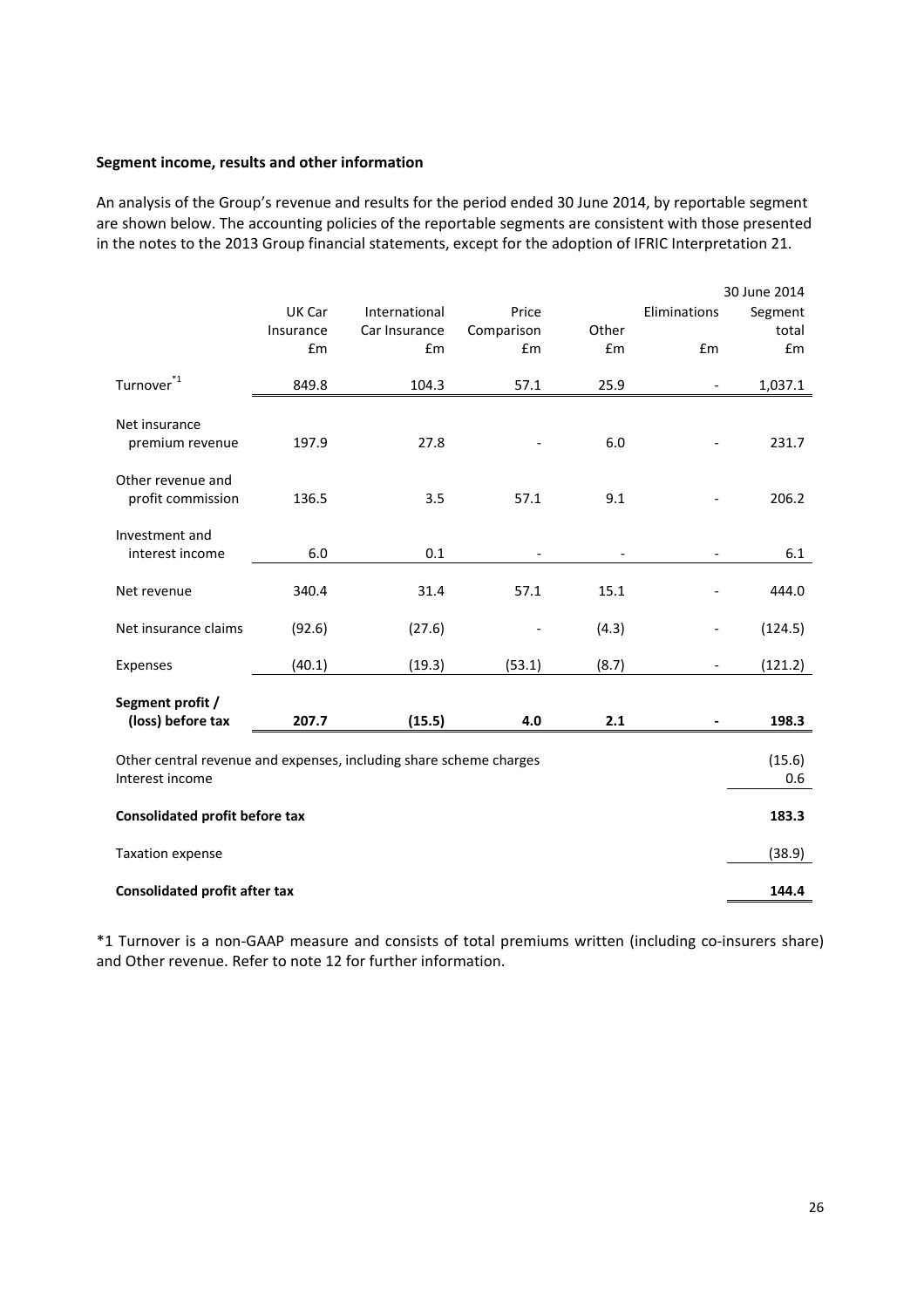**Segment income, results and other information**

An analysis of the Group's revenue and results for the period ended 30 June 2014, by reportable segment are shown below. The accounting policies of the reportable segments are consistent with those presented in the notes to the 2013 Group financial statements, except for the adoption of IFRIC Interpretation 21.

| | UK Car Insurance £m | International Car Insurance £m | Price Comparison £m | Other £m | Eliminations £m | 30 June 2014 Segment total £m |
|---|---|---|---|---|---|---|
| Turnover[*1] | 849.8 | 104.3 | 57.1 | 25.9 | - | 1,037.1 |
| Net insurance premium revenue | 197.9 | 27.8 | - | 6.0 | - | 231.7 |
| Other revenue and profit commission | 136.5 | 3.5 | 57.1 | 9.1 | - | 206.2 |
| Investment and interest income | 6.0 | 0.1 | - | - | - | 6.1 |
| Net revenue | 340.4 | 31.4 | 57.1 | 15.1 | - | 444.0 |
| Net insurance claims | (92.6) | (27.6) | - | (4.3) | - | (124.5) |
| Expenses | (40.1) | (19.3) | (53.1) | (8.7) | - | (121.2) |
| **Segment profit / (loss) before tax** | **207.7** | **(15.5)** | **4.0** | **2.1** | **-** | **198.3** |
| Other central revenue and expenses, including share scheme charges | | | | | | (15.6) |
| Interest income | | | | | | 0.6 |
| **Consolidated profit before tax** | | | | | | **183.3** |
| Taxation expense | | | | | | (38.9) |
| **Consolidated profit after tax** | | | | | | **144.4** |

*1 Turnover is a non-GAAP measure and consists of total premiums written (including co-insurers share) and Other revenue. Refer to note 12 for further information.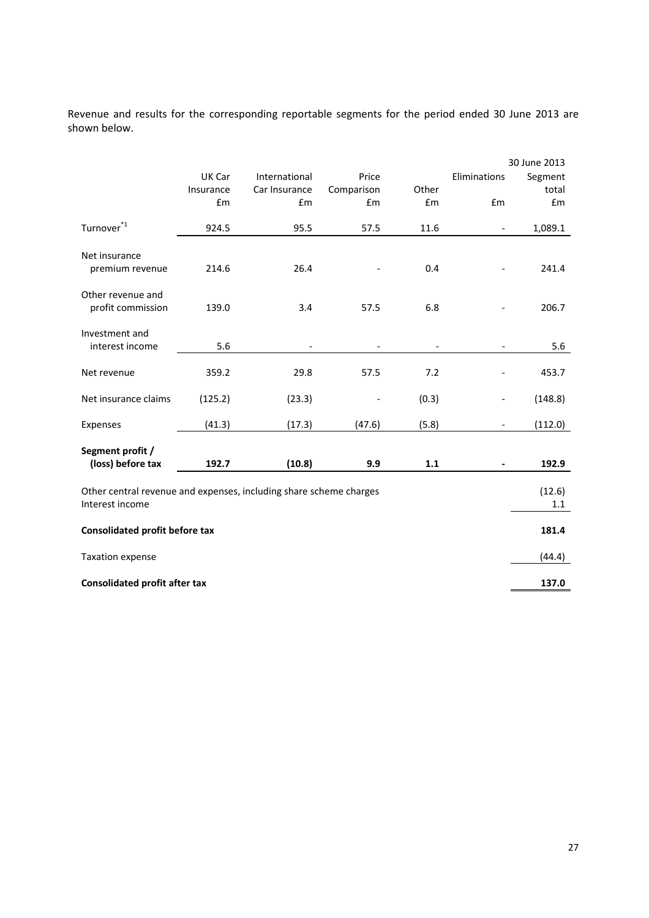Revenue and results for the corresponding reportable segments for the period ended 30 June 2013 are shown below.

| | UK Car Insurance £m | International Car Insurance £m | Price Comparison £m | Other £m | Eliminations £m | 30 June 2013 Segment total £m |
|---|---|---|---|---|---|---|
| Turnover*1 | 924.5 | 95.5 | 57.5 | 11.6 | - | 1,089.1 |
| Net insurance premium revenue | 214.6 | 26.4 | - | 0.4 | - | 241.4 |
| Other revenue and profit commission | 139.0 | 3.4 | 57.5 | 6.8 | - | 206.7 |
| Investment and interest income | 5.6 | - | - | - | - | 5.6 |
| Net revenue | 359.2 | 29.8 | 57.5 | 7.2 | - | 453.7 |
| Net insurance claims | (125.2) | (23.3) | - | (0.3) | - | (148.8) |
| Expenses | (41.3) | (17.3) | (47.6) | (5.8) | - | (112.0) |
| **Segment profit / (loss) before tax** | **192.7** | **(10.8)** | **9.9** | **1.1** | **-** | **192.9** |
| Other central revenue and expenses, including share scheme charges | | | | | | (12.6) |
| Interest income | | | | | | 1.1 |
| **Consolidated profit before tax** | | | | | | **181.4** |
| Taxation expense | | | | | | (44.4) |
| **Consolidated profit after tax** | | | | | | **137.0** |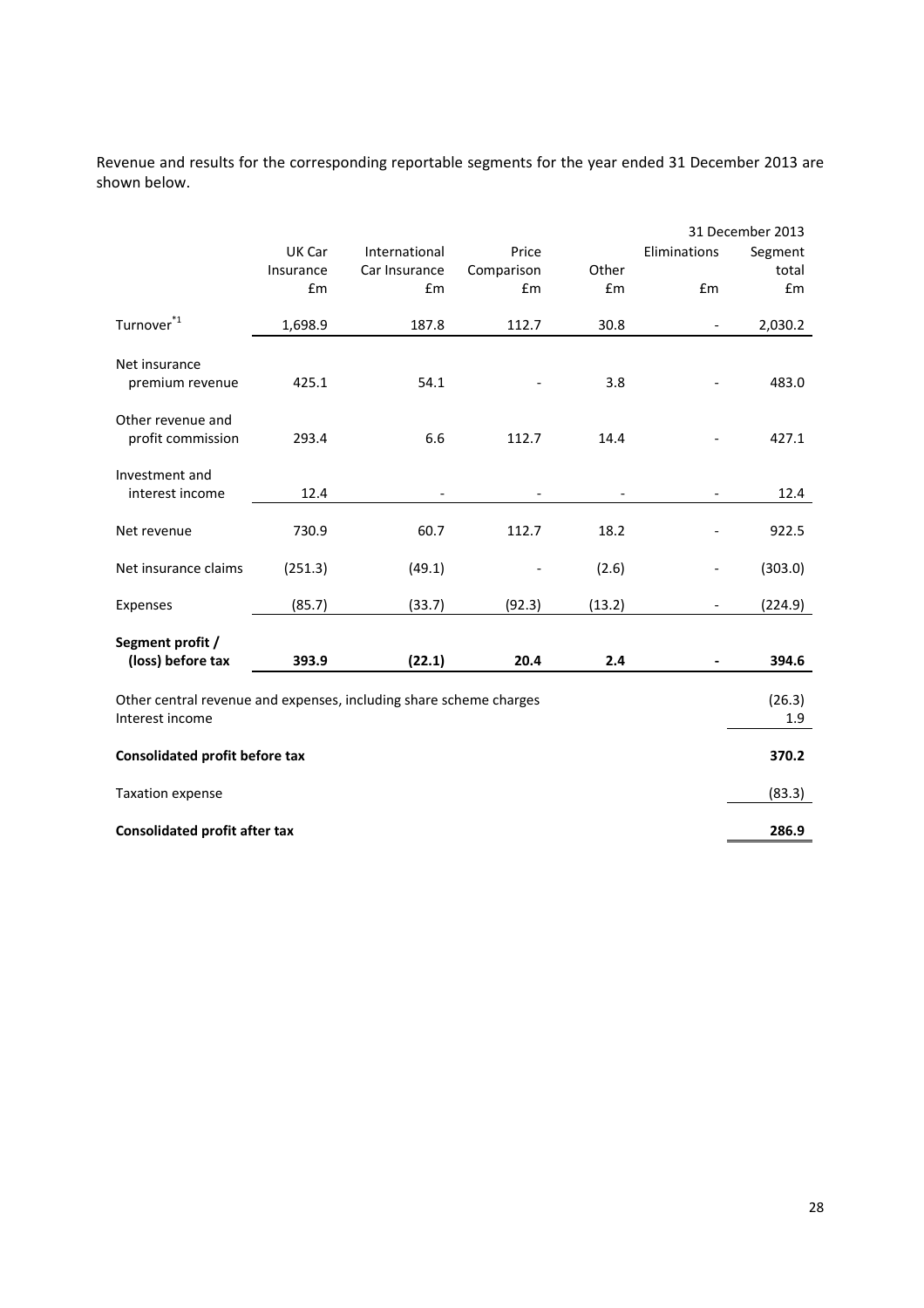Revenue and results for the corresponding reportable segments for the year ended 31 December 2013 are shown below.

| | UK Car Insurance £m | International Car Insurance £m | Price Comparison £m | Other £m | Eliminations £m | 31 December 2013 Segment total £m |
|---|---|---|---|---|---|---|
| Turnover*1 | 1,698.9 | 187.8 | 112.7 | 30.8 | - | 2,030.2 |
| Net insurance premium revenue | 425.1 | 54.1 | - | 3.8 | - | 483.0 |
| Other revenue and profit commission | 293.4 | 6.6 | 112.7 | 14.4 | - | 427.1 |
| Investment and interest income | 12.4 | - | - | - | - | 12.4 |
| Net revenue | 730.9 | 60.7 | 112.7 | 18.2 | - | 922.5 |
| Net insurance claims | (251.3) | (49.1) | - | (2.6) | - | (303.0) |
| Expenses | (85.7) | (33.7) | (92.3) | (13.2) | - | (224.9) |
| **Segment profit / (loss) before tax** | **393.9** | **(22.1)** | **20.4** | **2.4** | **-** | **394.6** |
| Other central revenue and expenses, including share scheme charges | | | | | | (26.3) |
| Interest income | | | | | | 1.9 |
| **Consolidated profit before tax** | | | | | | **370.2** |
| Taxation expense | | | | | | (83.3) |
| **Consolidated profit after tax** | | | | | | **286.9** |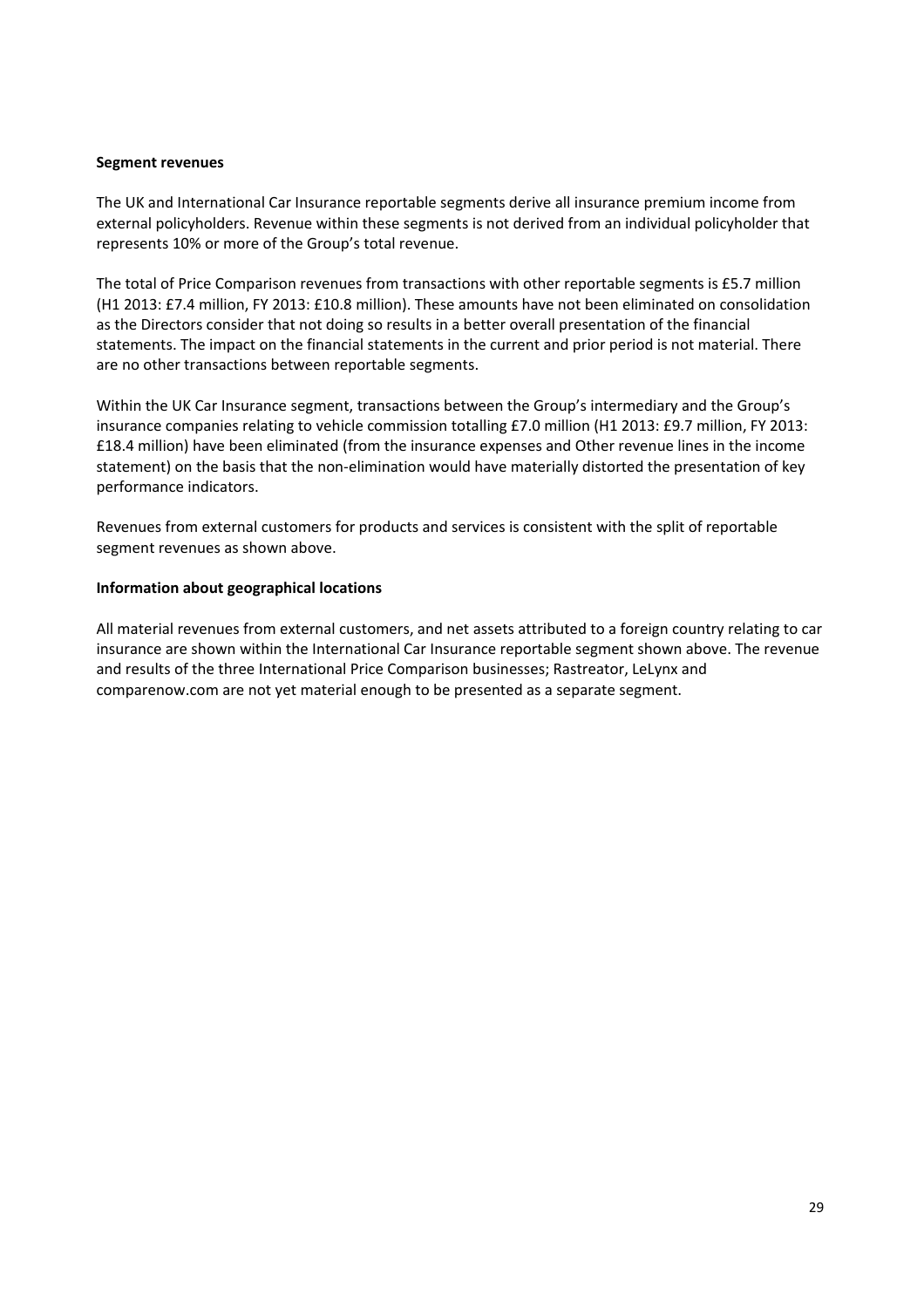**Segment revenues**

The UK and International Car Insurance reportable segments derive all insurance premium income from external policyholders. Revenue within these segments is not derived from an individual policyholder that represents 10% or more of the Group's total revenue.

The total of Price Comparison revenues from transactions with other reportable segments is £5.7 million (H1 2013: £7.4 million, FY 2013: £10.8 million). These amounts have not been eliminated on consolidation as the Directors consider that not doing so results in a better overall presentation of the financial statements. The impact on the financial statements in the current and prior period is not material. There are no other transactions between reportable segments.

Within the UK Car Insurance segment, transactions between the Group's intermediary and the Group's insurance companies relating to vehicle commission totalling £7.0 million (H1 2013: £9.7 million, FY 2013: £18.4 million) have been eliminated (from the insurance expenses and Other revenue lines in the income statement) on the basis that the non-elimination would have materially distorted the presentation of key performance indicators.

Revenues from external customers for products and services is consistent with the split of reportable segment revenues as shown above.

**Information about geographical locations**

All material revenues from external customers, and net assets attributed to a foreign country relating to car insurance are shown within the International Car Insurance reportable segment shown above. The revenue and results of the three International Price Comparison businesses; Rastreator, LeLynx and comparenow.com are not yet material enough to be presented as a separate segment.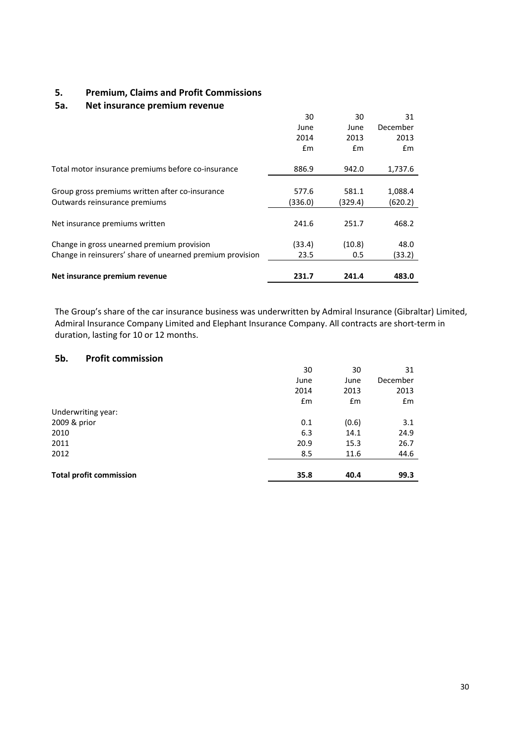## 5. Premium, Claims and Profit Commissions

### 5a. Net insurance premium revenue

| | 30 June 2014 £m | 30 June 2013 £m | 31 December 2013 £m |
|---|---|---|---|
| Total motor insurance premiums before co-insurance | 886.9 | 942.0 | 1,737.6 |
| Group gross premiums written after co-insurance | 577.6 | 581.1 | 1,088.4 |
| Outwards reinsurance premiums | (336.0) | (329.4) | (620.2) |
| Net insurance premiums written | 241.6 | 251.7 | 468.2 |
| Change in gross unearned premium provision | (33.4) | (10.8) | 48.0 |
| Change in reinsurers' share of unearned premium provision | 23.5 | 0.5 | (33.2) |
| **Net insurance premium revenue** | **231.7** | **241.4** | **483.0** |

The Group's share of the car insurance business was underwritten by Admiral Insurance (Gibraltar) Limited, Admiral Insurance Company Limited and Elephant Insurance Company. All contracts are short-term in duration, lasting for 10 or 12 months.

### 5b. Profit commission

| | 30 June 2014 £m | 30 June 2013 £m | 31 December 2013 £m |
|---|---|---|---|
| Underwriting year: | | | |
| 2009 & prior | 0.1 | (0.6) | 3.1 |
| 2010 | 6.3 | 14.1 | 24.9 |
| 2011 | 20.9 | 15.3 | 26.7 |
| 2012 | 8.5 | 11.6 | 44.6 |
| **Total profit commission** | **35.8** | **40.4** | **99.3** |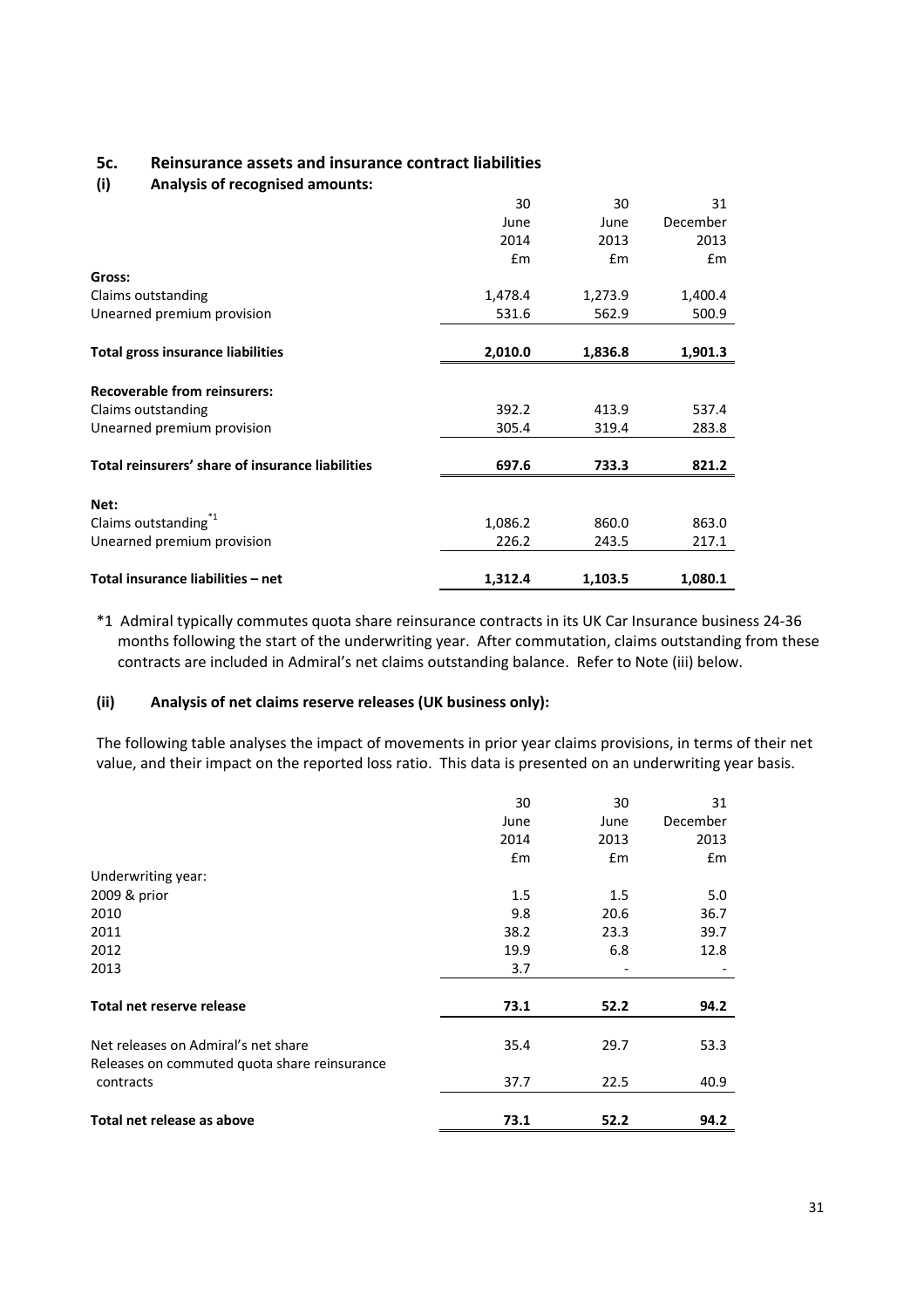## 5c. Reinsurance assets and insurance contract liabilities

### (i) Analysis of recognised amounts:

| | 30 June 2014 £m | 30 June 2013 £m | 31 December 2013 £m |
|---|---|---|---|
| **Gross:** | | | |
| Claims outstanding | 1,478.4 | 1,273.9 | 1,400.4 |
| Unearned premium provision | 531.6 | 562.9 | 500.9 |
| **Total gross insurance liabilities** | **2,010.0** | **1,836.8** | **1,901.3** |
| **Recoverable from reinsurers:** | | | |
| Claims outstanding | 392.2 | 413.9 | 537.4 |
| Unearned premium provision | 305.4 | 319.4 | 283.8 |
| **Total reinsurers' share of insurance liabilities** | **697.6** | **733.3** | **821.2** |
| **Net:** | | | |
| Claims outstanding[*1] | 1,086.2 | 860.0 | 863.0 |
| Unearned premium provision | 226.2 | 243.5 | 217.1 |
| **Total insurance liabilities – net** | **1,312.4** | **1,103.5** | **1,080.1** |

*1 Admiral typically commutes quota share reinsurance contracts in its UK Car Insurance business 24-36 months following the start of the underwriting year. After commutation, claims outstanding from these contracts are included in Admiral's net claims outstanding balance. Refer to Note (iii) below.

### (ii) Analysis of net claims reserve releases (UK business only):

The following table analyses the impact of movements in prior year claims provisions, in terms of their net value, and their impact on the reported loss ratio. This data is presented on an underwriting year basis.

| | 30 June 2014 £m | 30 June 2013 £m | 31 December 2013 £m |
|---|---|---|---|
| Underwriting year: | | | |
| 2009 & prior | 1.5 | 1.5 | 5.0 |
| 2010 | 9.8 | 20.6 | 36.7 |
| 2011 | 38.2 | 23.3 | 39.7 |
| 2012 | 19.9 | 6.8 | 12.8 |
| 2013 | 3.7 | - | - |
| **Total net reserve release** | **73.1** | **52.2** | **94.2** |
| Net releases on Admiral's net share | 35.4 | 29.7 | 53.3 |
| Releases on commuted quota share reinsurance contracts | 37.7 | 22.5 | 40.9 |
| **Total net release as above** | **73.1** | **52.2** | **94.2** |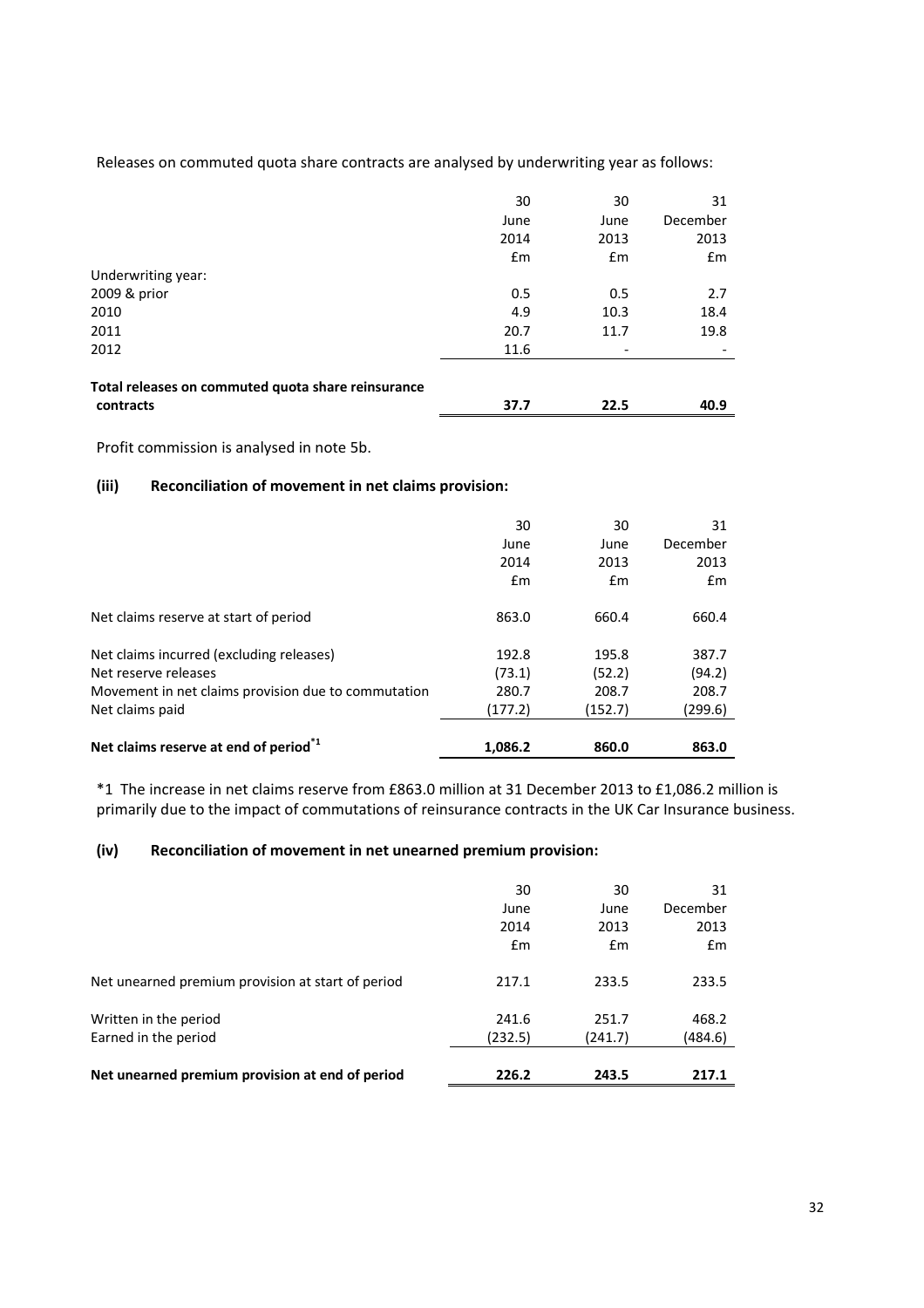Releases on commuted quota share contracts are analysed by underwriting year as follows:

| | 30 June 2014 £m | 30 June 2013 £m | 31 December 2013 £m |
|---|---|---|---|
| Underwriting year: | | | |
| 2009 & prior | 0.5 | 0.5 | 2.7 |
| 2010 | 4.9 | 10.3 | 18.4 |
| 2011 | 20.7 | 11.7 | 19.8 |
| 2012 | 11.6 | - | - |
| **Total releases on commuted quota share reinsurance contracts** | **37.7** | **22.5** | **40.9** |

Profit commission is analysed in note 5b.

### (iii) Reconciliation of movement in net claims provision:

| | 30 June 2014 £m | 30 June 2013 £m | 31 December 2013 £m |
|---|---|---|---|
| Net claims reserve at start of period | 863.0 | 660.4 | 660.4 |
| Net claims incurred (excluding releases) | 192.8 | 195.8 | 387.7 |
| Net reserve releases | (73.1) | (52.2) | (94.2) |
| Movement in net claims provision due to commutation | 280.7 | 208.7 | 208.7 |
| Net claims paid | (177.2) | (152.7) | (299.6) |
| **Net claims reserve at end of period*1** | **1,086.2** | **860.0** | **863.0** |

*1 The increase in net claims reserve from £863.0 million at 31 December 2013 to £1,086.2 million is primarily due to the impact of commutations of reinsurance contracts in the UK Car Insurance business.

### (iv) Reconciliation of movement in net unearned premium provision:

| | 30 June 2014 £m | 30 June 2013 £m | 31 December 2013 £m |
|---|---|---|---|
| Net unearned premium provision at start of period | 217.1 | 233.5 | 233.5 |
| Written in the period | 241.6 | 251.7 | 468.2 |
| Earned in the period | (232.5) | (241.7) | (484.6) |
| **Net unearned premium provision at end of period** | **226.2** | **243.5** | **217.1** |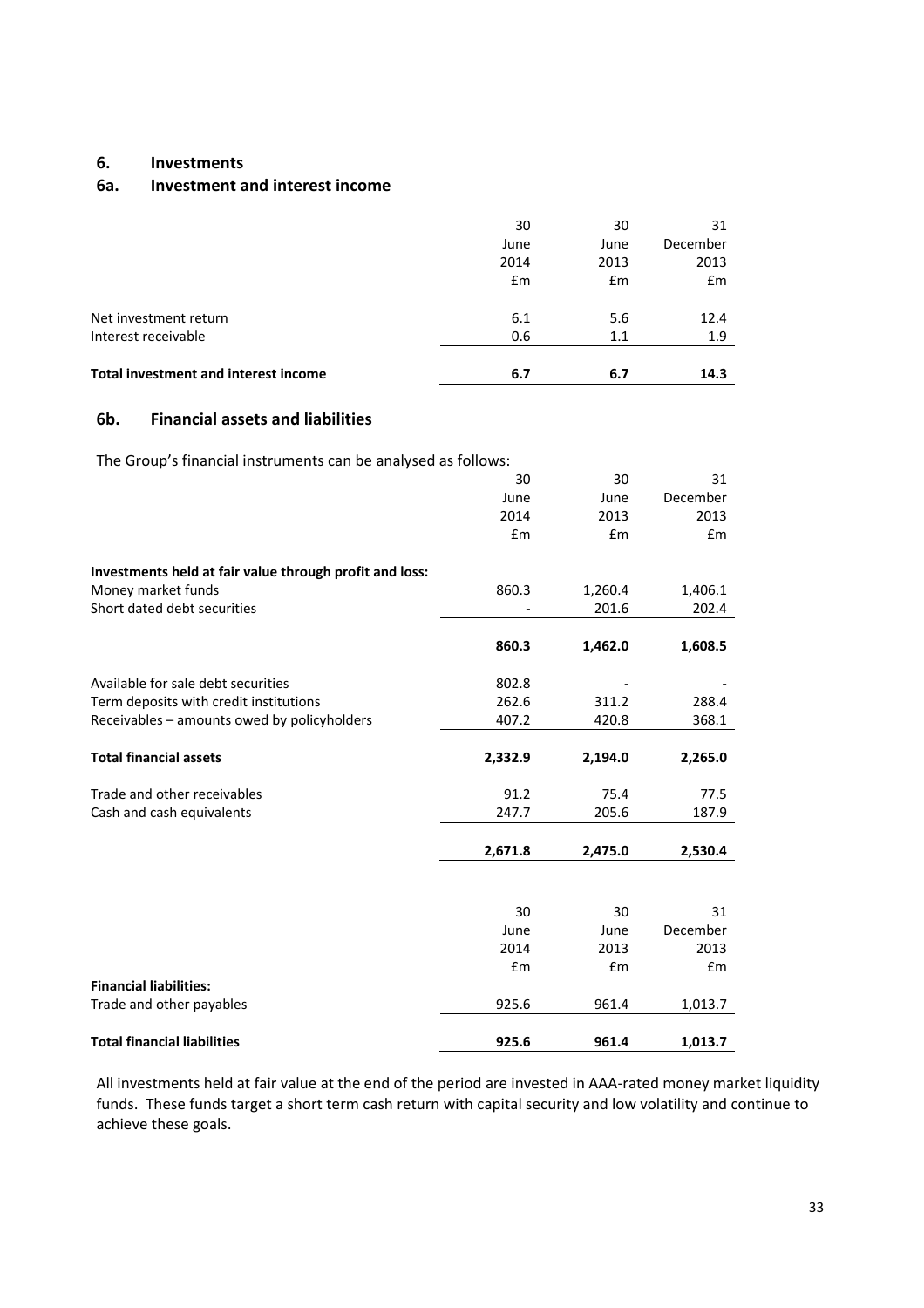## 6. Investments

### 6a. Investment and interest income

| | 30 June 2014 £m | 30 June 2013 £m | 31 December 2013 £m |
|---|---|---|---|
| Net investment return | 6.1 | 5.6 | 12.4 |
| Interest receivable | 0.6 | 1.1 | 1.9 |
| **Total investment and interest income** | **6.7** | **6.7** | **14.3** |

### 6b. Financial assets and liabilities

The Group's financial instruments can be analysed as follows:

| | 30 June 2014 £m | 30 June 2013 £m | 31 December 2013 £m |
|---|---|---|---|
| **Investments held at fair value through profit and loss:** | | | |
| Money market funds | 860.3 | 1,260.4 | 1,406.1 |
| Short dated debt securities | - | 201.6 | 202.4 |
| | **860.3** | **1,462.0** | **1,608.5** |
| Available for sale debt securities | 802.8 | - | - |
| Term deposits with credit institutions | 262.6 | 311.2 | 288.4 |
| Receivables – amounts owed by policyholders | 407.2 | 420.8 | 368.1 |
| **Total financial assets** | **2,332.9** | **2,194.0** | **2,265.0** |
| Trade and other receivables | 91.2 | 75.4 | 77.5 |
| Cash and cash equivalents | 247.7 | 205.6 | 187.9 |
| | **2,671.8** | **2,475.0** | **2,530.4** |

| | 30 June 2014 £m | 30 June 2013 £m | 31 December 2013 £m |
|---|---|---|---|
| **Financial liabilities:** | | | |
| Trade and other payables | 925.6 | 961.4 | 1,013.7 |
| **Total financial liabilities** | **925.6** | **961.4** | **1,013.7** |

All investments held at fair value at the end of the period are invested in AAA-rated money market liquidity funds. These funds target a short term cash return with capital security and low volatility and continue to achieve these goals.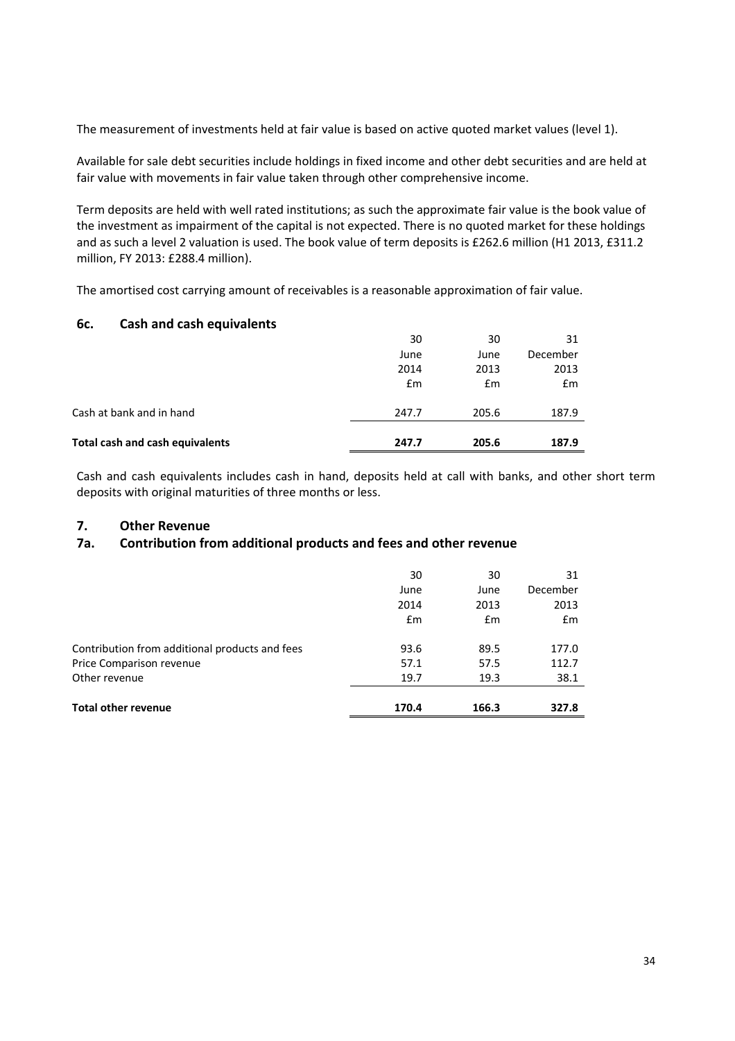The measurement of investments held at fair value is based on active quoted market values (level 1).

Available for sale debt securities include holdings in fixed income and other debt securities and are held at fair value with movements in fair value taken through other comprehensive income.

Term deposits are held with well rated institutions; as such the approximate fair value is the book value of the investment as impairment of the capital is not expected. There is no quoted market for these holdings and as such a level 2 valuation is used. The book value of term deposits is £262.6 million (H1 2013, £311.2 million, FY 2013: £288.4 million).

The amortised cost carrying amount of receivables is a reasonable approximation of fair value.

### 6c. Cash and cash equivalents

| | 30 June 2014 £m | 30 June 2013 £m | 31 December 2013 £m |
|---|---|---|---|
| Cash at bank and in hand | 247.7 | 205.6 | 187.9 |
| **Total cash and cash equivalents** | **247.7** | **205.6** | **187.9** |

Cash and cash equivalents includes cash in hand, deposits held at call with banks, and other short term deposits with original maturities of three months or less.

## 7. Other Revenue

### 7a. Contribution from additional products and fees and other revenue

| | 30 June 2014 £m | 30 June 2013 £m | 31 December 2013 £m |
|---|---|---|---|
| Contribution from additional products and fees | 93.6 | 89.5 | 177.0 |
| Price Comparison revenue | 57.1 | 57.5 | 112.7 |
| Other revenue | 19.7 | 19.3 | 38.1 |
| **Total other revenue** | **170.4** | **166.3** | **327.8** |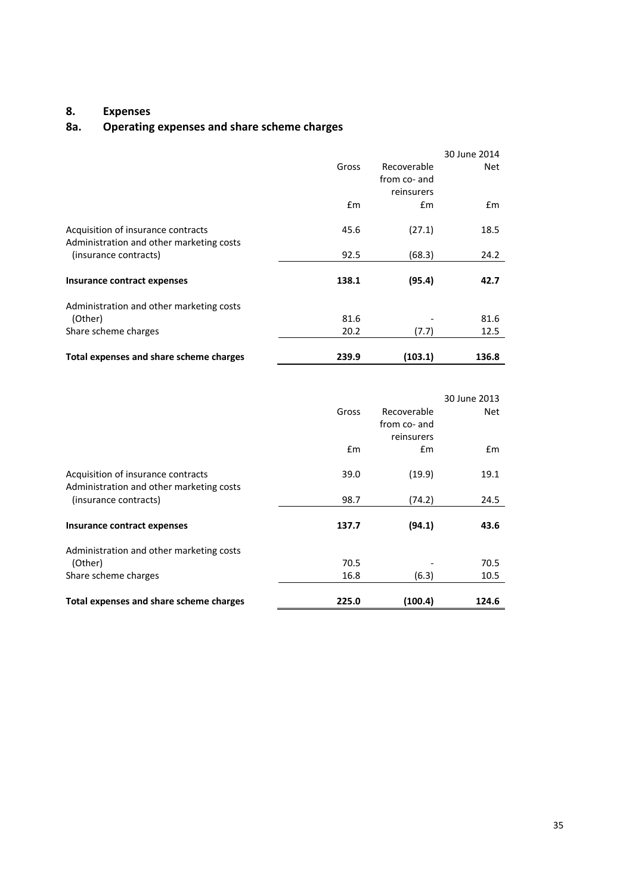## 8. Expenses

### 8a. Operating expenses and share scheme charges

| | | | 30 June 2014 |
|---|---|---|---|
| | Gross | Recoverable from co- and reinsurers | Net |
| | £m | £m | £m |
| Acquisition of insurance contracts | 45.6 | (27.1) | 18.5 |
| Administration and other marketing costs (insurance contracts) | 92.5 | (68.3) | 24.2 |
| **Insurance contract expenses** | **138.1** | **(95.4)** | **42.7** |
| Administration and other marketing costs (Other) | 81.6 | - | 81.6 |
| Share scheme charges | 20.2 | (7.7) | 12.5 |
| **Total expenses and share scheme charges** | **239.9** | **(103.1)** | **136.8** |

| | | | 30 June 2013 |
|---|---|---|---|
| | Gross | Recoverable from co- and reinsurers | Net |
| | £m | £m | £m |
| Acquisition of insurance contracts | 39.0 | (19.9) | 19.1 |
| Administration and other marketing costs (insurance contracts) | 98.7 | (74.2) | 24.5 |
| **Insurance contract expenses** | **137.7** | **(94.1)** | **43.6** |
| Administration and other marketing costs (Other) | 70.5 | - | 70.5 |
| Share scheme charges | 16.8 | (6.3) | 10.5 |
| **Total expenses and share scheme charges** | **225.0** | **(100.4)** | **124.6** |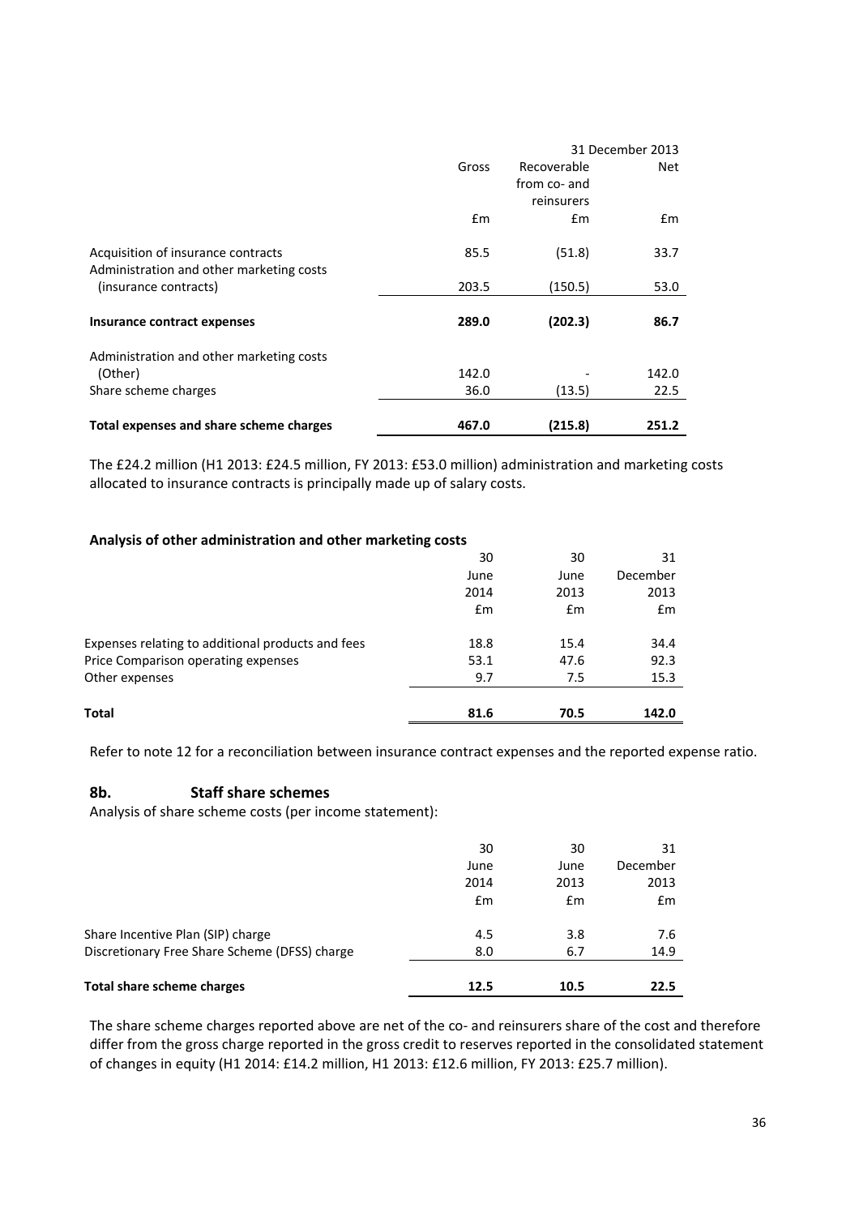| | | | 31 December 2013 |
|---|---|---|---|
| | Gross | Recoverable from co- and reinsurers | Net |
| | £m | £m | £m |
| Acquisition of insurance contracts | 85.5 | (51.8) | 33.7 |
| Administration and other marketing costs (insurance contracts) | 203.5 | (150.5) | 53.0 |
| **Insurance contract expenses** | **289.0** | **(202.3)** | **86.7** |
| Administration and other marketing costs (Other) | 142.0 | - | 142.0 |
| Share scheme charges | 36.0 | (13.5) | 22.5 |
| **Total expenses and share scheme charges** | **467.0** | **(215.8)** | **251.2** |

The £24.2 million (H1 2013: £24.5 million, FY 2013: £53.0 million) administration and marketing costs allocated to insurance contracts is principally made up of salary costs.

**Analysis of other administration and other marketing costs**

| | 30 June 2014 | 30 June 2013 | 31 December 2013 |
|---|---|---|---|
| | £m | £m | £m |
| Expenses relating to additional products and fees | 18.8 | 15.4 | 34.4 |
| Price Comparison operating expenses | 53.1 | 47.6 | 92.3 |
| Other expenses | 9.7 | 7.5 | 15.3 |
| **Total** | **81.6** | **70.5** | **142.0** |

Refer to note 12 for a reconciliation between insurance contract expenses and the reported expense ratio.

## 8b. Staff share schemes

Analysis of share scheme costs (per income statement):

| | 30 June 2014 | 30 June 2013 | 31 December 2013 |
|---|---|---|---|
| | £m | £m | £m |
| Share Incentive Plan (SIP) charge | 4.5 | 3.8 | 7.6 |
| Discretionary Free Share Scheme (DFSS) charge | 8.0 | 6.7 | 14.9 |
| **Total share scheme charges** | **12.5** | **10.5** | **22.5** |

The share scheme charges reported above are net of the co- and reinsurers share of the cost and therefore differ from the gross charge reported in the gross credit to reserves reported in the consolidated statement of changes in equity (H1 2014: £14.2 million, H1 2013: £12.6 million, FY 2013: £25.7 million).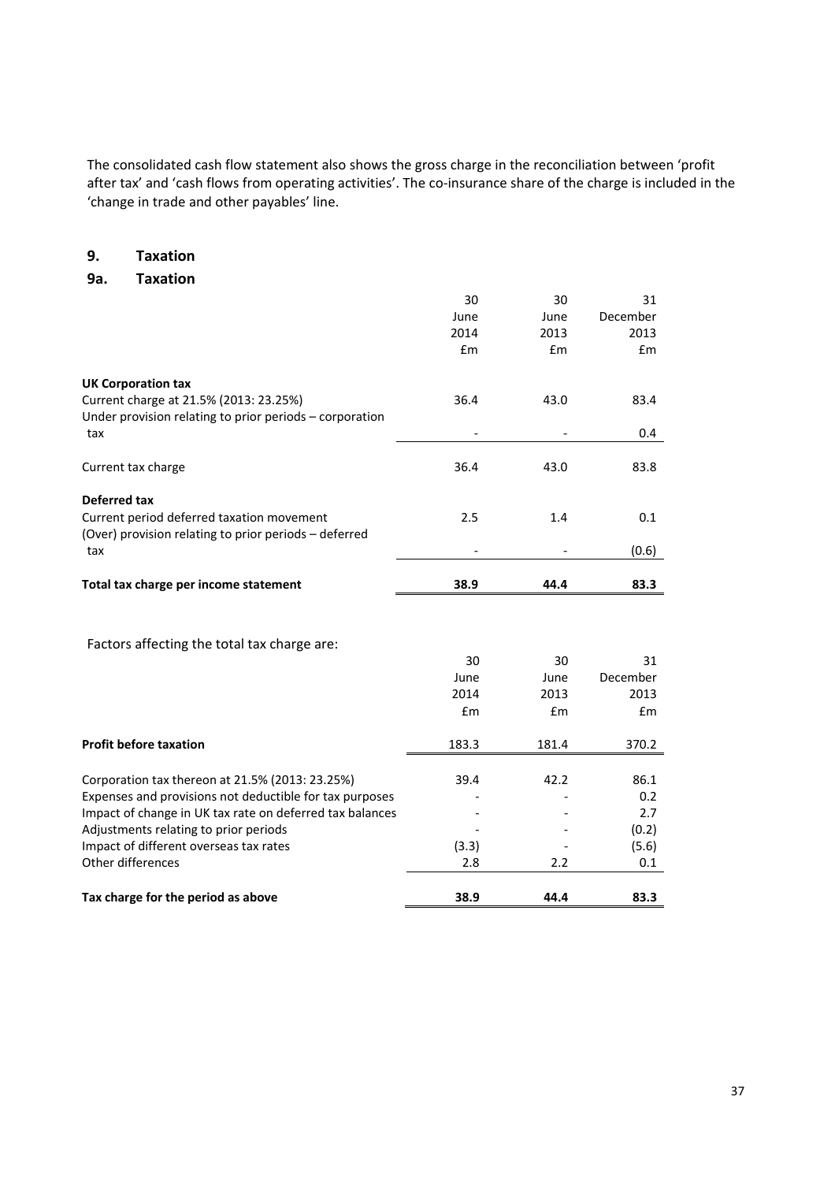The consolidated cash flow statement also shows the gross charge in the reconciliation between 'profit after tax' and 'cash flows from operating activities'. The co-insurance share of the charge is included in the 'change in trade and other payables' line.

## 9. Taxation

### 9a. Taxation

| | 30 June 2014 £m | 30 June 2013 £m | 31 December 2013 £m |
|---|---|---|---|
| **UK Corporation tax** | | | |
| Current charge at 21.5% (2013: 23.25%) | 36.4 | 43.0 | 83.4 |
| Under provision relating to prior periods – corporation tax | - | - | 0.4 |
| Current tax charge | 36.4 | 43.0 | 83.8 |
| **Deferred tax** | | | |
| Current period deferred taxation movement | 2.5 | 1.4 | 0.1 |
| (Over) provision relating to prior periods – deferred tax | - | - | (0.6) |
| **Total tax charge per income statement** | **38.9** | **44.4** | **83.3** |

Factors affecting the total tax charge are:

| | 30 June 2014 £m | 30 June 2013 £m | 31 December 2013 £m |
|---|---|---|---|
| **Profit before taxation** | 183.3 | 181.4 | 370.2 |
| Corporation tax thereon at 21.5% (2013: 23.25%) | 39.4 | 42.2 | 86.1 |
| Expenses and provisions not deductible for tax purposes | - | - | 0.2 |
| Impact of change in UK tax rate on deferred tax balances | - | - | 2.7 |
| Adjustments relating to prior periods | - | - | (0.2) |
| Impact of different overseas tax rates | (3.3) | - | (5.6) |
| Other differences | 2.8 | 2.2 | 0.1 |
| **Tax charge for the period as above** | **38.9** | **44.4** | **83.3** |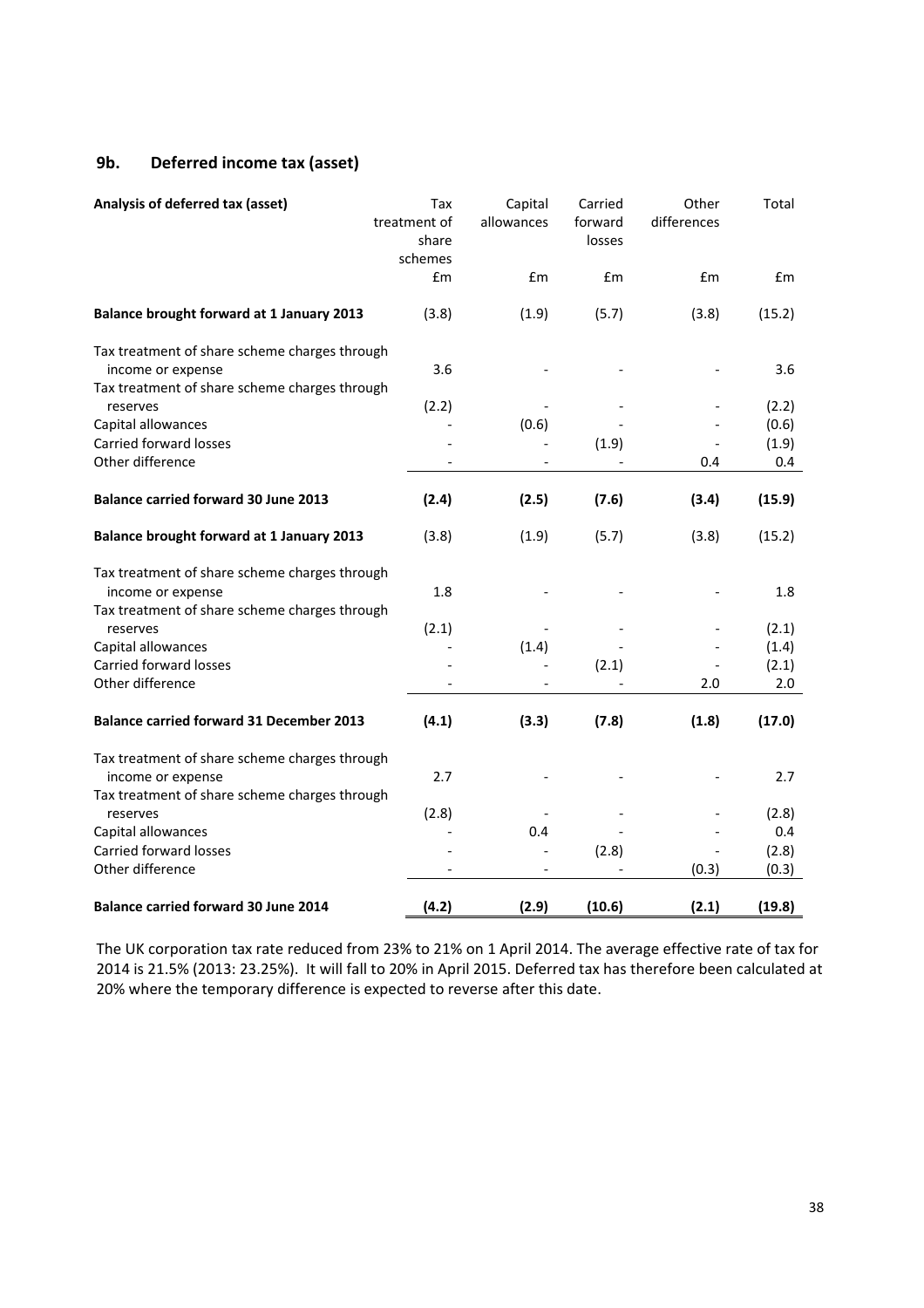## 9b. Deferred income tax (asset)

| Analysis of deferred tax (asset) | Tax treatment of share schemes | Capital allowances | Carried forward losses | Other differences | Total |
|---|---|---|---|---|---|
| | £m | £m | £m | £m | £m |
| **Balance brought forward at 1 January 2013** | (3.8) | (1.9) | (5.7) | (3.8) | (15.2) |
| Tax treatment of share scheme charges through income or expense | 3.6 | - | - | - | 3.6 |
| Tax treatment of share scheme charges through reserves | (2.2) | - | - | - | (2.2) |
| Capital allowances | - | (0.6) | - | - | (0.6) |
| Carried forward losses | - | - | (1.9) | - | (1.9) |
| Other difference | - | - | - | 0.4 | 0.4 |
| **Balance carried forward 30 June 2013** | **(2.4)** | **(2.5)** | **(7.6)** | **(3.4)** | **(15.9)** |
| **Balance brought forward at 1 January 2013** | (3.8) | (1.9) | (5.7) | (3.8) | (15.2) |
| Tax treatment of share scheme charges through income or expense | 1.8 | - | - | - | 1.8 |
| Tax treatment of share scheme charges through reserves | (2.1) | - | - | - | (2.1) |
| Capital allowances | - | (1.4) | - | - | (1.4) |
| Carried forward losses | - | - | (2.1) | - | (2.1) |
| Other difference | - | - | - | 2.0 | 2.0 |
| **Balance carried forward 31 December 2013** | **(4.1)** | **(3.3)** | **(7.8)** | **(1.8)** | **(17.0)** |
| Tax treatment of share scheme charges through income or expense | 2.7 | - | - | - | 2.7 |
| Tax treatment of share scheme charges through reserves | (2.8) | - | - | - | (2.8) |
| Capital allowances | - | 0.4 | - | - | 0.4 |
| Carried forward losses | - | - | (2.8) | - | (2.8) |
| Other difference | - | - | - | (0.3) | (0.3) |
| **Balance carried forward 30 June 2014** | **(4.2)** | **(2.9)** | **(10.6)** | **(2.1)** | **(19.8)** |

The UK corporation tax rate reduced from 23% to 21% on 1 April 2014. The average effective rate of tax for 2014 is 21.5% (2013: 23.25%). It will fall to 20% in April 2015. Deferred tax has therefore been calculated at 20% where the temporary difference is expected to reverse after this date.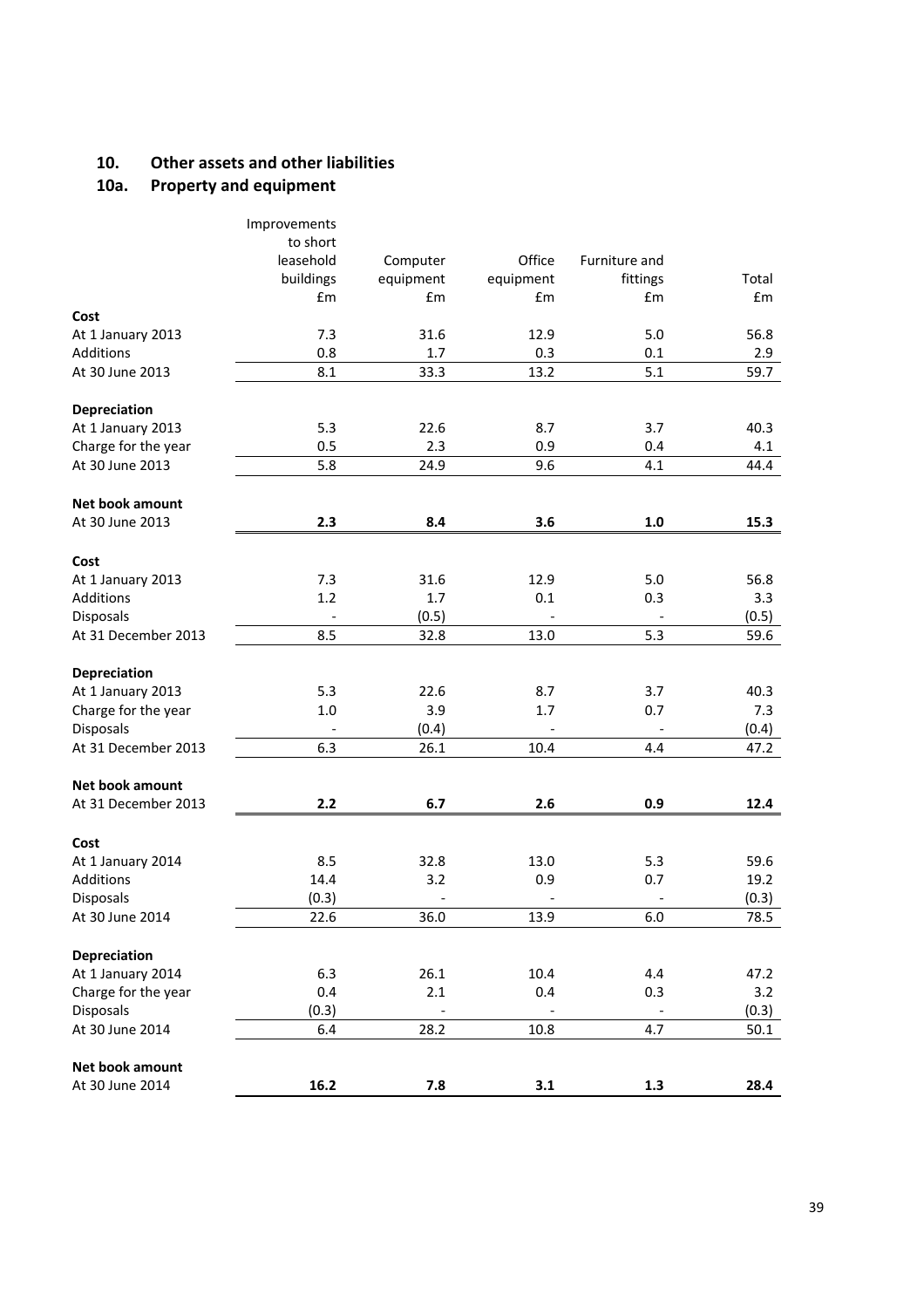## 10. Other assets and other liabilities

### 10a. Property and equipment

| | Improvements to short leasehold buildings £m | Computer equipment £m | Office equipment £m | Furniture and fittings £m | Total £m |
|---|---|---|---|---|---|
| **Cost** | | | | | |
| At 1 January 2013 | 7.3 | 31.6 | 12.9 | 5.0 | 56.8 |
| Additions | 0.8 | 1.7 | 0.3 | 0.1 | 2.9 |
| At 30 June 2013 | 8.1 | 33.3 | 13.2 | 5.1 | 59.7 |
| **Depreciation** | | | | | |
| At 1 January 2013 | 5.3 | 22.6 | 8.7 | 3.7 | 40.3 |
| Charge for the year | 0.5 | 2.3 | 0.9 | 0.4 | 4.1 |
| At 30 June 2013 | 5.8 | 24.9 | 9.6 | 4.1 | 44.4 |
| **Net book amount** | | | | | |
| At 30 June 2013 | **2.3** | **8.4** | **3.6** | **1.0** | **15.3** |
| **Cost** | | | | | |
| At 1 January 2013 | 7.3 | 31.6 | 12.9 | 5.0 | 56.8 |
| Additions | 1.2 | 1.7 | 0.1 | 0.3 | 3.3 |
| Disposals | - | (0.5) | - | - | (0.5) |
| At 31 December 2013 | 8.5 | 32.8 | 13.0 | 5.3 | 59.6 |
| **Depreciation** | | | | | |
| At 1 January 2013 | 5.3 | 22.6 | 8.7 | 3.7 | 40.3 |
| Charge for the year | 1.0 | 3.9 | 1.7 | 0.7 | 7.3 |
| Disposals | - | (0.4) | - | - | (0.4) |
| At 31 December 2013 | 6.3 | 26.1 | 10.4 | 4.4 | 47.2 |
| **Net book amount** | | | | | |
| At 31 December 2013 | **2.2** | **6.7** | **2.6** | **0.9** | **12.4** |
| **Cost** | | | | | |
| At 1 January 2014 | 8.5 | 32.8 | 13.0 | 5.3 | 59.6 |
| Additions | 14.4 | 3.2 | 0.9 | 0.7 | 19.2 |
| Disposals | (0.3) | - | - | - | (0.3) |
| At 30 June 2014 | 22.6 | 36.0 | 13.9 | 6.0 | 78.5 |
| **Depreciation** | | | | | |
| At 1 January 2014 | 6.3 | 26.1 | 10.4 | 4.4 | 47.2 |
| Charge for the year | 0.4 | 2.1 | 0.4 | 0.3 | 3.2 |
| Disposals | (0.3) | - | - | - | (0.3) |
| At 30 June 2014 | 6.4 | 28.2 | 10.8 | 4.7 | 50.1 |
| **Net book amount** | | | | | |
| At 30 June 2014 | **16.2** | **7.8** | **3.1** | **1.3** | **28.4** |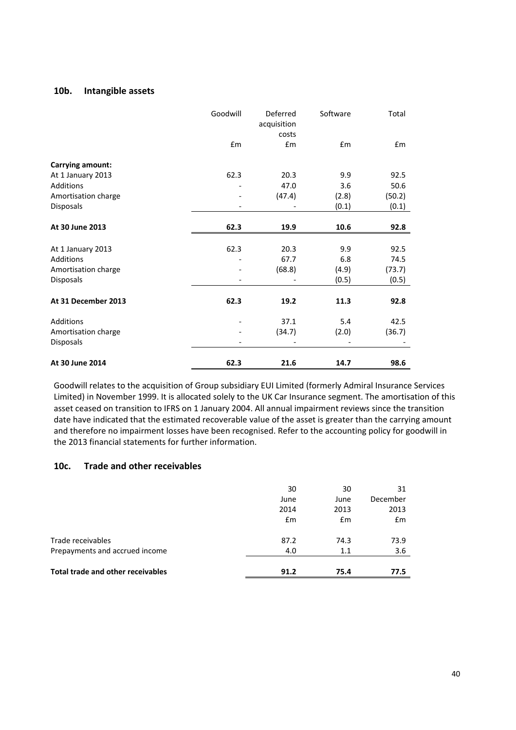## 10b. Intangible assets

| | Goodwill | Deferred acquisition costs | Software | Total |
|---|---|---|---|---|
| | £m | £m | £m | £m |
| **Carrying amount:** | | | | |
| At 1 January 2013 | 62.3 | 20.3 | 9.9 | 92.5 |
| Additions | - | 47.0 | 3.6 | 50.6 |
| Amortisation charge | - | (47.4) | (2.8) | (50.2) |
| Disposals | - | - | (0.1) | (0.1) |
| **At 30 June 2013** | **62.3** | **19.9** | **10.6** | **92.8** |
| At 1 January 2013 | 62.3 | 20.3 | 9.9 | 92.5 |
| Additions | - | 67.7 | 6.8 | 74.5 |
| Amortisation charge | - | (68.8) | (4.9) | (73.7) |
| Disposals | - | - | (0.5) | (0.5) |
| **At 31 December 2013** | **62.3** | **19.2** | **11.3** | **92.8** |
| Additions | - | 37.1 | 5.4 | 42.5 |
| Amortisation charge | - | (34.7) | (2.0) | (36.7) |
| Disposals | - | - | - | - |
| **At 30 June 2014** | **62.3** | **21.6** | **14.7** | **98.6** |

Goodwill relates to the acquisition of Group subsidiary EUI Limited (formerly Admiral Insurance Services Limited) in November 1999. It is allocated solely to the UK Car Insurance segment. The amortisation of this asset ceased on transition to IFRS on 1 January 2004. All annual impairment reviews since the transition date have indicated that the estimated recoverable value of the asset is greater than the carrying amount and therefore no impairment losses have been recognised. Refer to the accounting policy for goodwill in the 2013 financial statements for further information.

## 10c. Trade and other receivables

| | 30 June 2014 | 30 June 2013 | 31 December 2013 |
|---|---|---|---|
| | £m | £m | £m |
| Trade receivables | 87.2 | 74.3 | 73.9 |
| Prepayments and accrued income | 4.0 | 1.1 | 3.6 |
| **Total trade and other receivables** | **91.2** | **75.4** | **77.5** |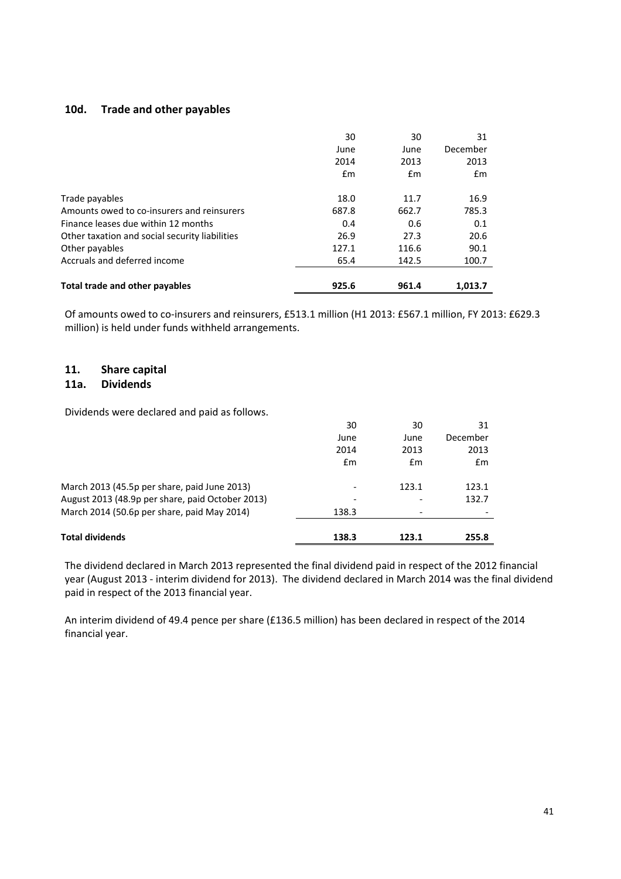### 10d. Trade and other payables

| | 30 June 2014 £m | 30 June 2013 £m | 31 December 2013 £m |
|---|---|---|---|
| Trade payables | 18.0 | 11.7 | 16.9 |
| Amounts owed to co-insurers and reinsurers | 687.8 | 662.7 | 785.3 |
| Finance leases due within 12 months | 0.4 | 0.6 | 0.1 |
| Other taxation and social security liabilities | 26.9 | 27.3 | 20.6 |
| Other payables | 127.1 | 116.6 | 90.1 |
| Accruals and deferred income | 65.4 | 142.5 | 100.7 |
| **Total trade and other payables** | **925.6** | **961.4** | **1,013.7** |

Of amounts owed to co-insurers and reinsurers, £513.1 million (H1 2013: £567.1 million, FY 2013: £629.3 million) is held under funds withheld arrangements.

## 11. Share capital

### 11a. Dividends

Dividends were declared and paid as follows.

| | 30 June 2014 £m | 30 June 2013 £m | 31 December 2013 £m |
|---|---|---|---|
| March 2013 (45.5p per share, paid June 2013) | - | 123.1 | 123.1 |
| August 2013 (48.9p per share, paid October 2013) | - | - | 132.7 |
| March 2014 (50.6p per share, paid May 2014) | 138.3 | - | - |
| **Total dividends** | **138.3** | **123.1** | **255.8** |

The dividend declared in March 2013 represented the final dividend paid in respect of the 2012 financial year (August 2013 - interim dividend for 2013). The dividend declared in March 2014 was the final dividend paid in respect of the 2013 financial year.

An interim dividend of 49.4 pence per share (£136.5 million) has been declared in respect of the 2014 financial year.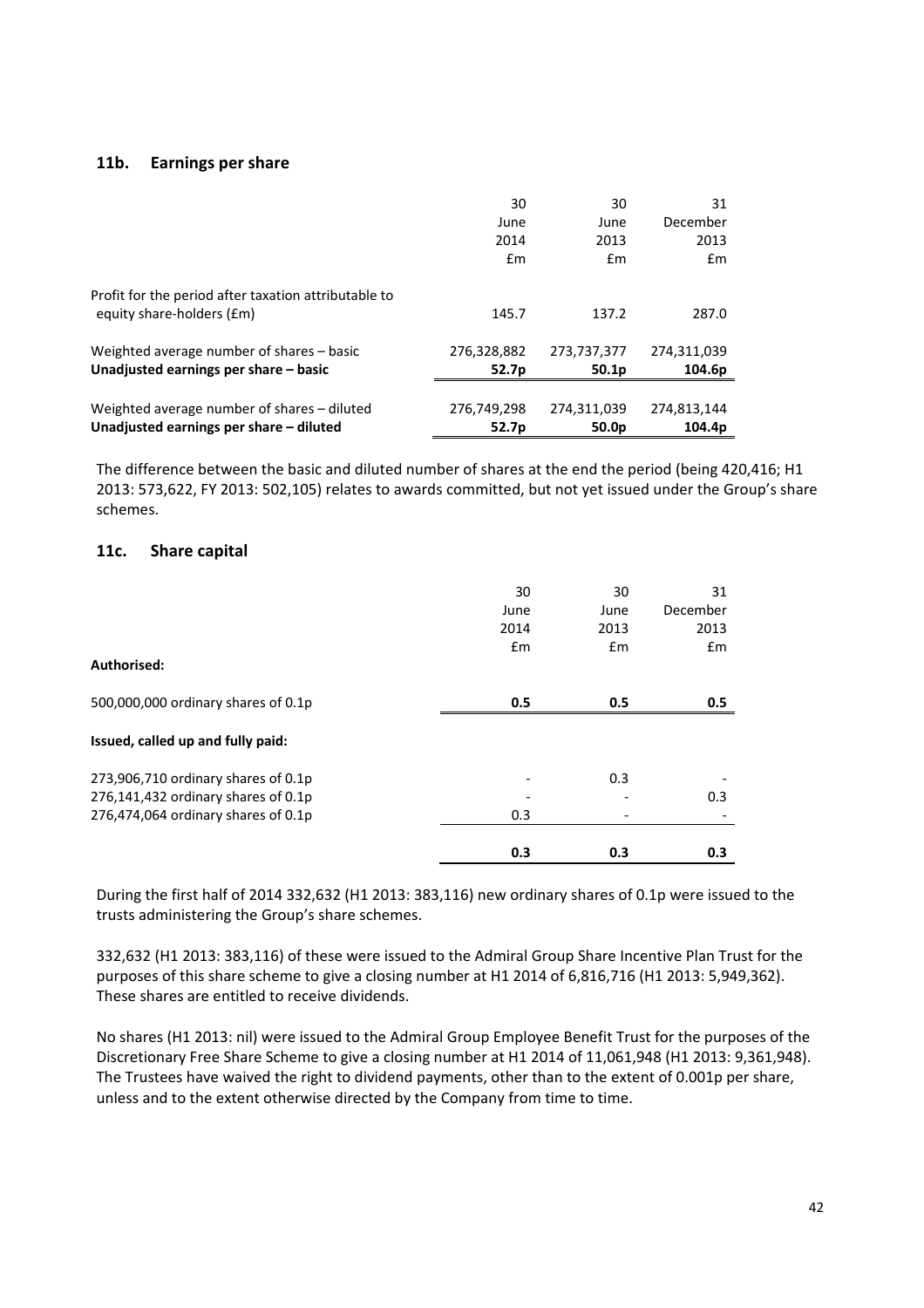### 11b. Earnings per share

| | 30 June 2014 £m | 30 June 2013 £m | 31 December 2013 £m |
|---|---|---|---|
| Profit for the period after taxation attributable to equity share-holders (£m) | 145.7 | 137.2 | 287.0 |
| Weighted average number of shares – basic | 276,328,882 | 273,737,377 | 274,311,039 |
| **Unadjusted earnings per share – basic** | **52.7p** | **50.1p** | **104.6p** |
| Weighted average number of shares – diluted | 276,749,298 | 274,311,039 | 274,813,144 |
| **Unadjusted earnings per share – diluted** | **52.7p** | **50.0p** | **104.4p** |

The difference between the basic and diluted number of shares at the end the period (being 420,416; H1 2013: 573,622, FY 2013: 502,105) relates to awards committed, but not yet issued under the Group's share schemes.

### 11c. Share capital

| | 30 June 2014 £m | 30 June 2013 £m | 31 December 2013 £m |
|---|---|---|---|
| **Authorised:** | | | |
| 500,000,000 ordinary shares of 0.1p | **0.5** | **0.5** | **0.5** |
| **Issued, called up and fully paid:** | | | |
| 273,906,710 ordinary shares of 0.1p | - | 0.3 | - |
| 276,141,432 ordinary shares of 0.1p | - | - | 0.3 |
| 276,474,064 ordinary shares of 0.1p | 0.3 | - | - |
| | **0.3** | **0.3** | **0.3** |

During the first half of 2014 332,632 (H1 2013: 383,116) new ordinary shares of 0.1p were issued to the trusts administering the Group's share schemes.

332,632 (H1 2013: 383,116) of these were issued to the Admiral Group Share Incentive Plan Trust for the purposes of this share scheme to give a closing number at H1 2014 of 6,816,716 (H1 2013: 5,949,362). These shares are entitled to receive dividends.

No shares (H1 2013: nil) were issued to the Admiral Group Employee Benefit Trust for the purposes of the Discretionary Free Share Scheme to give a closing number at H1 2014 of 11,061,948 (H1 2013: 9,361,948). The Trustees have waived the right to dividend payments, other than to the extent of 0.001p per share, unless and to the extent otherwise directed by the Company from time to time.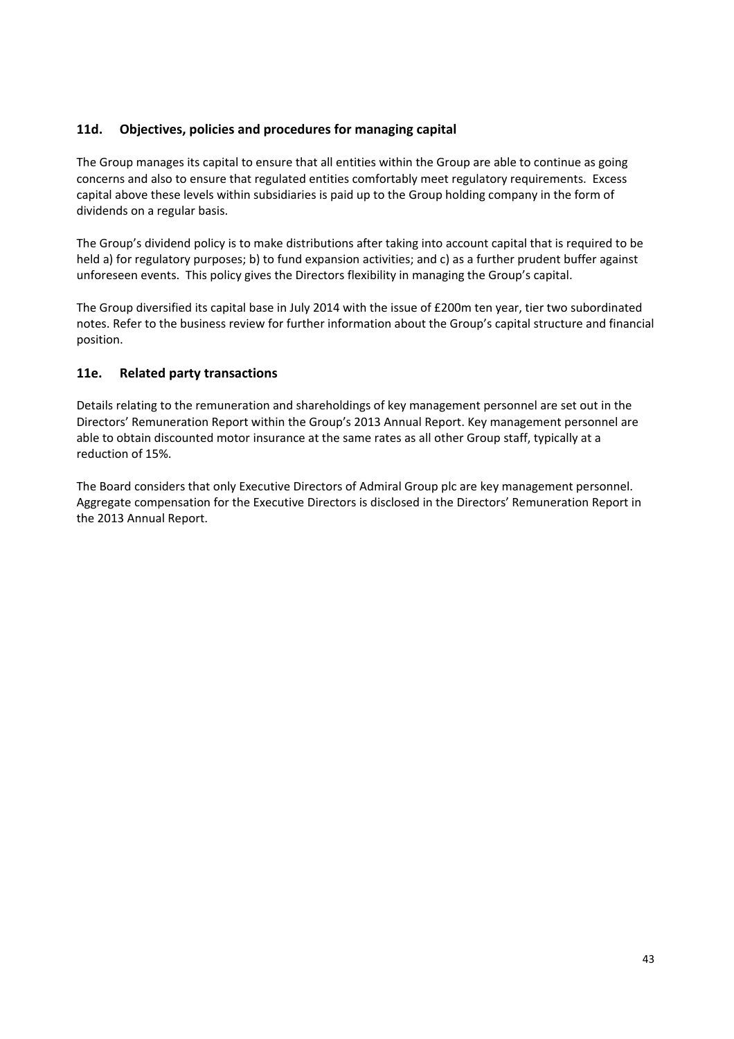### 11d. Objectives, policies and procedures for managing capital

The Group manages its capital to ensure that all entities within the Group are able to continue as going concerns and also to ensure that regulated entities comfortably meet regulatory requirements. Excess capital above these levels within subsidiaries is paid up to the Group holding company in the form of dividends on a regular basis.

The Group's dividend policy is to make distributions after taking into account capital that is required to be held a) for regulatory purposes; b) to fund expansion activities; and c) as a further prudent buffer against unforeseen events. This policy gives the Directors flexibility in managing the Group's capital.

The Group diversified its capital base in July 2014 with the issue of £200m ten year, tier two subordinated notes. Refer to the business review for further information about the Group's capital structure and financial position.

### 11e. Related party transactions

Details relating to the remuneration and shareholdings of key management personnel are set out in the Directors' Remuneration Report within the Group's 2013 Annual Report. Key management personnel are able to obtain discounted motor insurance at the same rates as all other Group staff, typically at a reduction of 15%.

The Board considers that only Executive Directors of Admiral Group plc are key management personnel. Aggregate compensation for the Executive Directors is disclosed in the Directors' Remuneration Report in the 2013 Annual Report.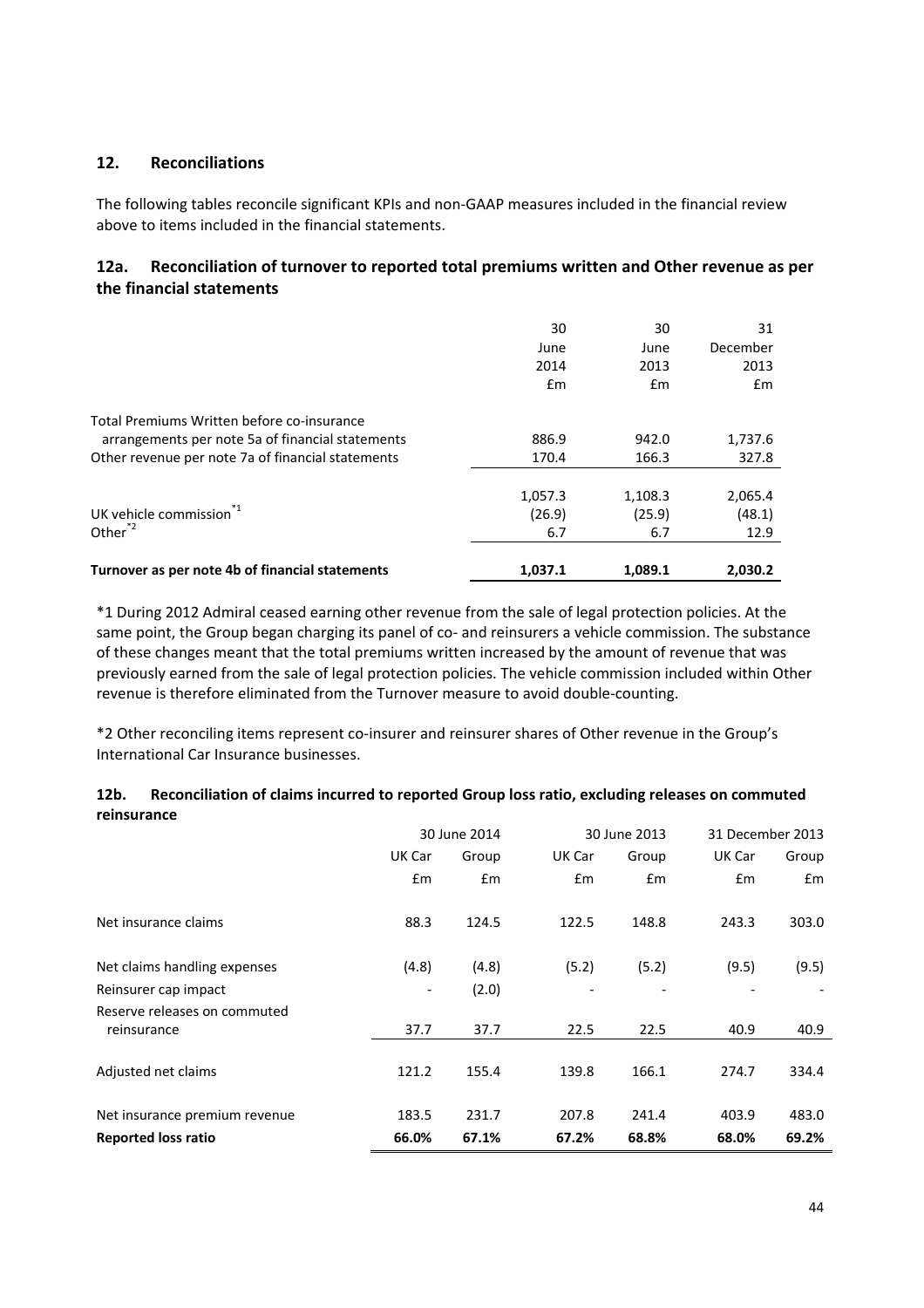## 12. Reconciliations

The following tables reconcile significant KPIs and non-GAAP measures included in the financial review above to items included in the financial statements.

### 12a. Reconciliation of turnover to reported total premiums written and Other revenue as per the financial statements

| | 30 June 2014 £m | 30 June 2013 £m | 31 December 2013 £m |
|---|---|---|---|
| Total Premiums Written before co-insurance arrangements per note 5a of financial statements | 886.9 | 942.0 | 1,737.6 |
| Other revenue per note 7a of financial statements | 170.4 | 166.3 | 327.8 |
| | 1,057.3 | 1,108.3 | 2,065.4 |
| UK vehicle commission*1 | (26.9) | (25.9) | (48.1) |
| Other*2 | 6.7 | 6.7 | 12.9 |
| **Turnover as per note 4b of financial statements** | **1,037.1** | **1,089.1** | **2,030.2** |

*1 During 2012 Admiral ceased earning other revenue from the sale of legal protection policies. At the same point, the Group began charging its panel of co- and reinsurers a vehicle commission. The substance of these changes meant that the total premiums written increased by the amount of revenue that was previously earned from the sale of legal protection policies. The vehicle commission included within Other revenue is therefore eliminated from the Turnover measure to avoid double-counting.

*2 Other reconciling items represent co-insurer and reinsurer shares of Other revenue in the Group's International Car Insurance businesses.

### 12b. Reconciliation of claims incurred to reported Group loss ratio, excluding releases on commuted reinsurance

| | 30 June 2014 | | 30 June 2013 | | 31 December 2013 | |
|---|---|---|---|---|---|---|
| | UK Car | Group | UK Car | Group | UK Car | Group |
| | £m | £m | £m | £m | £m | £m |
| Net insurance claims | 88.3 | 124.5 | 122.5 | 148.8 | 243.3 | 303.0 |
| Net claims handling expenses | (4.8) | (4.8) | (5.2) | (5.2) | (9.5) | (9.5) |
| Reinsurer cap impact | - | (2.0) | - | - | - | - |
| Reserve releases on commuted reinsurance | 37.7 | 37.7 | 22.5 | 22.5 | 40.9 | 40.9 |
| Adjusted net claims | 121.2 | 155.4 | 139.8 | 166.1 | 274.7 | 334.4 |
| Net insurance premium revenue | 183.5 | 231.7 | 207.8 | 241.4 | 403.9 | 483.0 |
| **Reported loss ratio** | **66.0%** | **67.1%** | **67.2%** | **68.8%** | **68.0%** | **69.2%** |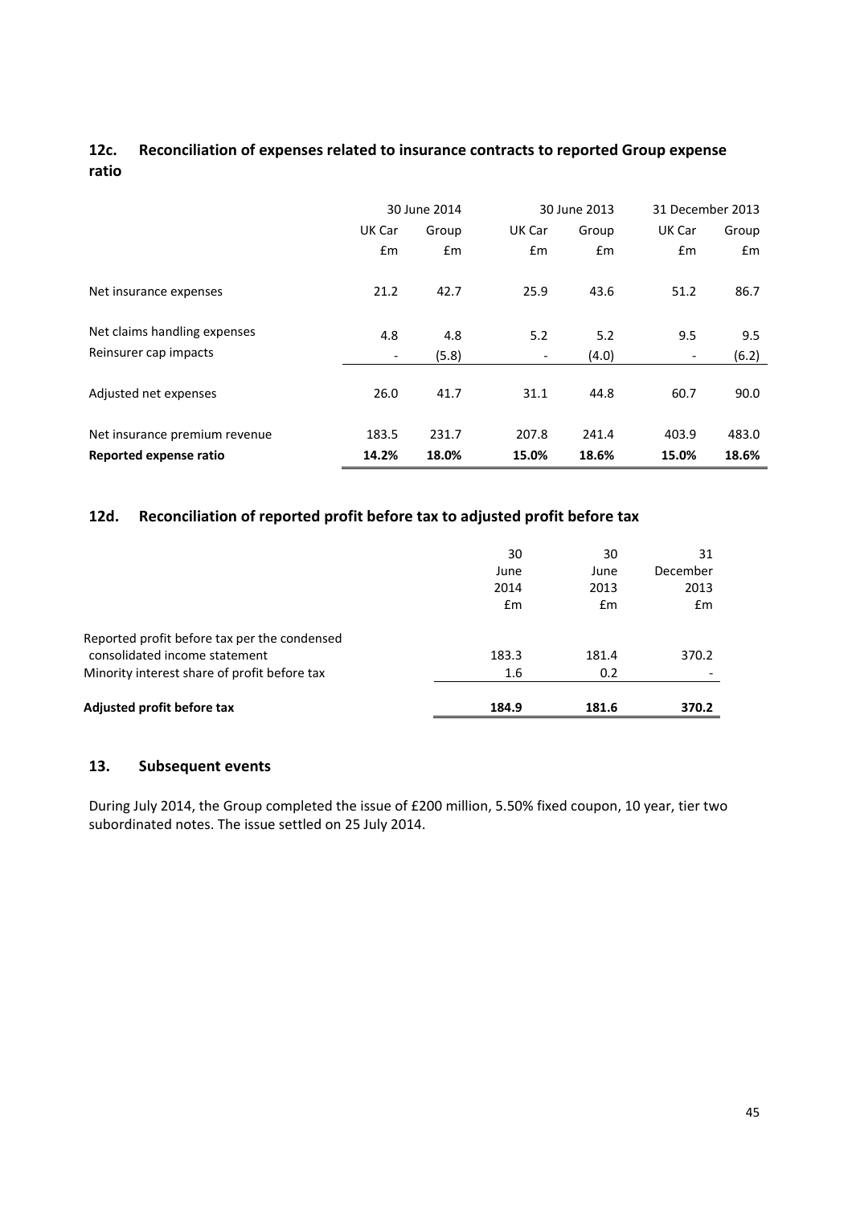## 12c. Reconciliation of expenses related to insurance contracts to reported Group expense ratio

| | 30 June 2014 | | 30 June 2013 | | 31 December 2013 | |
|---|---|---|---|---|---|---|
| | UK Car | Group | UK Car | Group | UK Car | Group |
| | £m | £m | £m | £m | £m | £m |
| Net insurance expenses | 21.2 | 42.7 | 25.9 | 43.6 | 51.2 | 86.7 |
| Net claims handling expenses | 4.8 | 4.8 | 5.2 | 5.2 | 9.5 | 9.5 |
| Reinsurer cap impacts | - | (5.8) | - | (4.0) | - | (6.2) |
| Adjusted net expenses | 26.0 | 41.7 | 31.1 | 44.8 | 60.7 | 90.0 |
| Net insurance premium revenue | 183.5 | 231.7 | 207.8 | 241.4 | 403.9 | 483.0 |
| **Reported expense ratio** | **14.2%** | **18.0%** | **15.0%** | **18.6%** | **15.0%** | **18.6%** |

## 12d. Reconciliation of reported profit before tax to adjusted profit before tax

| | 30 June 2014 | 30 June 2013 | 31 December 2013 |
|---|---|---|---|
| | £m | £m | £m |
| Reported profit before tax per the condensed consolidated income statement | 183.3 | 181.4 | 370.2 |
| Minority interest share of profit before tax | 1.6 | 0.2 | - |
| **Adjusted profit before tax** | **184.9** | **181.6** | **370.2** |

## 13. Subsequent events

During July 2014, the Group completed the issue of £200 million, 5.50% fixed coupon, 10 year, tier two subordinated notes. The issue settled on 25 July 2014.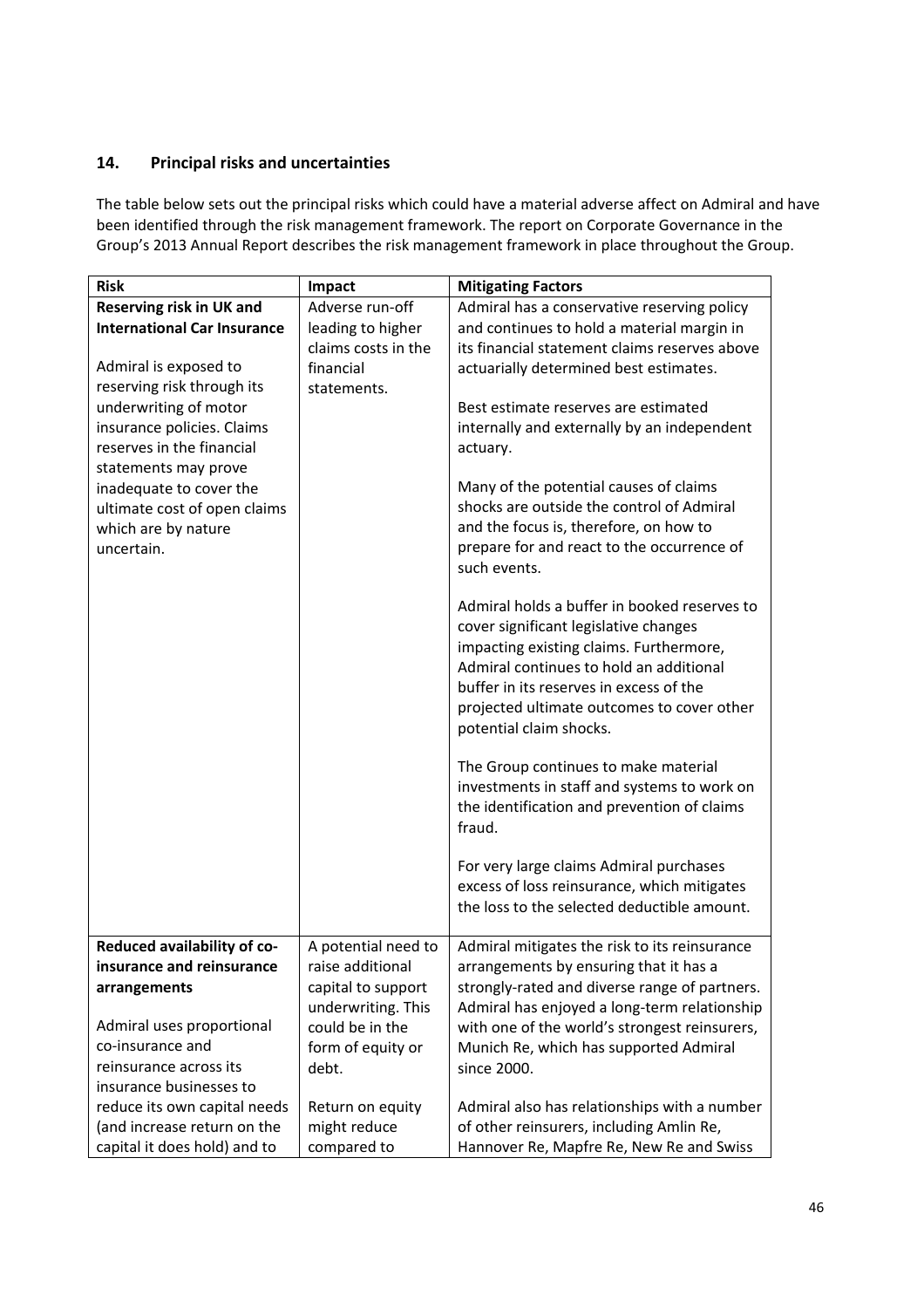## 14. Principal risks and uncertainties

The table below sets out the principal risks which could have a material adverse affect on Admiral and have been identified through the risk management framework. The report on Corporate Governance in the Group's 2013 Annual Report describes the risk management framework in place throughout the Group.

| Risk | Impact | Mitigating Factors |
|---|---|---|
| **Reserving risk in UK and International Car Insurance**<br><br>Admiral is exposed to reserving risk through its underwriting of motor insurance policies. Claims reserves in the financial statements may prove inadequate to cover the ultimate cost of open claims which are by nature uncertain. | Adverse run-off leading to higher claims costs in the financial statements. | Admiral has a conservative reserving policy and continues to hold a material margin in its financial statement claims reserves above actuarially determined best estimates.<br><br>Best estimate reserves are estimated internally and externally by an independent actuary.<br><br>Many of the potential causes of claims shocks are outside the control of Admiral and the focus is, therefore, on how to prepare for and react to the occurrence of such events.<br><br>Admiral holds a buffer in booked reserves to cover significant legislative changes impacting existing claims. Furthermore, Admiral continues to hold an additional buffer in its reserves in excess of the projected ultimate outcomes to cover other potential claim shocks.<br><br>The Group continues to make material investments in staff and systems to work on the identification and prevention of claims fraud.<br><br>For very large claims Admiral purchases excess of loss reinsurance, which mitigates the loss to the selected deductible amount. |
| **Reduced availability of co-insurance and reinsurance arrangements**<br><br>Admiral uses proportional co-insurance and reinsurance across its insurance businesses to reduce its own capital needs (and increase return on the capital it does hold) and to | A potential need to raise additional capital to support underwriting. This could be in the form of equity or debt.<br><br>Return on equity might reduce compared to | Admiral mitigates the risk to its reinsurance arrangements by ensuring that it has a strongly-rated and diverse range of partners. Admiral has enjoyed a long-term relationship with one of the world's strongest reinsurers, Munich Re, which has supported Admiral since 2000.<br><br>Admiral also has relationships with a number of other reinsurers, including Amlin Re, Hannover Re, Mapfre Re, New Re and Swiss |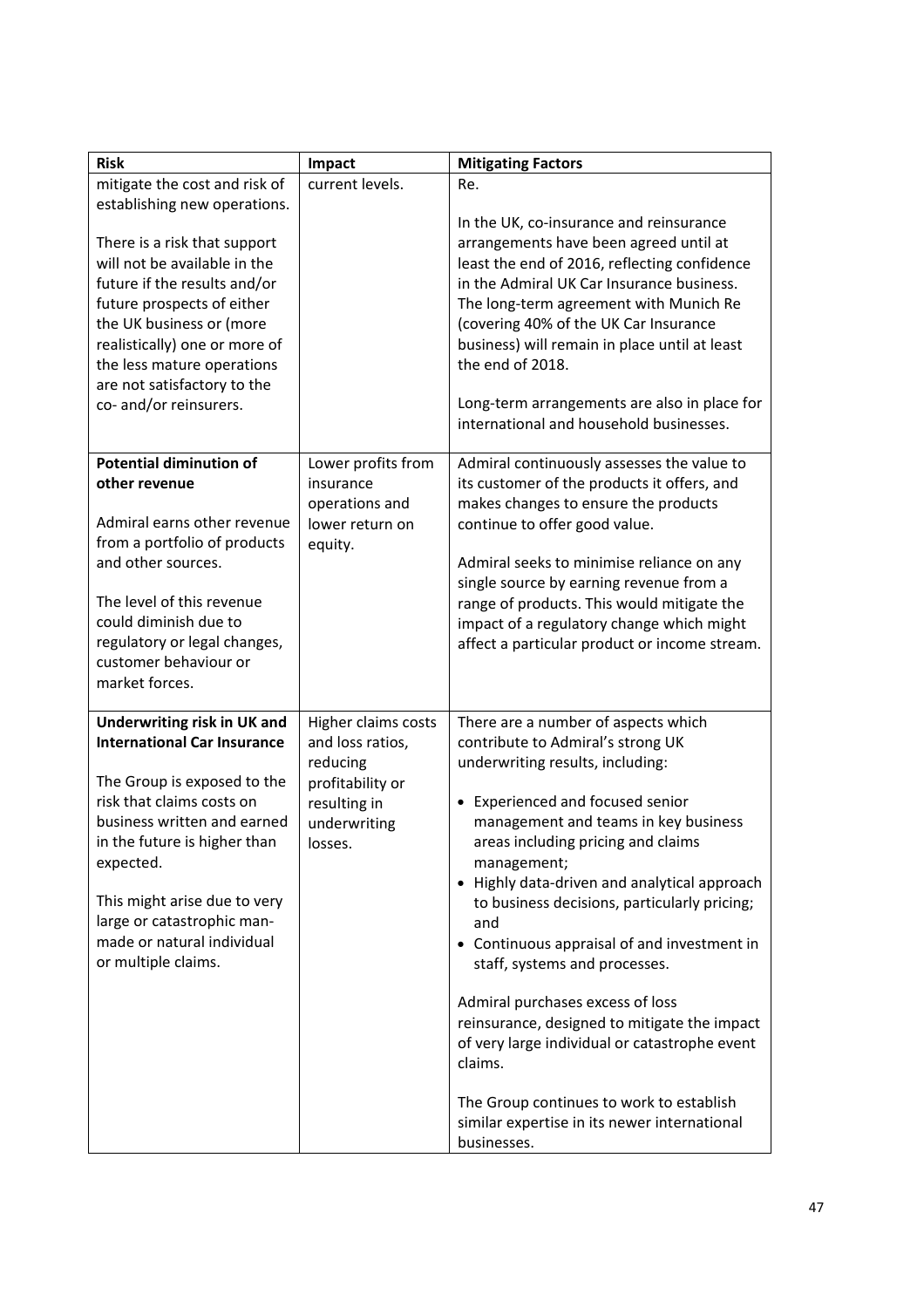| Risk | Impact | Mitigating Factors |
|---|---|---|
| mitigate the cost and risk of establishing new operations.<br><br>There is a risk that support will not be available in the future if the results and/or future prospects of either the UK business or (more realistically) one or more of the less mature operations are not satisfactory to the co- and/or reinsurers. | current levels. | Re.<br><br>In the UK, co-insurance and reinsurance arrangements have been agreed until at least the end of 2016, reflecting confidence in the Admiral UK Car Insurance business. The long-term agreement with Munich Re (covering 40% of the UK Car Insurance business) will remain in place until at least the end of 2018.<br><br>Long-term arrangements are also in place for international and household businesses. |
| **Potential diminution of other revenue**<br><br>Admiral earns other revenue from a portfolio of products and other sources.<br><br>The level of this revenue could diminish due to regulatory or legal changes, customer behaviour or market forces. | Lower profits from insurance operations and lower return on equity. | Admiral continuously assesses the value to its customer of the products it offers, and makes changes to ensure the products continue to offer good value.<br><br>Admiral seeks to minimise reliance on any single source by earning revenue from a range of products. This would mitigate the impact of a regulatory change which might affect a particular product or income stream. |
| **Underwriting risk in UK and International Car Insurance**<br><br>The Group is exposed to the risk that claims costs on business written and earned in the future is higher than expected.<br><br>This might arise due to very large or catastrophic man-made or natural individual or multiple claims. | Higher claims costs and loss ratios, reducing profitability or resulting in underwriting losses. | There are a number of aspects which contribute to Admiral's strong UK underwriting results, including:<br><br>• Experienced and focused senior management and teams in key business areas including pricing and claims management;<br>• Highly data-driven and analytical approach to business decisions, particularly pricing; and<br>• Continuous appraisal of and investment in staff, systems and processes.<br><br>Admiral purchases excess of loss reinsurance, designed to mitigate the impact of very large individual or catastrophe event claims.<br><br>The Group continues to work to establish similar expertise in its newer international businesses. |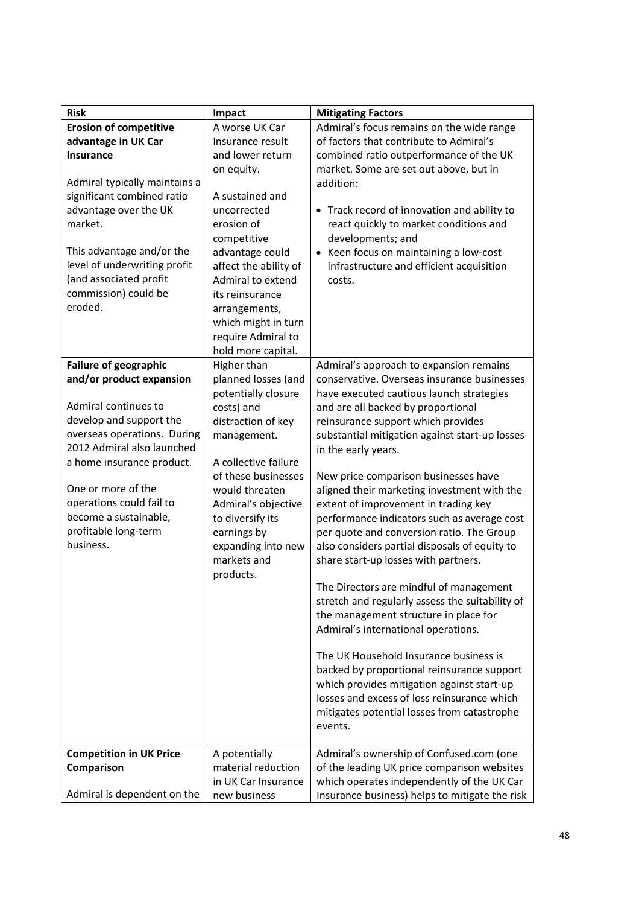| Risk | Impact | Mitigating Factors |
|---|---|---|
| **Erosion of competitive advantage in UK Car Insurance**<br><br>Admiral typically maintains a significant combined ratio advantage over the UK market.<br><br>This advantage and/or the level of underwriting profit (and associated profit commission) could be eroded. | A worse UK Car Insurance result and lower return on equity.<br><br>A sustained and uncorrected erosion of competitive advantage could affect the ability of Admiral to extend its reinsurance arrangements, which might in turn require Admiral to hold more capital. | Admiral's focus remains on the wide range of factors that contribute to Admiral's combined ratio outperformance of the UK market. Some are set out above, but in addition:<br><br>• Track record of innovation and ability to react quickly to market conditions and developments; and<br>• Keen focus on maintaining a low-cost infrastructure and efficient acquisition costs. |
| **Failure of geographic and/or product expansion**<br><br>Admiral continues to develop and support the overseas operations. During 2012 Admiral also launched a home insurance product.<br><br>One or more of the operations could fail to become a sustainable, profitable long-term business. | Higher than planned losses (and potentially closure costs) and distraction of key management.<br><br>A collective failure of these businesses would threaten Admiral's objective to diversify its earnings by expanding into new markets and products. | Admiral's approach to expansion remains conservative. Overseas insurance businesses have executed cautious launch strategies and are all backed by proportional reinsurance support which provides substantial mitigation against start-up losses in the early years.<br><br>New price comparison businesses have aligned their marketing investment with the extent of improvement in trading key performance indicators such as average cost per quote and conversion ratio. The Group also considers partial disposals of equity to share start-up losses with partners.<br><br>The Directors are mindful of management stretch and regularly assess the suitability of the management structure in place for Admiral's international operations.<br><br>The UK Household Insurance business is backed by proportional reinsurance support which provides mitigation against start-up losses and excess of loss reinsurance which mitigates potential losses from catastrophe events. |
| **Competition in UK Price Comparison**<br><br>Admiral is dependent on the | A potentially material reduction in UK Car Insurance new business | Admiral's ownership of Confused.com (one of the leading UK price comparison websites which operates independently of the UK Car Insurance business) helps to mitigate the risk |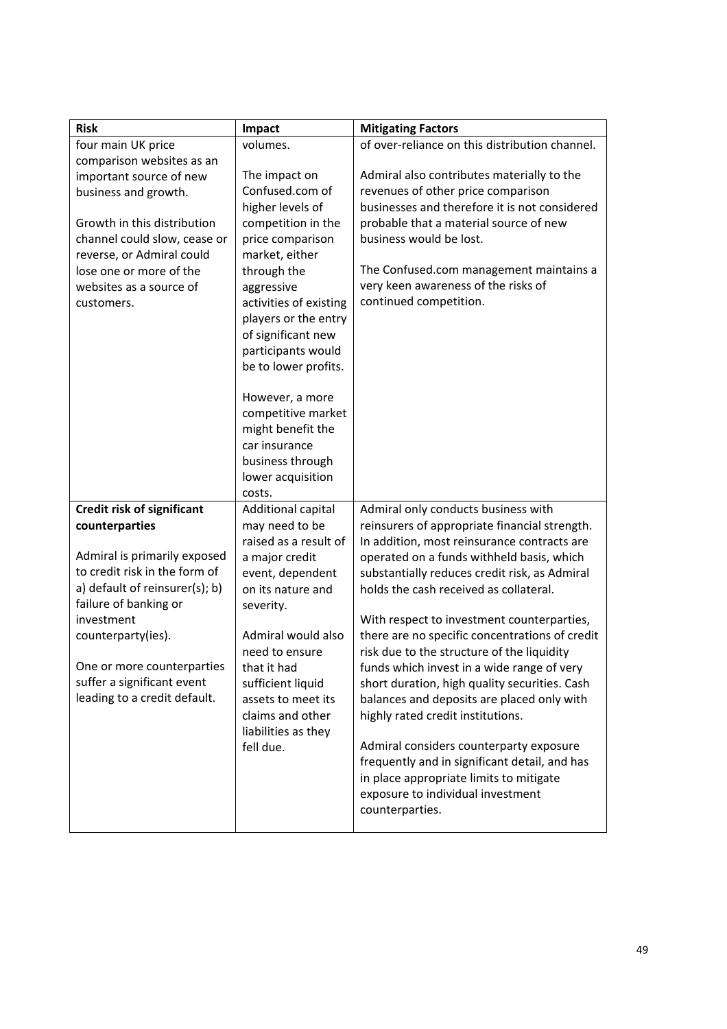| Risk | Impact | Mitigating Factors |
| --- | --- | --- |
| four main UK price comparison websites as an important source of new business and growth.<br><br>Growth in this distribution channel could slow, cease or reverse, or Admiral could lose one or more of the websites as a source of customers. | volumes.<br><br>The impact on Confused.com of higher levels of competition in the price comparison market, either through the aggressive activities of existing players or the entry of significant new participants would be to lower profits.<br><br>However, a more competitive market might benefit the car insurance business through lower acquisition costs. | of over-reliance on this distribution channel.<br><br>Admiral also contributes materially to the revenues of other price comparison businesses and therefore it is not considered probable that a material source of new business would be lost.<br><br>The Confused.com management maintains a very keen awareness of the risks of continued competition. |
| **Credit risk of significant counterparties**<br><br>Admiral is primarily exposed to credit risk in the form of a) default of reinsurer(s); b) failure of banking or investment counterparty(ies).<br><br>One or more counterparties suffer a significant event leading to a credit default. | Additional capital may need to be raised as a result of a major credit event, dependent on its nature and severity.<br><br>Admiral would also need to ensure that it had sufficient liquid assets to meet its claims and other liabilities as they fell due. | Admiral only conducts business with reinsurers of appropriate financial strength. In addition, most reinsurance contracts are operated on a funds withheld basis, which substantially reduces credit risk, as Admiral holds the cash received as collateral.<br><br>With respect to investment counterparties, there are no specific concentrations of credit risk due to the structure of the liquidity funds which invest in a wide range of very short duration, high quality securities. Cash balances and deposits are placed only with highly rated credit institutions.<br><br>Admiral considers counterparty exposure frequently and in significant detail, and has in place appropriate limits to mitigate exposure to individual investment counterparties. |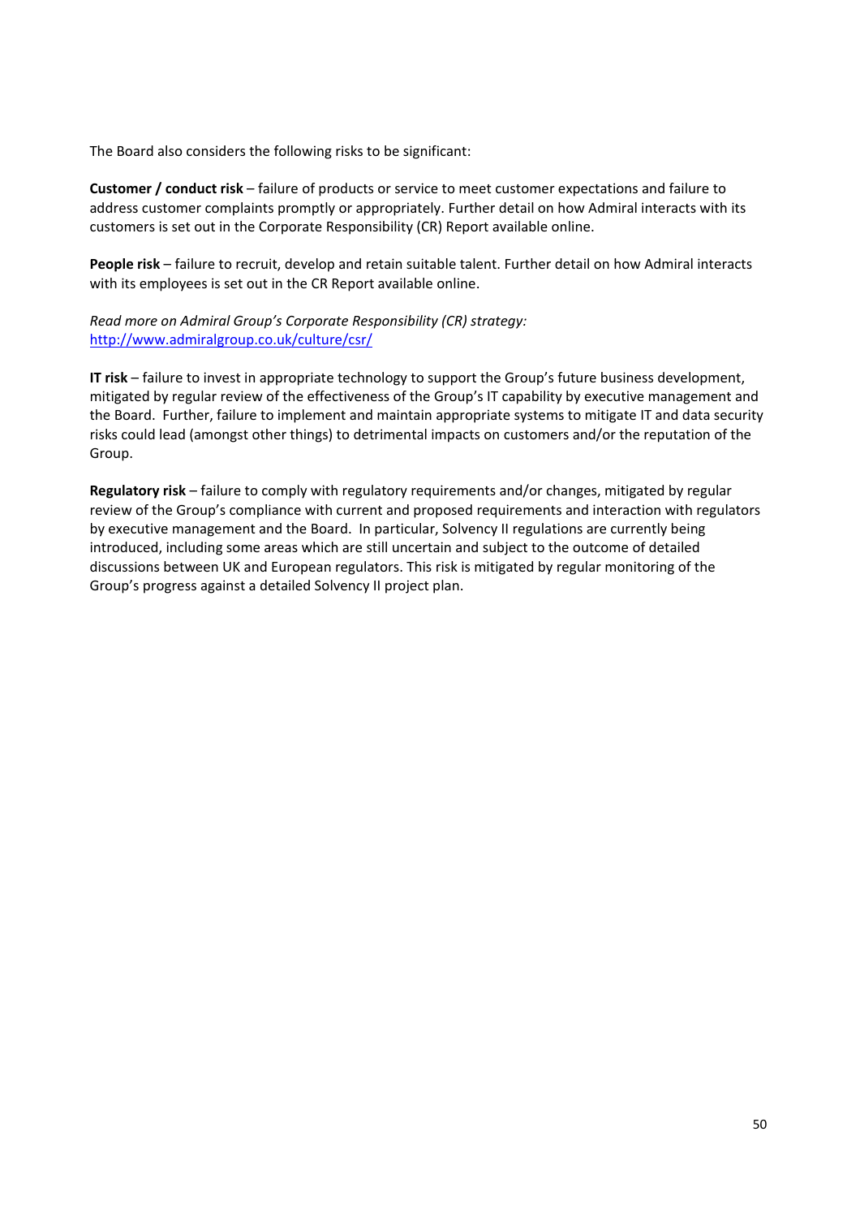The Board also considers the following risks to be significant:

**Customer / conduct risk** – failure of products or service to meet customer expectations and failure to address customer complaints promptly or appropriately. Further detail on how Admiral interacts with its customers is set out in the Corporate Responsibility (CR) Report available online.

**People risk** – failure to recruit, develop and retain suitable talent. Further detail on how Admiral interacts with its employees is set out in the CR Report available online.

*Read more on Admiral Group's Corporate Responsibility (CR) strategy:*
http://www.admiralgroup.co.uk/culture/csr/

**IT risk** – failure to invest in appropriate technology to support the Group's future business development, mitigated by regular review of the effectiveness of the Group's IT capability by executive management and the Board. Further, failure to implement and maintain appropriate systems to mitigate IT and data security risks could lead (amongst other things) to detrimental impacts on customers and/or the reputation of the Group.

**Regulatory risk** – failure to comply with regulatory requirements and/or changes, mitigated by regular review of the Group's compliance with current and proposed requirements and interaction with regulators by executive management and the Board. In particular, Solvency II regulations are currently being introduced, including some areas which are still uncertain and subject to the outcome of detailed discussions between UK and European regulators. This risk is mitigated by regular monitoring of the Group's progress against a detailed Solvency II project plan.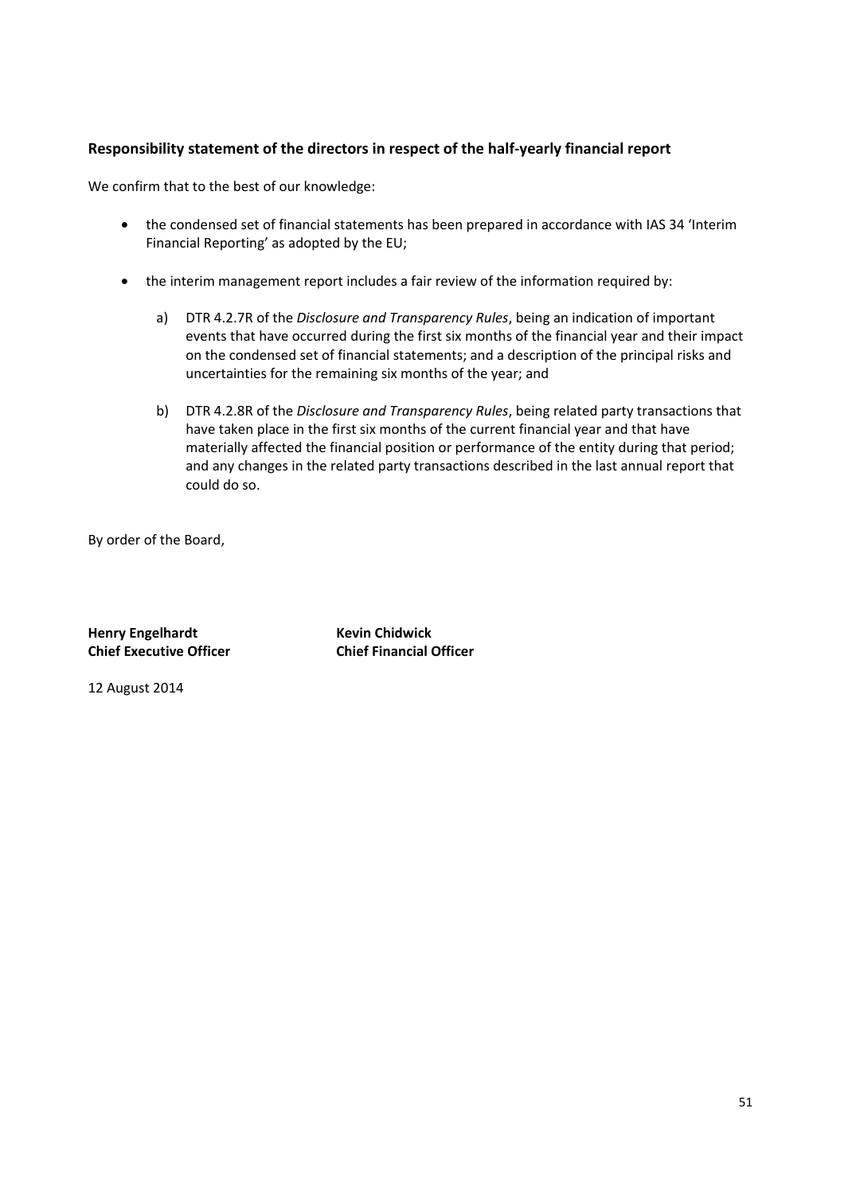## Responsibility statement of the directors in respect of the half-yearly financial report

We confirm that to the best of our knowledge:

- the condensed set of financial statements has been prepared in accordance with IAS 34 'Interim Financial Reporting' as adopted by the EU;
- the interim management report includes a fair review of the information required by:
  a) DTR 4.2.7R of the *Disclosure and Transparency Rules*, being an indication of important events that have occurred during the first six months of the financial year and their impact on the condensed set of financial statements; and a description of the principal risks and uncertainties for the remaining six months of the year; and
  b) DTR 4.2.8R of the *Disclosure and Transparency Rules*, being related party transactions that have taken place in the first six months of the current financial year and that have materially affected the financial position or performance of the entity during that period; and any changes in the related party transactions described in the last annual report that could do so.

By order of the Board,

**Henry Engelhardt**
**Chief Executive Officer**

**Kevin Chidwick**
**Chief Financial Officer**

12 August 2014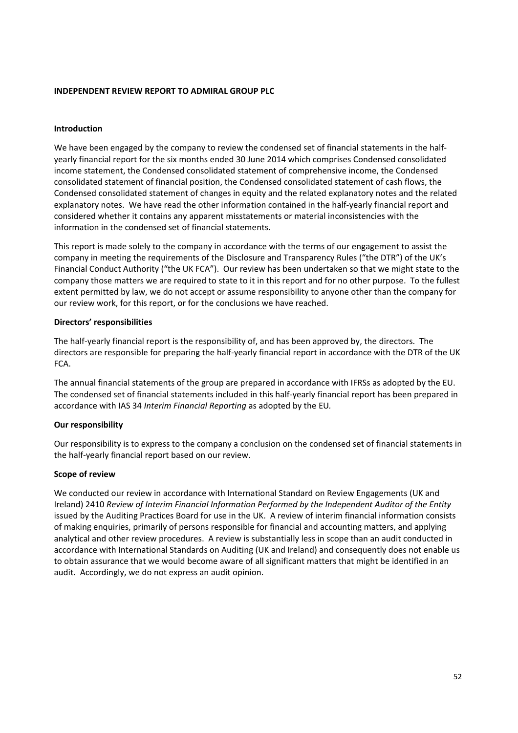**INDEPENDENT REVIEW REPORT TO ADMIRAL GROUP PLC**

**Introduction**

We have been engaged by the company to review the condensed set of financial statements in the half-yearly financial report for the six months ended 30 June 2014 which comprises Condensed consolidated income statement, the Condensed consolidated statement of comprehensive income, the Condensed consolidated statement of financial position, the Condensed consolidated statement of cash flows, the Condensed consolidated statement of changes in equity and the related explanatory notes and the related explanatory notes. We have read the other information contained in the half-yearly financial report and considered whether it contains any apparent misstatements or material inconsistencies with the information in the condensed set of financial statements.

This report is made solely to the company in accordance with the terms of our engagement to assist the company in meeting the requirements of the Disclosure and Transparency Rules ("the DTR") of the UK's Financial Conduct Authority ("the UK FCA"). Our review has been undertaken so that we might state to the company those matters we are required to state to it in this report and for no other purpose. To the fullest extent permitted by law, we do not accept or assume responsibility to anyone other than the company for our review work, for this report, or for the conclusions we have reached.

**Directors' responsibilities**

The half-yearly financial report is the responsibility of, and has been approved by, the directors. The directors are responsible for preparing the half-yearly financial report in accordance with the DTR of the UK FCA.

The annual financial statements of the group are prepared in accordance with IFRSs as adopted by the EU. The condensed set of financial statements included in this half-yearly financial report has been prepared in accordance with IAS 34 *Interim Financial Reporting* as adopted by the EU.

**Our responsibility**

Our responsibility is to express to the company a conclusion on the condensed set of financial statements in the half-yearly financial report based on our review.

**Scope of review**

We conducted our review in accordance with International Standard on Review Engagements (UK and Ireland) 2410 *Review of Interim Financial Information Performed by the Independent Auditor of the Entity* issued by the Auditing Practices Board for use in the UK. A review of interim financial information consists of making enquiries, primarily of persons responsible for financial and accounting matters, and applying analytical and other review procedures. A review is substantially less in scope than an audit conducted in accordance with International Standards on Auditing (UK and Ireland) and consequently does not enable us to obtain assurance that we would become aware of all significant matters that might be identified in an audit. Accordingly, we do not express an audit opinion.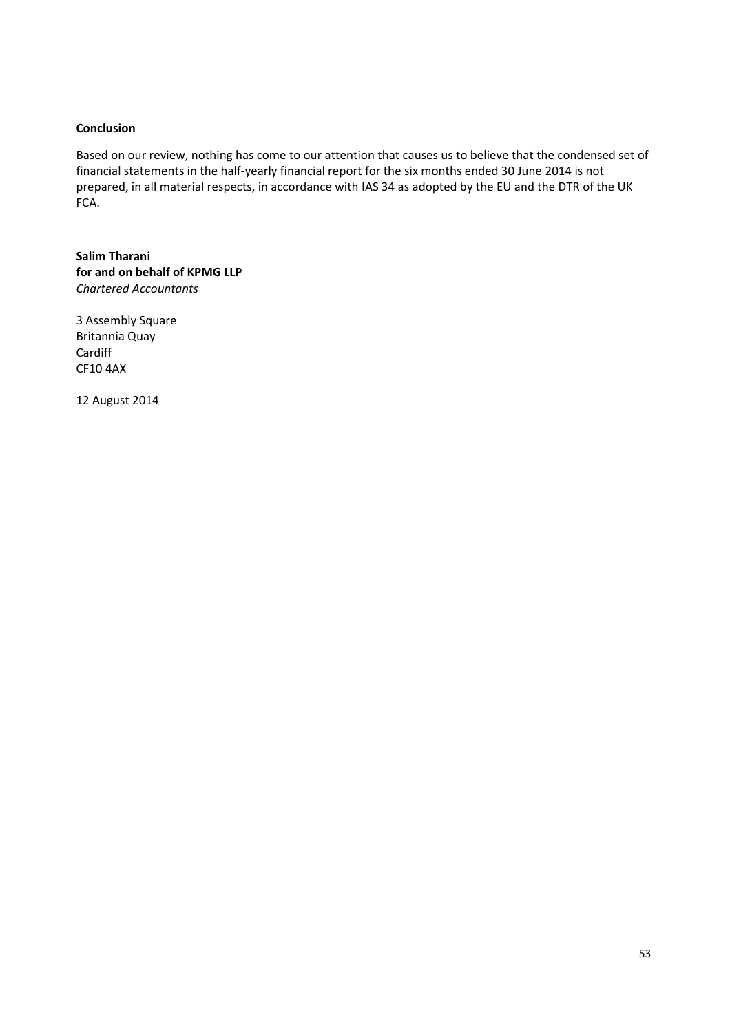**Conclusion**

Based on our review, nothing has come to our attention that causes us to believe that the condensed set of financial statements in the half-yearly financial report for the six months ended 30 June 2014 is not prepared, in all material respects, in accordance with IAS 34 as adopted by the EU and the DTR of the UK FCA.

**Salim Tharani**
**for and on behalf of KPMG LLP**
*Chartered Accountants*

3 Assembly Square
Britannia Quay
Cardiff
CF10 4AX

12 August 2014